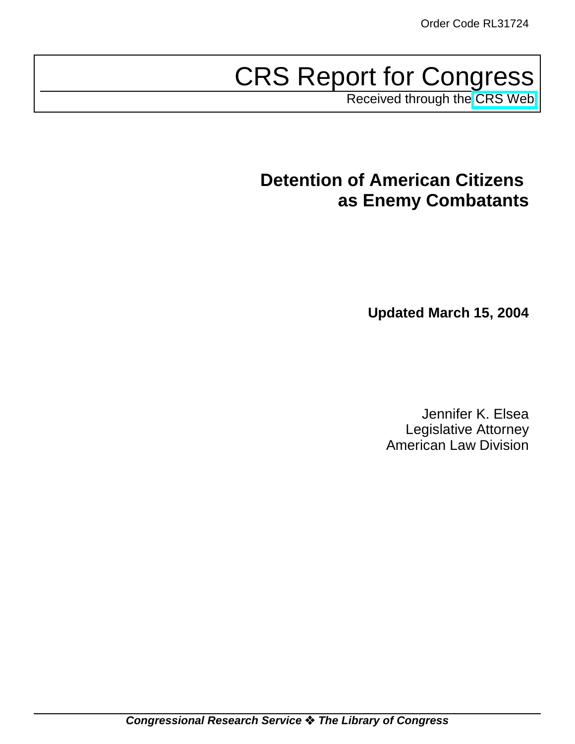Order Code RL31724

# CRS Report for Congress

Received through the CRS Web

## Detention of American Citizens as Enemy Combatants

**Updated March 15, 2004**

Jennifer K. Elsea
Legislative Attorney
American Law Division

***Congressional Research Service ❖ The Library of Congress***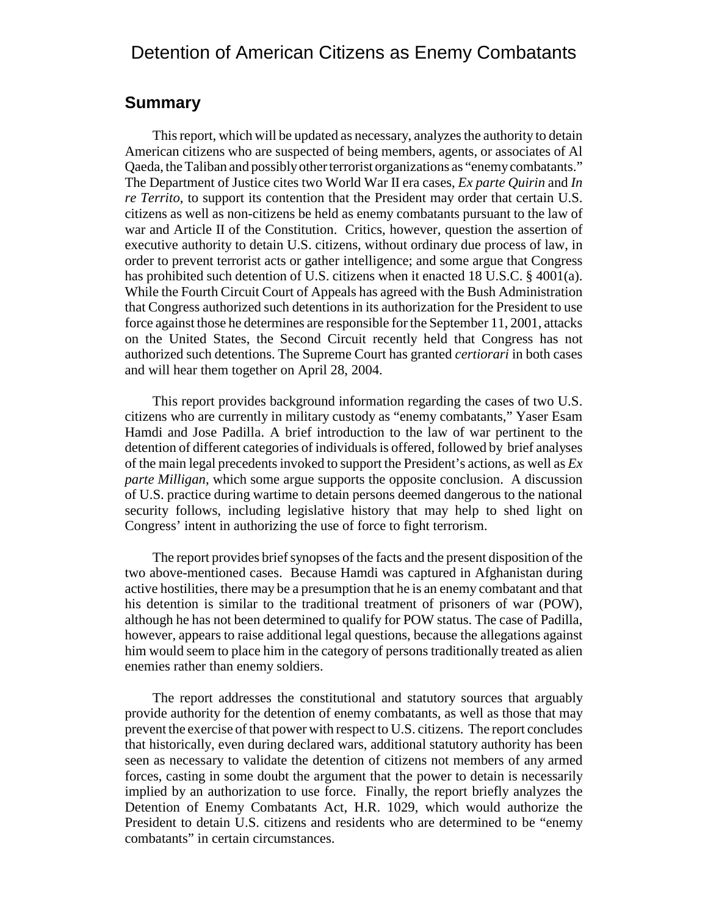# Detention of American Citizens as Enemy Combatants

## Summary

This report, which will be updated as necessary, analyzes the authority to detain American citizens who are suspected of being members, agents, or associates of Al Qaeda, the Taliban and possibly other terrorist organizations as "enemy combatants." The Department of Justice cites two World War II era cases, *Ex parte Quirin* and *In re Territo*, to support its contention that the President may order that certain U.S. citizens as well as non-citizens be held as enemy combatants pursuant to the law of war and Article II of the Constitution. Critics, however, question the assertion of executive authority to detain U.S. citizens, without ordinary due process of law, in order to prevent terrorist acts or gather intelligence; and some argue that Congress has prohibited such detention of U.S. citizens when it enacted 18 U.S.C. § 4001(a). While the Fourth Circuit Court of Appeals has agreed with the Bush Administration that Congress authorized such detentions in its authorization for the President to use force against those he determines are responsible for the September 11, 2001, attacks on the United States, the Second Circuit recently held that Congress has not authorized such detentions. The Supreme Court has granted *certiorari* in both cases and will hear them together on April 28, 2004.

This report provides background information regarding the cases of two U.S. citizens who are currently in military custody as "enemy combatants," Yaser Esam Hamdi and Jose Padilla. A brief introduction to the law of war pertinent to the detention of different categories of individuals is offered, followed by brief analyses of the main legal precedents invoked to support the President's actions, as well as *Ex parte Milligan*, which some argue supports the opposite conclusion. A discussion of U.S. practice during wartime to detain persons deemed dangerous to the national security follows, including legislative history that may help to shed light on Congress' intent in authorizing the use of force to fight terrorism.

The report provides brief synopses of the facts and the present disposition of the two above-mentioned cases. Because Hamdi was captured in Afghanistan during active hostilities, there may be a presumption that he is an enemy combatant and that his detention is similar to the traditional treatment of prisoners of war (POW), although he has not been determined to qualify for POW status. The case of Padilla, however, appears to raise additional legal questions, because the allegations against him would seem to place him in the category of persons traditionally treated as alien enemies rather than enemy soldiers.

The report addresses the constitutional and statutory sources that arguably provide authority for the detention of enemy combatants, as well as those that may prevent the exercise of that power with respect to U.S. citizens. The report concludes that historically, even during declared wars, additional statutory authority has been seen as necessary to validate the detention of citizens not members of any armed forces, casting in some doubt the argument that the power to detain is necessarily implied by an authorization to use force. Finally, the report briefly analyzes the Detention of Enemy Combatants Act, H.R. 1029, which would authorize the President to detain U.S. citizens and residents who are determined to be "enemy combatants" in certain circumstances.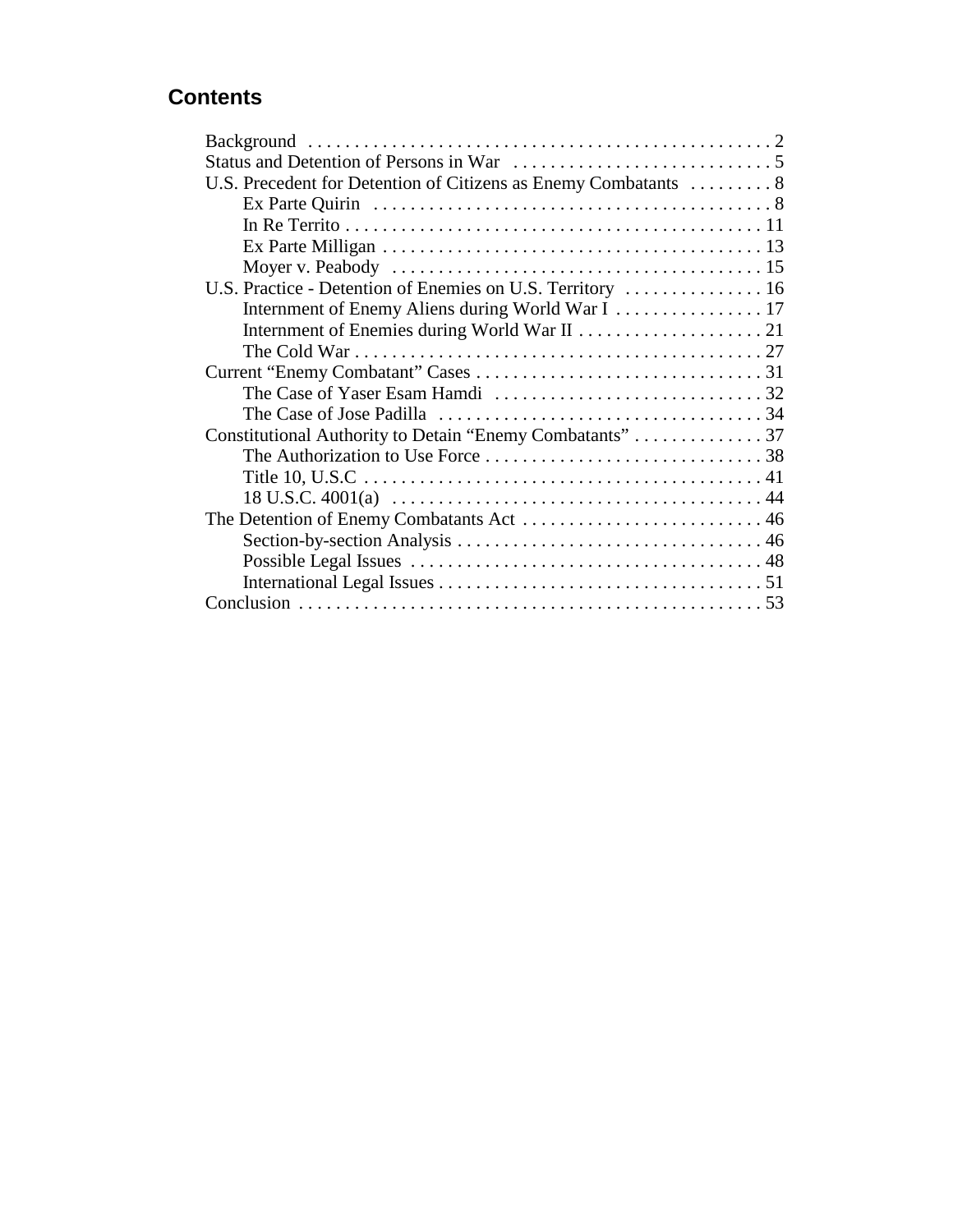## Contents

- Background . . . . . . . . . . . . . . . . . . . . . . . . . . . . . . . . . . . . . . . . . . . . . . . . . . 2
- Status and Detention of Persons in War . . . . . . . . . . . . . . . . . . . . . . . . . . . . 5
- U.S. Precedent for Detention of Citizens as Enemy Combatants . . . . . . . . . 8
  - Ex Parte Quirin . . . . . . . . . . . . . . . . . . . . . . . . . . . . . . . . . . . . . . . . . . . 8
  - In Re Territo . . . . . . . . . . . . . . . . . . . . . . . . . . . . . . . . . . . . . . . . . . . . . 11
  - Ex Parte Milligan . . . . . . . . . . . . . . . . . . . . . . . . . . . . . . . . . . . . . . . . . 13
  - Moyer v. Peabody . . . . . . . . . . . . . . . . . . . . . . . . . . . . . . . . . . . . . . . . 15
- U.S. Practice - Detention of Enemies on U.S. Territory . . . . . . . . . . . . . . . 16
  - Internment of Enemy Aliens during World War I . . . . . . . . . . . . . . . . 17
  - Internment of Enemies during World War II . . . . . . . . . . . . . . . . . . . . 21
  - The Cold War . . . . . . . . . . . . . . . . . . . . . . . . . . . . . . . . . . . . . . . . . . . . 27
- Current "Enemy Combatant" Cases . . . . . . . . . . . . . . . . . . . . . . . . . . . . . . . 31
  - The Case of Yaser Esam Hamdi . . . . . . . . . . . . . . . . . . . . . . . . . . . . . 32
  - The Case of Jose Padilla . . . . . . . . . . . . . . . . . . . . . . . . . . . . . . . . . . . 34
- Constitutional Authority to Detain "Enemy Combatants" . . . . . . . . . . . . . . 37
  - The Authorization to Use Force . . . . . . . . . . . . . . . . . . . . . . . . . . . . . . 38
  - Title 10, U.S.C . . . . . . . . . . . . . . . . . . . . . . . . . . . . . . . . . . . . . . . . . . . 41
  - 18 U.S.C. 4001(a) . . . . . . . . . . . . . . . . . . . . . . . . . . . . . . . . . . . . . . . . 44
- The Detention of Enemy Combatants Act . . . . . . . . . . . . . . . . . . . . . . . . . . 46
  - Section-by-section Analysis . . . . . . . . . . . . . . . . . . . . . . . . . . . . . . . . . 46
  - Possible Legal Issues . . . . . . . . . . . . . . . . . . . . . . . . . . . . . . . . . . . . . . 48
  - International Legal Issues . . . . . . . . . . . . . . . . . . . . . . . . . . . . . . . . . . . 51
- Conclusion . . . . . . . . . . . . . . . . . . . . . . . . . . . . . . . . . . . . . . . . . . . . . . . . . . 53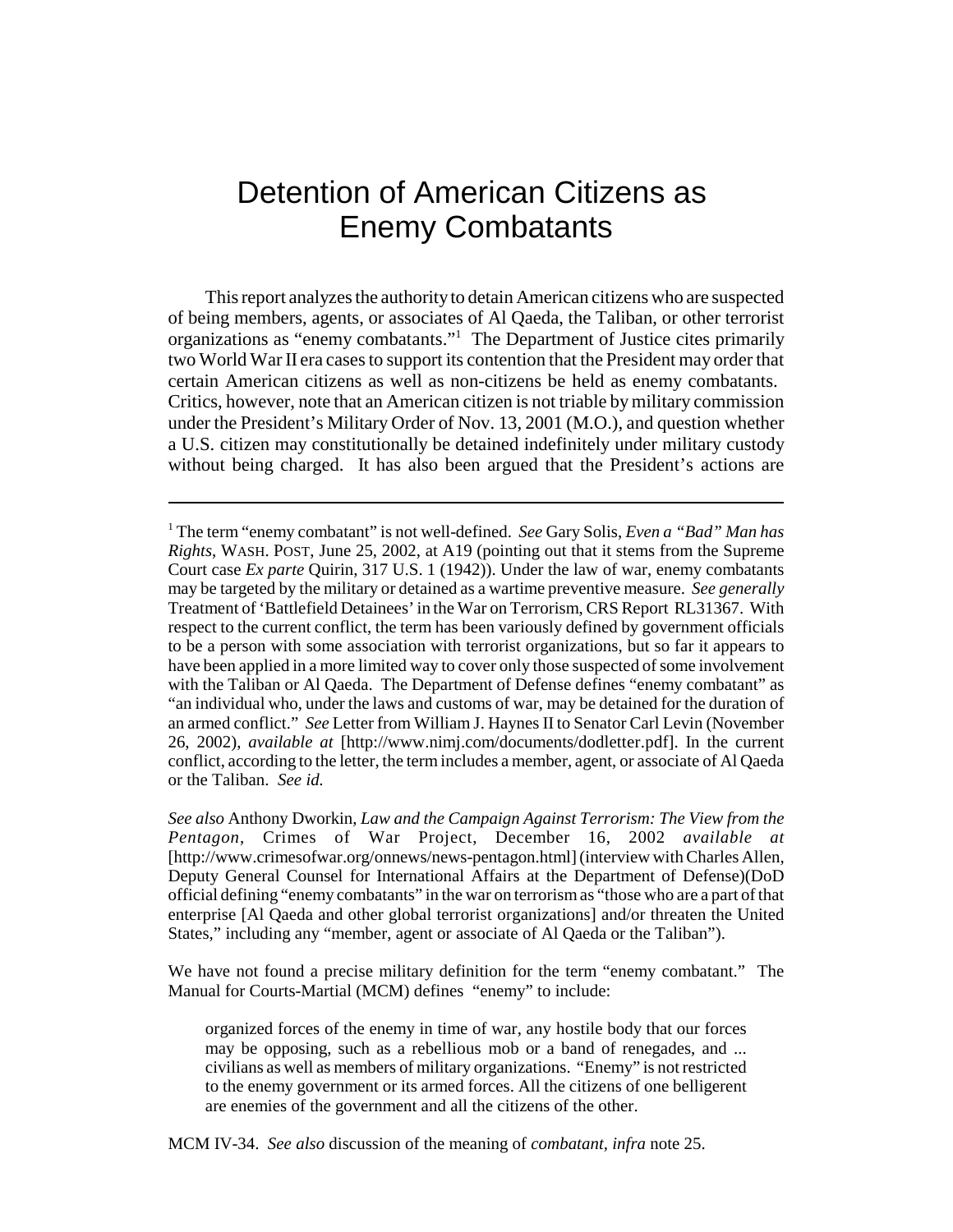# Detention of American Citizens as Enemy Combatants

This report analyzes the authority to detain American citizens who are suspected of being members, agents, or associates of Al Qaeda, the Taliban, or other terrorist organizations as "enemy combatants."[1] The Department of Justice cites primarily two World War II era cases to support its contention that the President may order that certain American citizens as well as non-citizens be held as enemy combatants. Critics, however, note that an American citizen is not triable by military commission under the President's Military Order of Nov. 13, 2001 (M.O.), and question whether a U.S. citizen may constitutionally be detained indefinitely under military custody without being charged. It has also been argued that the President's actions are

---

[1] The term "enemy combatant" is not well-defined. *See* Gary Solis, *Even a "Bad" Man has Rights*, WASH. POST, June 25, 2002, at A19 (pointing out that it stems from the Supreme Court case *Ex parte* Quirin, 317 U.S. 1 (1942)). Under the law of war, enemy combatants may be targeted by the military or detained as a wartime preventive measure. *See generally* Treatment of 'Battlefield Detainees' in the War on Terrorism, CRS Report RL31367. With respect to the current conflict, the term has been variously defined by government officials to be a person with some association with terrorist organizations, but so far it appears to have been applied in a more limited way to cover only those suspected of some involvement with the Taliban or Al Qaeda. The Department of Defense defines "enemy combatant" as "an individual who, under the laws and customs of war, may be detained for the duration of an armed conflict." *See* Letter from William J. Haynes II to Senator Carl Levin (November 26, 2002), *available at* [http://www.nimj.com/documents/dodletter.pdf]. In the current conflict, according to the letter, the term includes a member, agent, or associate of Al Qaeda or the Taliban. *See id.*

*See also* Anthony Dworkin, *Law and the Campaign Against Terrorism: The View from the Pentagon*, Crimes of War Project, December 16, 2002 *available at* [http://www.crimesofwar.org/onnews/news-pentagon.html] (interview with Charles Allen, Deputy General Counsel for International Affairs at the Department of Defense)(DoD official defining "enemy combatants" in the war on terrorism as "those who are a part of that enterprise [Al Qaeda and other global terrorist organizations] and/or threaten the United States," including any "member, agent or associate of Al Qaeda or the Taliban").

We have not found a precise military definition for the term "enemy combatant." The Manual for Courts-Martial (MCM) defines "enemy" to include:

> organized forces of the enemy in time of war, any hostile body that our forces may be opposing, such as a rebellious mob or a band of renegades, and ... civilians as well as members of military organizations. "Enemy" is not restricted to the enemy government or its armed forces. All the citizens of one belligerent are enemies of the government and all the citizens of the other.

MCM IV-34. *See also* discussion of the meaning of *combatant, infra* note 25.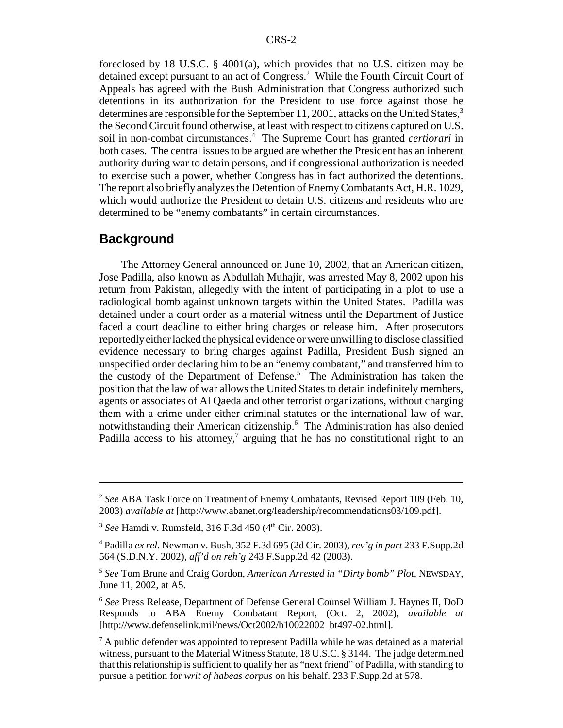foreclosed by 18 U.S.C. § 4001(a), which provides that no U.S. citizen may be detained except pursuant to an act of Congress.[2] While the Fourth Circuit Court of Appeals has agreed with the Bush Administration that Congress authorized such detentions in its authorization for the President to use force against those he determines are responsible for the September 11, 2001, attacks on the United States,[3] the Second Circuit found otherwise, at least with respect to citizens captured on U.S. soil in non-combat circumstances.[4] The Supreme Court has granted *certiorari* in both cases. The central issues to be argued are whether the President has an inherent authority during war to detain persons, and if congressional authorization is needed to exercise such a power, whether Congress has in fact authorized the detentions. The report also briefly analyzes the Detention of Enemy Combatants Act, H.R. 1029, which would authorize the President to detain U.S. citizens and residents who are determined to be "enemy combatants" in certain circumstances.

## Background

The Attorney General announced on June 10, 2002, that an American citizen, Jose Padilla, also known as Abdullah Muhajir, was arrested May 8, 2002 upon his return from Pakistan, allegedly with the intent of participating in a plot to use a radiological bomb against unknown targets within the United States. Padilla was detained under a court order as a material witness until the Department of Justice faced a court deadline to either bring charges or release him. After prosecutors reportedly either lacked the physical evidence or were unwilling to disclose classified evidence necessary to bring charges against Padilla, President Bush signed an unspecified order declaring him to be an "enemy combatant," and transferred him to the custody of the Department of Defense.[5] The Administration has taken the position that the law of war allows the United States to detain indefinitely members, agents or associates of Al Qaeda and other terrorist organizations, without charging them with a crime under either criminal statutes or the international law of war, notwithstanding their American citizenship.[6] The Administration has also denied Padilla access to his attorney,[7] arguing that he has no constitutional right to an

---

[2] *See* ABA Task Force on Treatment of Enemy Combatants, Revised Report 109 (Feb. 10, 2003) *available at* [http://www.abanet.org/leadership/recommendations03/109.pdf].

[3] *See* Hamdi v. Rumsfeld, 316 F.3d 450 (4th Cir. 2003).

[4] Padilla *ex rel.* Newman v. Bush, 352 F.3d 695 (2d Cir. 2003), *rev'g in part* 233 F.Supp.2d 564 (S.D.N.Y. 2002), *aff'd on reh'g* 243 F.Supp.2d 42 (2003).

[5] *See* Tom Brune and Craig Gordon, *American Arrested in "Dirty bomb" Plot*, NEWSDAY, June 11, 2002, at A5.

[6] *See* Press Release, Department of Defense General Counsel William J. Haynes II, DoD Responds to ABA Enemy Combatant Report, (Oct. 2, 2002), *available at* [http://www.defenselink.mil/news/Oct2002/b10022002_bt497-02.html].

[7] A public defender was appointed to represent Padilla while he was detained as a material witness, pursuant to the Material Witness Statute, 18 U.S.C. § 3144. The judge determined that this relationship is sufficient to qualify her as "next friend" of Padilla, with standing to pursue a petition for *writ of habeas corpus* on his behalf. 233 F.Supp.2d at 578.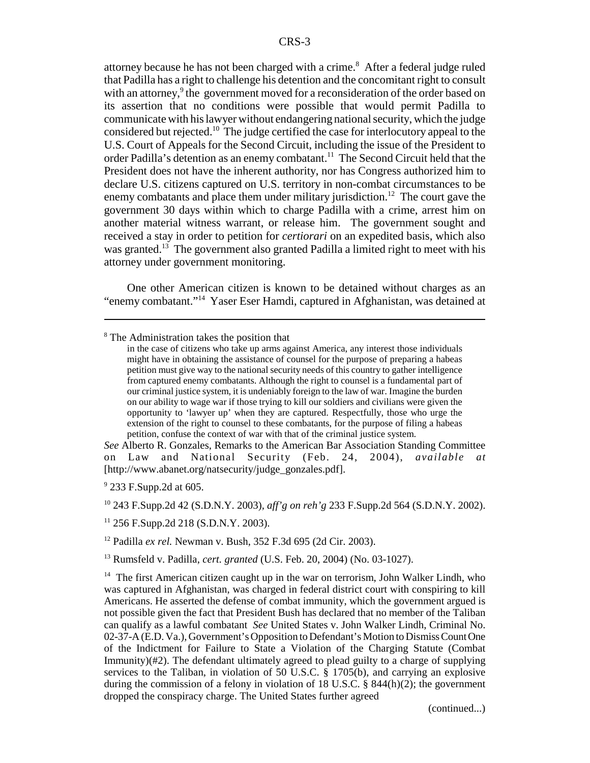attorney because he has not been charged with a crime.[8] After a federal judge ruled that Padilla has a right to challenge his detention and the concomitant right to consult with an attorney,[9] the government moved for a reconsideration of the order based on its assertion that no conditions were possible that would permit Padilla to communicate with his lawyer without endangering national security, which the judge considered but rejected.[10] The judge certified the case for interlocutory appeal to the U.S. Court of Appeals for the Second Circuit, including the issue of the President to order Padilla's detention as an enemy combatant.[11] The Second Circuit held that the President does not have the inherent authority, nor has Congress authorized him to declare U.S. citizens captured on U.S. territory in non-combat circumstances to be enemy combatants and place them under military jurisdiction.[12] The court gave the government 30 days within which to charge Padilla with a crime, arrest him on another material witness warrant, or release him. The government sought and received a stay in order to petition for *certiorari* on an expedited basis, which also was granted.[13] The government also granted Padilla a limited right to meet with his attorney under government monitoring.

One other American citizen is known to be detained without charges as an "enemy combatant."[14] Yaser Eser Hamdi, captured in Afghanistan, was detained at

---

[8] The Administration takes the position that

> in the case of citizens who take up arms against America, any interest those individuals might have in obtaining the assistance of counsel for the purpose of preparing a habeas petition must give way to the national security needs of this country to gather intelligence from captured enemy combatants. Although the right to counsel is a fundamental part of our criminal justice system, it is undeniably foreign to the law of war. Imagine the burden on our ability to wage war if those trying to kill our soldiers and civilians were given the opportunity to 'lawyer up' when they are captured. Respectfully, those who urge the extension of the right to counsel to these combatants, for the purpose of filing a habeas petition, confuse the context of war with that of the criminal justice system.

*See* Alberto R. Gonzales, Remarks to the American Bar Association Standing Committee on Law and National Security (Feb. 24, 2004), *available at* [http://www.abanet.org/natsecurity/judge_gonzales.pdf].

[9] 233 F.Supp.2d at 605.

[10] 243 F.Supp.2d 42 (S.D.N.Y. 2003), *aff'g on reh'g* 233 F.Supp.2d 564 (S.D.N.Y. 2002).

[11] 256 F.Supp.2d 218 (S.D.N.Y. 2003).

[12] Padilla *ex rel.* Newman v. Bush, 352 F.3d 695 (2d Cir. 2003).

[13] Rumsfeld v. Padilla, *cert. granted* (U.S. Feb. 20, 2004) (No. 03-1027).

[14] The first American citizen caught up in the war on terrorism, John Walker Lindh, who was captured in Afghanistan, was charged in federal district court with conspiring to kill Americans. He asserted the defense of combat immunity, which the government argued is not possible given the fact that President Bush has declared that no member of the Taliban can qualify as a lawful combatant *See* United States v. John Walker Lindh, Criminal No. 02-37-A (E.D. Va.), Government's Opposition to Defendant's Motion to Dismiss Count One of the Indictment for Failure to State a Violation of the Charging Statute (Combat Immunity)(#2). The defendant ultimately agreed to plead guilty to a charge of supplying services to the Taliban, in violation of 50 U.S.C. § 1705(b), and carrying an explosive during the commission of a felony in violation of 18 U.S.C. § 844(h)(2); the government dropped the conspiracy charge. The United States further agreed

(continued...)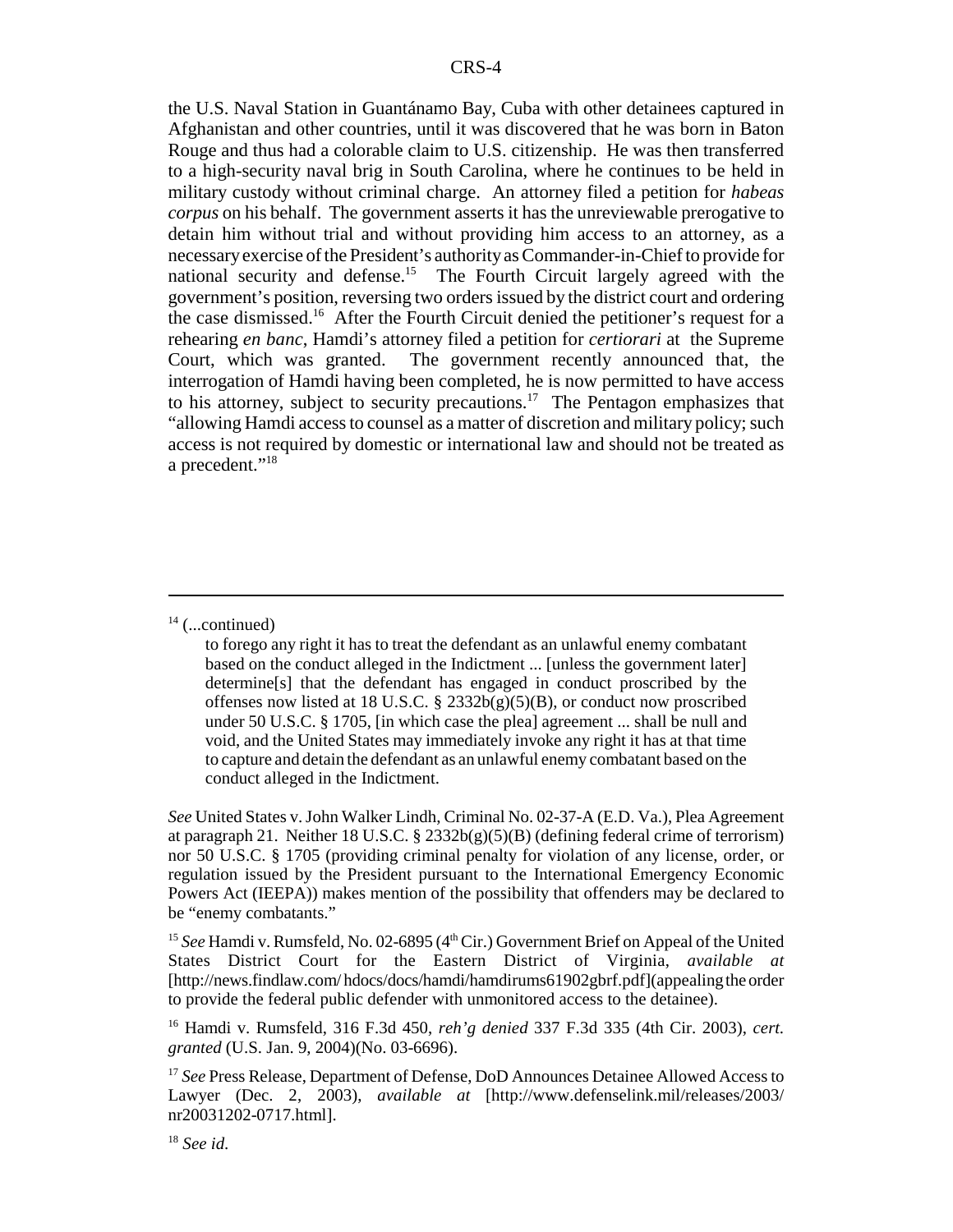the U.S. Naval Station in Guantánamo Bay, Cuba with other detainees captured in Afghanistan and other countries, until it was discovered that he was born in Baton Rouge and thus had a colorable claim to U.S. citizenship. He was then transferred to a high-security naval brig in South Carolina, where he continues to be held in military custody without criminal charge. An attorney filed a petition for *habeas corpus* on his behalf. The government asserts it has the unreviewable prerogative to detain him without trial and without providing him access to an attorney, as a necessary exercise of the President's authority as Commander-in-Chief to provide for national security and defense.[15] The Fourth Circuit largely agreed with the government's position, reversing two orders issued by the district court and ordering the case dismissed.[16] After the Fourth Circuit denied the petitioner's request for a rehearing *en banc*, Hamdi's attorney filed a petition for *certiorari* at the Supreme Court, which was granted. The government recently announced that, the interrogation of Hamdi having been completed, he is now permitted to have access to his attorney, subject to security precautions.[17] The Pentagon emphasizes that "allowing Hamdi access to counsel as a matter of discretion and military policy; such access is not required by domestic or international law and should not be treated as a precedent."[18]

---

[14] (...continued)

> to forego any right it has to treat the defendant as an unlawful enemy combatant based on the conduct alleged in the Indictment ... [unless the government later] determine[s] that the defendant has engaged in conduct proscribed by the offenses now listed at 18 U.S.C. § 2332b(g)(5)(B), or conduct now proscribed under 50 U.S.C. § 1705, [in which case the plea] agreement ... shall be null and void, and the United States may immediately invoke any right it has at that time to capture and detain the defendant as an unlawful enemy combatant based on the conduct alleged in the Indictment.

*See* United States v. John Walker Lindh, Criminal No. 02-37-A (E.D. Va.), Plea Agreement at paragraph 21. Neither 18 U.S.C. § 2332b(g)(5)(B) (defining federal crime of terrorism) nor 50 U.S.C. § 1705 (providing criminal penalty for violation of any license, order, or regulation issued by the President pursuant to the International Emergency Economic Powers Act (IEEPA)) makes mention of the possibility that offenders may be declared to be "enemy combatants."

[15] *See* Hamdi v. Rumsfeld, No. 02-6895 (4th Cir.) Government Brief on Appeal of the United States District Court for the Eastern District of Virginia, *available at* [http://news.findlaw.com/ hdocs/docs/hamdi/hamdirums61902gbrf.pdf](appealing the order to provide the federal public defender with unmonitored access to the detainee).

[16] Hamdi v. Rumsfeld, 316 F.3d 450, *reh'g denied* 337 F.3d 335 (4th Cir. 2003), *cert. granted* (U.S. Jan. 9, 2004)(No. 03-6696).

[17] *See* Press Release, Department of Defense, DoD Announces Detainee Allowed Access to Lawyer (Dec. 2, 2003), *available at* [http://www.defenselink.mil/releases/2003/ nr20031202-0717.html].

[18] *See id*.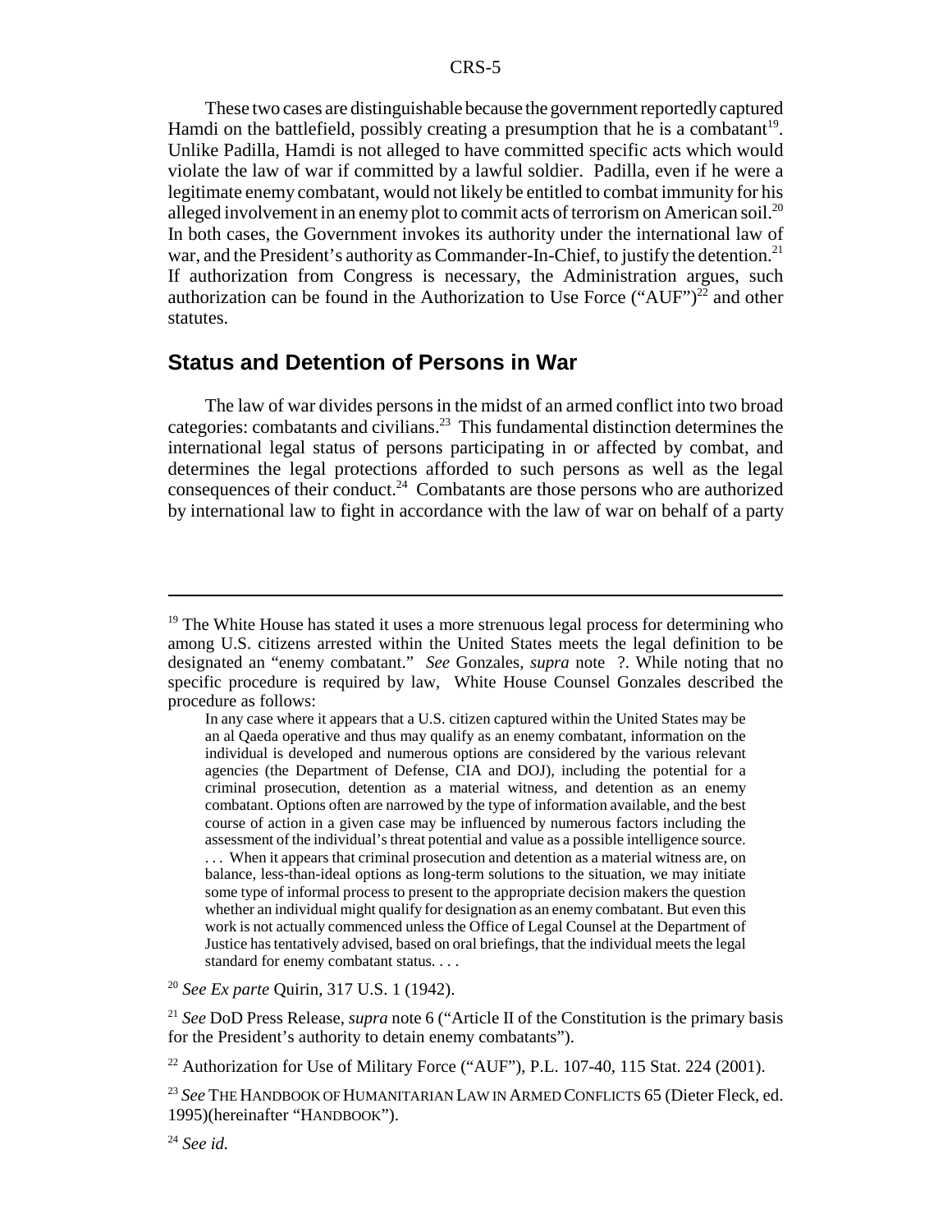These two cases are distinguishable because the government reportedly captured Hamdi on the battlefield, possibly creating a presumption that he is a combatant[19]. Unlike Padilla, Hamdi is not alleged to have committed specific acts which would violate the law of war if committed by a lawful soldier. Padilla, even if he were a legitimate enemy combatant, would not likely be entitled to combat immunity for his alleged involvement in an enemy plot to commit acts of terrorism on American soil.[20] In both cases, the Government invokes its authority under the international law of war, and the President's authority as Commander-In-Chief, to justify the detention.[21] If authorization from Congress is necessary, the Administration argues, such authorization can be found in the Authorization to Use Force ("AUF")[22] and other statutes.

## Status and Detention of Persons in War

The law of war divides persons in the midst of an armed conflict into two broad categories: combatants and civilians.[23] This fundamental distinction determines the international legal status of persons participating in or affected by combat, and determines the legal protections afforded to such persons as well as the legal consequences of their conduct.[24] Combatants are those persons who are authorized by international law to fight in accordance with the law of war on behalf of a party

---

[19] The White House has stated it uses a more strenuous legal process for determining who among U.S. citizens arrested within the United States meets the legal definition to be designated an "enemy combatant." *See* Gonzales, *supra* note ?. While noting that no specific procedure is required by law, White House Counsel Gonzales described the procedure as follows:

> In any case where it appears that a U.S. citizen captured within the United States may be an al Qaeda operative and thus may qualify as an enemy combatant, information on the individual is developed and numerous options are considered by the various relevant agencies (the Department of Defense, CIA and DOJ), including the potential for a criminal prosecution, detention as a material witness, and detention as an enemy combatant. Options often are narrowed by the type of information available, and the best course of action in a given case may be influenced by numerous factors including the assessment of the individual's threat potential and value as a possible intelligence source. . . . When it appears that criminal prosecution and detention as a material witness are, on balance, less-than-ideal options as long-term solutions to the situation, we may initiate some type of informal process to present to the appropriate decision makers the question whether an individual might qualify for designation as an enemy combatant. But even this work is not actually commenced unless the Office of Legal Counsel at the Department of Justice has tentatively advised, based on oral briefings, that the individual meets the legal standard for enemy combatant status. . . .

[20] *See Ex parte* Quirin, 317 U.S. 1 (1942).

[21] *See* DoD Press Release, *supra* note 6 ("Article II of the Constitution is the primary basis for the President's authority to detain enemy combatants").

[22] Authorization for Use of Military Force ("AUF"), P.L. 107-40, 115 Stat. 224 (2001).

[23] *See* THE HANDBOOK OF HUMANITARIAN LAW IN ARMED CONFLICTS 65 (Dieter Fleck, ed. 1995)(hereinafter "HANDBOOK").

[24] *See id.*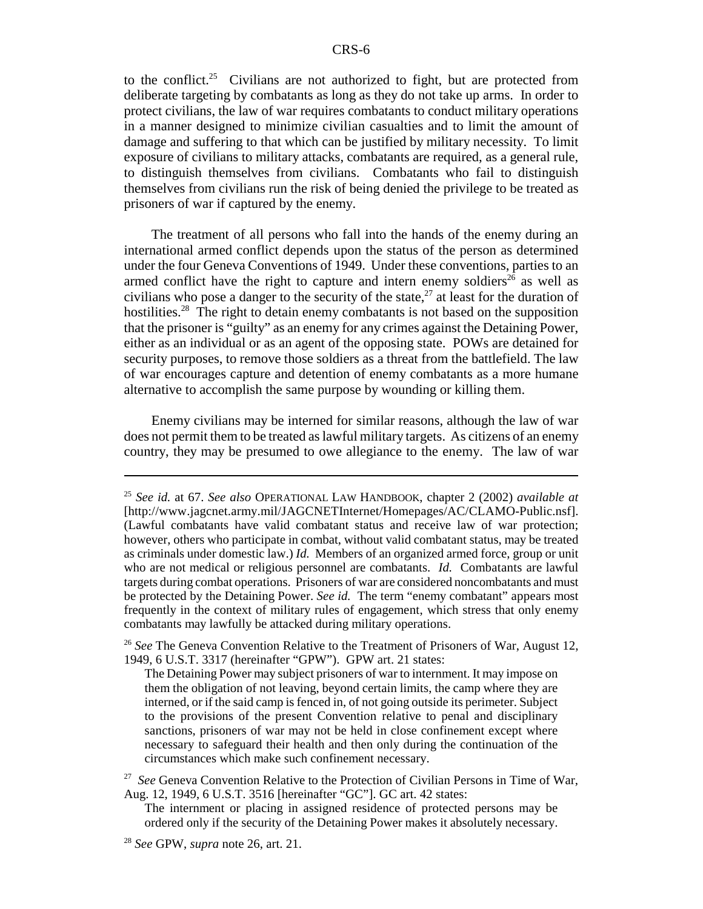to the conflict.[25] Civilians are not authorized to fight, but are protected from deliberate targeting by combatants as long as they do not take up arms. In order to protect civilians, the law of war requires combatants to conduct military operations in a manner designed to minimize civilian casualties and to limit the amount of damage and suffering to that which can be justified by military necessity. To limit exposure of civilians to military attacks, combatants are required, as a general rule, to distinguish themselves from civilians. Combatants who fail to distinguish themselves from civilians run the risk of being denied the privilege to be treated as prisoners of war if captured by the enemy.

The treatment of all persons who fall into the hands of the enemy during an international armed conflict depends upon the status of the person as determined under the four Geneva Conventions of 1949. Under these conventions, parties to an armed conflict have the right to capture and intern enemy soldiers[26] as well as civilians who pose a danger to the security of the state,[27] at least for the duration of hostilities.[28] The right to detain enemy combatants is not based on the supposition that the prisoner is "guilty" as an enemy for any crimes against the Detaining Power, either as an individual or as an agent of the opposing state. POWs are detained for security purposes, to remove those soldiers as a threat from the battlefield. The law of war encourages capture and detention of enemy combatants as a more humane alternative to accomplish the same purpose by wounding or killing them.

Enemy civilians may be interned for similar reasons, although the law of war does not permit them to be treated as lawful military targets. As citizens of an enemy country, they may be presumed to owe allegiance to the enemy. The law of war

---

[25] *See id.* at 67. *See also* OPERATIONAL LAW HANDBOOK, chapter 2 (2002) *available at* [http://www.jagcnet.army.mil/JAGCNETInternet/Homepages/AC/CLAMO-Public.nsf]. (Lawful combatants have valid combatant status and receive law of war protection; however, others who participate in combat, without valid combatant status, may be treated as criminals under domestic law.) *Id.* Members of an organized armed force, group or unit who are not medical or religious personnel are combatants. *Id.* Combatants are lawful targets during combat operations. Prisoners of war are considered noncombatants and must be protected by the Detaining Power. *See id.* The term "enemy combatant" appears most frequently in the context of military rules of engagement, which stress that only enemy combatants may lawfully be attacked during military operations.

[26] *See* The Geneva Convention Relative to the Treatment of Prisoners of War, August 12, 1949, 6 U.S.T. 3317 (hereinafter "GPW"). GPW art. 21 states:

> The Detaining Power may subject prisoners of war to internment. It may impose on them the obligation of not leaving, beyond certain limits, the camp where they are interned, or if the said camp is fenced in, of not going outside its perimeter. Subject to the provisions of the present Convention relative to penal and disciplinary sanctions, prisoners of war may not be held in close confinement except where necessary to safeguard their health and then only during the continuation of the circumstances which make such confinement necessary.

[27] *See* Geneva Convention Relative to the Protection of Civilian Persons in Time of War, Aug. 12, 1949, 6 U.S.T. 3516 [hereinafter "GC"]. GC art. 42 states:

> The internment or placing in assigned residence of protected persons may be ordered only if the security of the Detaining Power makes it absolutely necessary.

[28] *See* GPW, *supra* note 26, art. 21.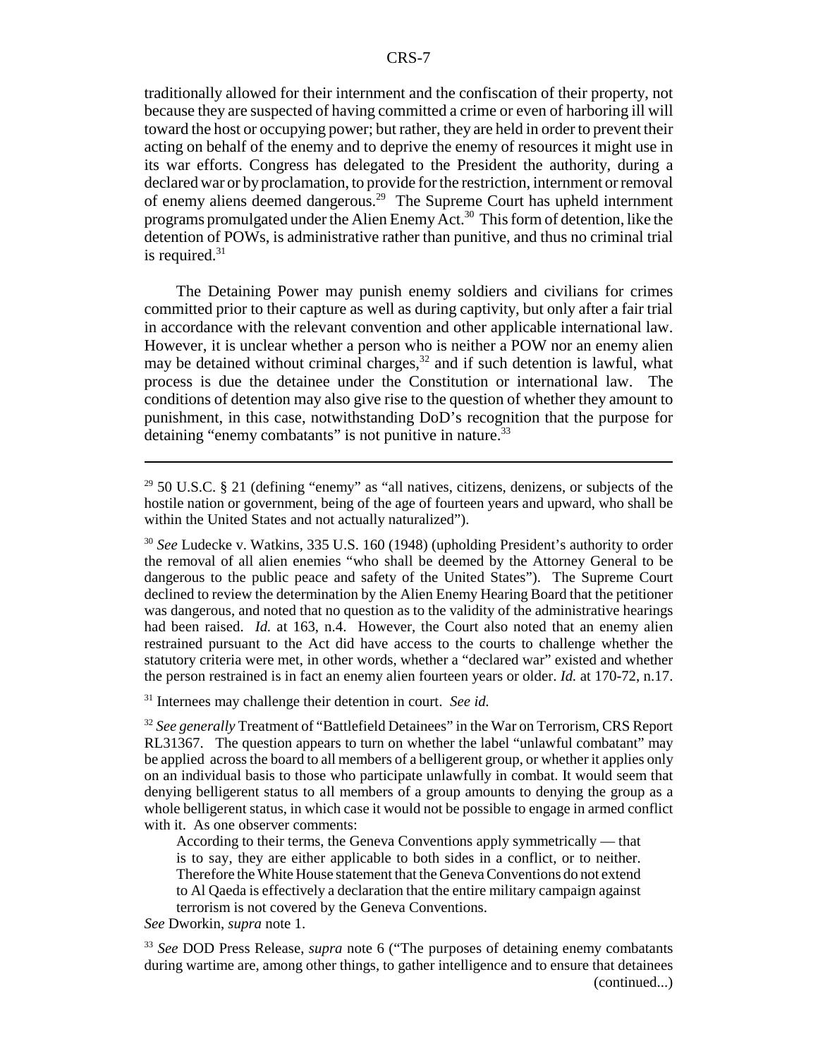traditionally allowed for their internment and the confiscation of their property, not because they are suspected of having committed a crime or even of harboring ill will toward the host or occupying power; but rather, they are held in order to prevent their acting on behalf of the enemy and to deprive the enemy of resources it might use in its war efforts. Congress has delegated to the President the authority, during a declared war or by proclamation, to provide for the restriction, internment or removal of enemy aliens deemed dangerous.[29] The Supreme Court has upheld internment programs promulgated under the Alien Enemy Act.[30] This form of detention, like the detention of POWs, is administrative rather than punitive, and thus no criminal trial is required.[31]

The Detaining Power may punish enemy soldiers and civilians for crimes committed prior to their capture as well as during captivity, but only after a fair trial in accordance with the relevant convention and other applicable international law. However, it is unclear whether a person who is neither a POW nor an enemy alien may be detained without criminal charges,[32] and if such detention is lawful, what process is due the detainee under the Constitution or international law. The conditions of detention may also give rise to the question of whether they amount to punishment, in this case, notwithstanding DoD's recognition that the purpose for detaining "enemy combatants" is not punitive in nature.[33]

---

[29] 50 U.S.C. § 21 (defining "enemy" as "all natives, citizens, denizens, or subjects of the hostile nation or government, being of the age of fourteen years and upward, who shall be within the United States and not actually naturalized").

[30] *See* Ludecke v. Watkins, 335 U.S. 160 (1948) (upholding President's authority to order the removal of all alien enemies "who shall be deemed by the Attorney General to be dangerous to the public peace and safety of the United States"). The Supreme Court declined to review the determination by the Alien Enemy Hearing Board that the petitioner was dangerous, and noted that no question as to the validity of the administrative hearings had been raised. *Id.* at 163, n.4. However, the Court also noted that an enemy alien restrained pursuant to the Act did have access to the courts to challenge whether the statutory criteria were met, in other words, whether a "declared war" existed and whether the person restrained is in fact an enemy alien fourteen years or older. *Id.* at 170-72, n.17.

[31] Internees may challenge their detention in court. *See id.*

[32] *See generally* Treatment of "Battlefield Detainees" in the War on Terrorism, CRS Report RL31367. The question appears to turn on whether the label "unlawful combatant" may be applied across the board to all members of a belligerent group, or whether it applies only on an individual basis to those who participate unlawfully in combat. It would seem that denying belligerent status to all members of a group amounts to denying the group as a whole belligerent status, in which case it would not be possible to engage in armed conflict with it. As one observer comments:

> According to their terms, the Geneva Conventions apply symmetrically — that is to say, they are either applicable to both sides in a conflict, or to neither. Therefore the White House statement that the Geneva Conventions do not extend to Al Qaeda is effectively a declaration that the entire military campaign against terrorism is not covered by the Geneva Conventions.

*See* Dworkin, *supra* note 1.

[33] *See* DOD Press Release, *supra* note 6 ("The purposes of detaining enemy combatants during wartime are, among other things, to gather intelligence and to ensure that detainees (continued...)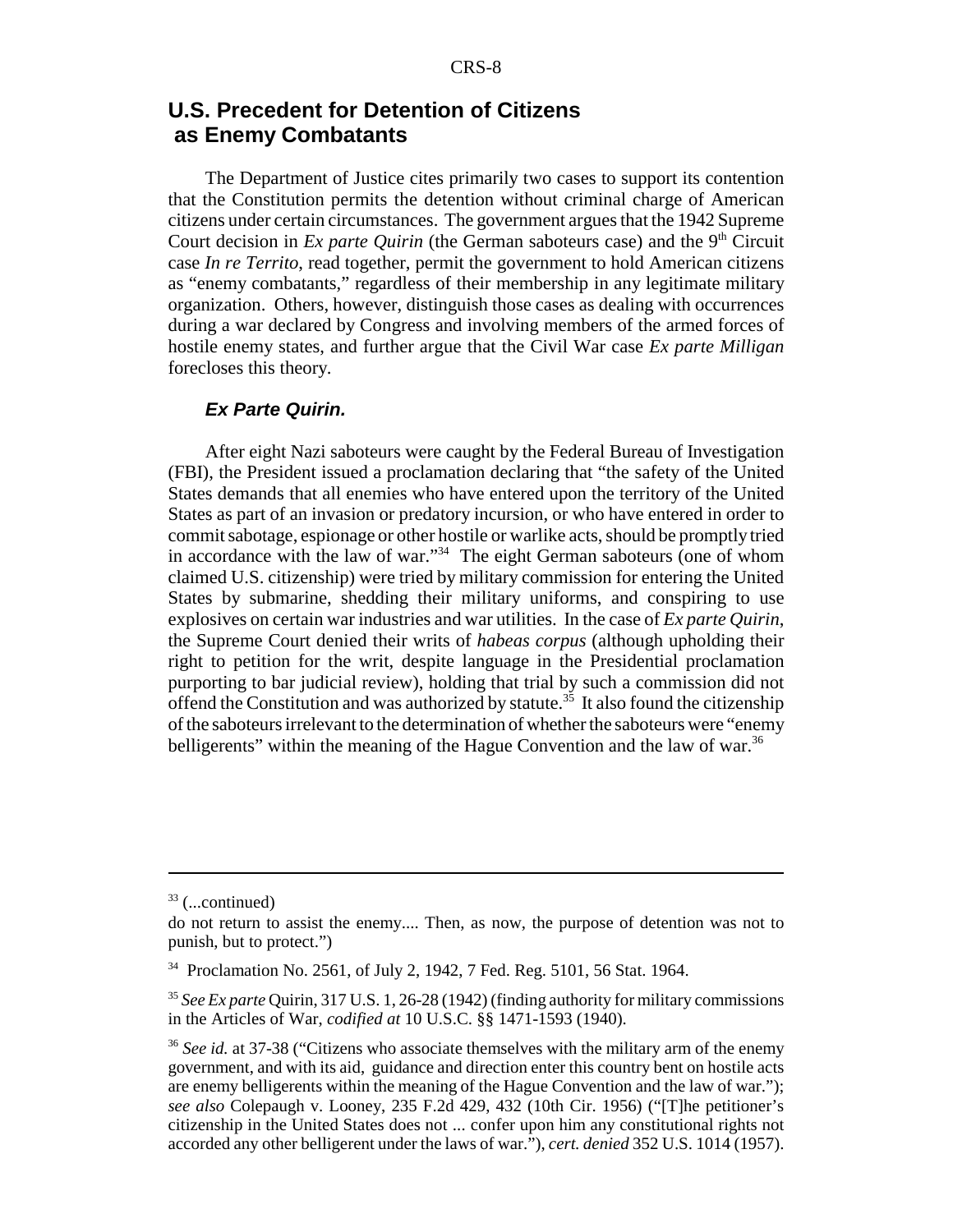## U.S. Precedent for Detention of Citizens as Enemy Combatants

The Department of Justice cites primarily two cases to support its contention that the Constitution permits the detention without criminal charge of American citizens under certain circumstances. The government argues that the 1942 Supreme Court decision in *Ex parte Quirin* (the German saboteurs case) and the 9th Circuit case *In re Territo*, read together, permit the government to hold American citizens as "enemy combatants," regardless of their membership in any legitimate military organization. Others, however, distinguish those cases as dealing with occurrences during a war declared by Congress and involving members of the armed forces of hostile enemy states, and further argue that the Civil War case *Ex parte Milligan* forecloses this theory.

### *Ex Parte Quirin.*

After eight Nazi saboteurs were caught by the Federal Bureau of Investigation (FBI), the President issued a proclamation declaring that "the safety of the United States demands that all enemies who have entered upon the territory of the United States as part of an invasion or predatory incursion, or who have entered in order to commit sabotage, espionage or other hostile or warlike acts, should be promptly tried in accordance with the law of war."[34] The eight German saboteurs (one of whom claimed U.S. citizenship) were tried by military commission for entering the United States by submarine, shedding their military uniforms, and conspiring to use explosives on certain war industries and war utilities. In the case of *Ex parte Quirin*, the Supreme Court denied their writs of *habeas corpus* (although upholding their right to petition for the writ, despite language in the Presidential proclamation purporting to bar judicial review), holding that trial by such a commission did not offend the Constitution and was authorized by statute.[35] It also found the citizenship of the saboteurs irrelevant to the determination of whether the saboteurs were "enemy belligerents" within the meaning of the Hague Convention and the law of war.[36]

---

[33] (...continued)

do not return to assist the enemy.... Then, as now, the purpose of detention was not to punish, but to protect.")

[34] Proclamation No. 2561, of July 2, 1942, 7 Fed. Reg. 5101, 56 Stat. 1964.

[35] *See Ex parte* Quirin, 317 U.S. 1, 26-28 (1942) (finding authority for military commissions in the Articles of War, *codified at* 10 U.S.C. §§ 1471-1593 (1940).

[36] *See id.* at 37-38 ("Citizens who associate themselves with the military arm of the enemy government, and with its aid, guidance and direction enter this country bent on hostile acts are enemy belligerents within the meaning of the Hague Convention and the law of war."); *see also* Colepaugh v. Looney, 235 F.2d 429, 432 (10th Cir. 1956) ("[T]he petitioner's citizenship in the United States does not ... confer upon him any constitutional rights not accorded any other belligerent under the laws of war."), *cert. denied* 352 U.S. 1014 (1957).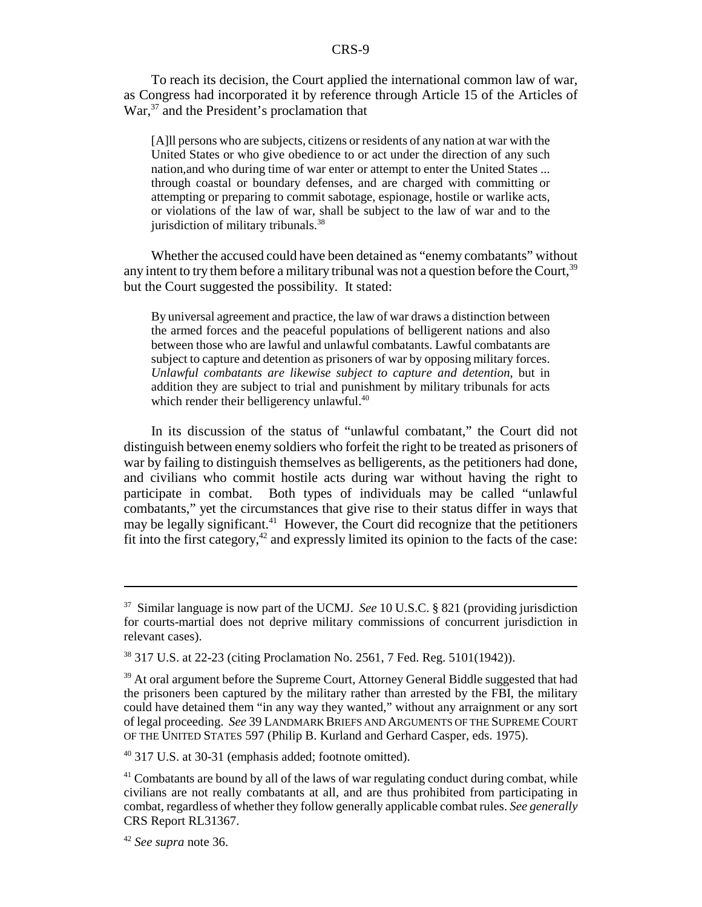To reach its decision, the Court applied the international common law of war, as Congress had incorporated it by reference through Article 15 of the Articles of War,[37] and the President's proclamation that

> [A]ll persons who are subjects, citizens or residents of any nation at war with the United States or who give obedience to or act under the direction of any such nation,and who during time of war enter or attempt to enter the United States ... through coastal or boundary defenses, and are charged with committing or attempting or preparing to commit sabotage, espionage, hostile or warlike acts, or violations of the law of war, shall be subject to the law of war and to the jurisdiction of military tribunals.[38]

Whether the accused could have been detained as "enemy combatants" without any intent to try them before a military tribunal was not a question before the Court,[39] but the Court suggested the possibility. It stated:

> By universal agreement and practice, the law of war draws a distinction between the armed forces and the peaceful populations of belligerent nations and also between those who are lawful and unlawful combatants. Lawful combatants are subject to capture and detention as prisoners of war by opposing military forces. *Unlawful combatants are likewise subject to capture and detention*, but in addition they are subject to trial and punishment by military tribunals for acts which render their belligerency unlawful.[40]

In its discussion of the status of "unlawful combatant," the Court did not distinguish between enemy soldiers who forfeit the right to be treated as prisoners of war by failing to distinguish themselves as belligerents, as the petitioners had done, and civilians who commit hostile acts during war without having the right to participate in combat. Both types of individuals may be called "unlawful combatants," yet the circumstances that give rise to their status differ in ways that may be legally significant.[41] However, the Court did recognize that the petitioners fit into the first category,[42] and expressly limited its opinion to the facts of the case:

---

[37] Similar language is now part of the UCMJ. *See* 10 U.S.C. § 821 (providing jurisdiction for courts-martial does not deprive military commissions of concurrent jurisdiction in relevant cases).

[38] 317 U.S. at 22-23 (citing Proclamation No. 2561, 7 Fed. Reg. 5101(1942)).

[39] At oral argument before the Supreme Court, Attorney General Biddle suggested that had the prisoners been captured by the military rather than arrested by the FBI, the military could have detained them "in any way they wanted," without any arraignment or any sort of legal proceeding. *See* 39 LANDMARK BRIEFS AND ARGUMENTS OF THE SUPREME COURT OF THE UNITED STATES 597 (Philip B. Kurland and Gerhard Casper, eds. 1975).

[40] 317 U.S. at 30-31 (emphasis added; footnote omitted).

[41] Combatants are bound by all of the laws of war regulating conduct during combat, while civilians are not really combatants at all, and are thus prohibited from participating in combat, regardless of whether they follow generally applicable combat rules. *See generally* CRS Report RL31367.

[42] *See supra* note 36.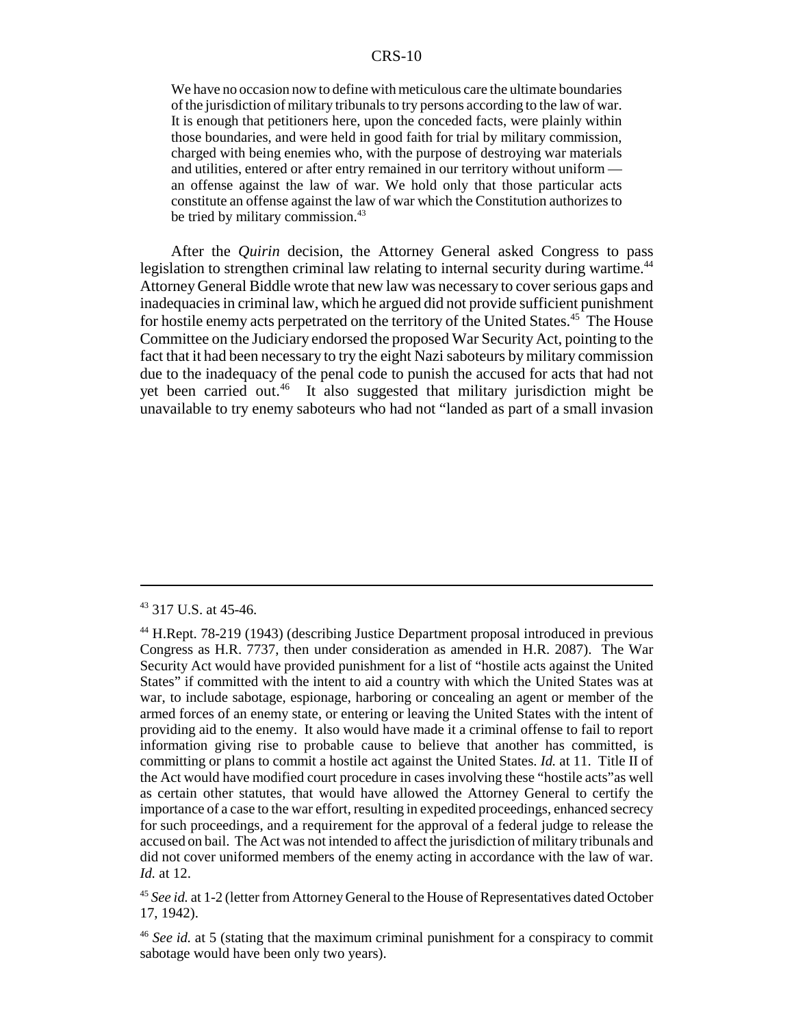> We have no occasion now to define with meticulous care the ultimate boundaries of the jurisdiction of military tribunals to try persons according to the law of war. It is enough that petitioners here, upon the conceded facts, were plainly within those boundaries, and were held in good faith for trial by military commission, charged with being enemies who, with the purpose of destroying war materials and utilities, entered or after entry remained in our territory without uniform — an offense against the law of war. We hold only that those particular acts constitute an offense against the law of war which the Constitution authorizes to be tried by military commission.[43]

After the *Quirin* decision, the Attorney General asked Congress to pass legislation to strengthen criminal law relating to internal security during wartime.[44] Attorney General Biddle wrote that new law was necessary to cover serious gaps and inadequacies in criminal law, which he argued did not provide sufficient punishment for hostile enemy acts perpetrated on the territory of the United States.[45] The House Committee on the Judiciary endorsed the proposed War Security Act, pointing to the fact that it had been necessary to try the eight Nazi saboteurs by military commission due to the inadequacy of the penal code to punish the accused for acts that had not yet been carried out.[46] It also suggested that military jurisdiction might be unavailable to try enemy saboteurs who had not "landed as part of a small invasion

---

[43] 317 U.S. at 45-46.

[44] H.Rept. 78-219 (1943) (describing Justice Department proposal introduced in previous Congress as H.R. 7737, then under consideration as amended in H.R. 2087). The War Security Act would have provided punishment for a list of "hostile acts against the United States" if committed with the intent to aid a country with which the United States was at war, to include sabotage, espionage, harboring or concealing an agent or member of the armed forces of an enemy state, or entering or leaving the United States with the intent of providing aid to the enemy. It also would have made it a criminal offense to fail to report information giving rise to probable cause to believe that another has committed, is committing or plans to commit a hostile act against the United States. *Id.* at 11. Title II of the Act would have modified court procedure in cases involving these "hostile acts" as well as certain other statutes, that would have allowed the Attorney General to certify the importance of a case to the war effort, resulting in expedited proceedings, enhanced secrecy for such proceedings, and a requirement for the approval of a federal judge to release the accused on bail. The Act was not intended to affect the jurisdiction of military tribunals and did not cover uniformed members of the enemy acting in accordance with the law of war. *Id.* at 12.

[45] *See id.* at 1-2 (letter from Attorney General to the House of Representatives dated October 17, 1942).

[46] *See id.* at 5 (stating that the maximum criminal punishment for a conspiracy to commit sabotage would have been only two years).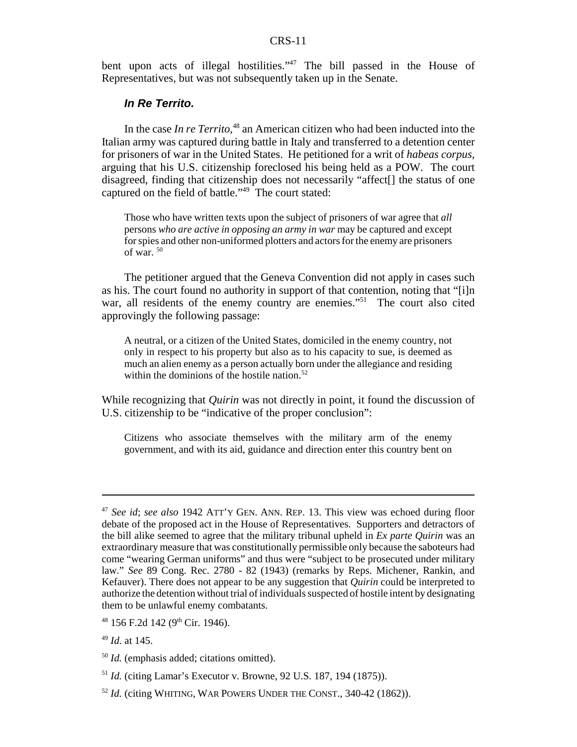bent upon acts of illegal hostilities."[47] The bill passed in the House of Representatives, but was not subsequently taken up in the Senate.

***In Re Territo.***

In the case *In re Territo*,[48] an American citizen who had been inducted into the Italian army was captured during battle in Italy and transferred to a detention center for prisoners of war in the United States. He petitioned for a writ of *habeas corpus*, arguing that his U.S. citizenship foreclosed his being held as a POW. The court disagreed, finding that citizenship does not necessarily "affect[] the status of one captured on the field of battle."[49] The court stated:

> Those who have written texts upon the subject of prisoners of war agree that *all* persons *who are active in opposing an army in war* may be captured and except for spies and other non-uniformed plotters and actors for the enemy are prisoners of war. [50]

The petitioner argued that the Geneva Convention did not apply in cases such as his. The court found no authority in support of that contention, noting that "[i]n war, all residents of the enemy country are enemies."[51] The court also cited approvingly the following passage:

> A neutral, or a citizen of the United States, domiciled in the enemy country, not only in respect to his property but also as to his capacity to sue, is deemed as much an alien enemy as a person actually born under the allegiance and residing within the dominions of the hostile nation.[52]

While recognizing that *Quirin* was not directly in point, it found the discussion of U.S. citizenship to be "indicative of the proper conclusion":

> Citizens who associate themselves with the military arm of the enemy government, and with its aid, guidance and direction enter this country bent on

---

[47] *See id*; *see also* 1942 ATT'Y GEN. ANN. REP. 13. This view was echoed during floor debate of the proposed act in the House of Representatives. Supporters and detractors of the bill alike seemed to agree that the military tribunal upheld in *Ex parte Quirin* was an extraordinary measure that was constitutionally permissible only because the saboteurs had come "wearing German uniforms" and thus were "subject to be prosecuted under military law." *See* 89 Cong. Rec. 2780 - 82 (1943) (remarks by Reps. Michener, Rankin, and Kefauver). There does not appear to be any suggestion that *Quirin* could be interpreted to authorize the detention without trial of individuals suspected of hostile intent by designating them to be unlawful enemy combatants.

[48] 156 F.2d 142 (9th Cir. 1946).

[49] *Id.* at 145.

[50] *Id.* (emphasis added; citations omitted).

[51] *Id.* (citing Lamar's Executor v. Browne, 92 U.S. 187, 194 (1875)).

[52] *Id.* (citing WHITING, WAR POWERS UNDER THE CONST., 340-42 (1862)).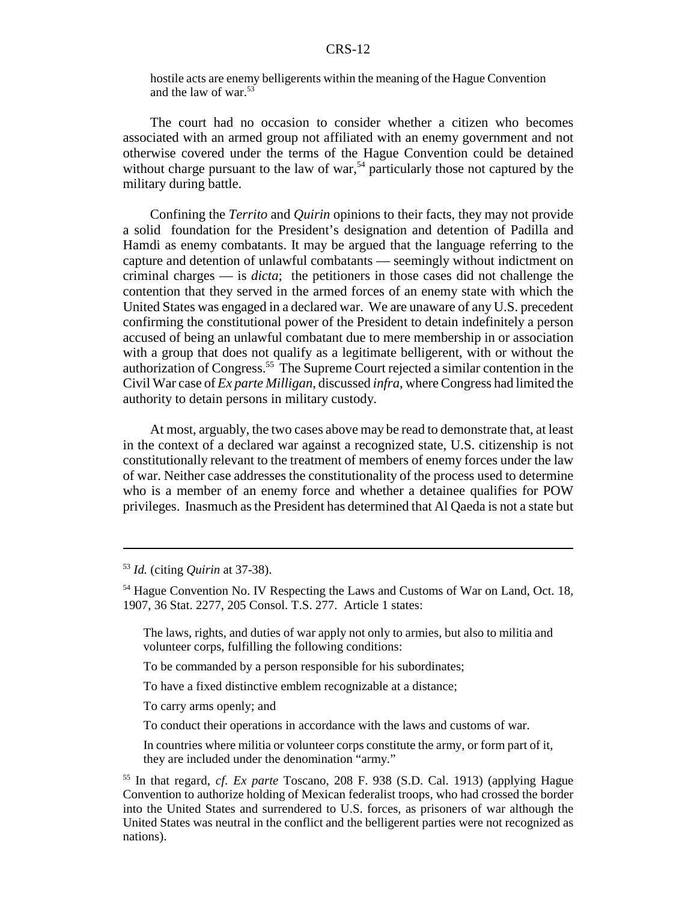hostile acts are enemy belligerents within the meaning of the Hague Convention and the law of war.[53]

The court had no occasion to consider whether a citizen who becomes associated with an armed group not affiliated with an enemy government and not otherwise covered under the terms of the Hague Convention could be detained without charge pursuant to the law of war,[54] particularly those not captured by the military during battle.

Confining the *Territo* and *Quirin* opinions to their facts, they may not provide a solid foundation for the President's designation and detention of Padilla and Hamdi as enemy combatants. It may be argued that the language referring to the capture and detention of unlawful combatants — seemingly without indictment on criminal charges — is *dicta*; the petitioners in those cases did not challenge the contention that they served in the armed forces of an enemy state with which the United States was engaged in a declared war. We are unaware of any U.S. precedent confirming the constitutional power of the President to detain indefinitely a person accused of being an unlawful combatant due to mere membership in or association with a group that does not qualify as a legitimate belligerent, with or without the authorization of Congress.[55] The Supreme Court rejected a similar contention in the Civil War case of *Ex parte Milligan*, discussed *infra*, where Congress had limited the authority to detain persons in military custody.

At most, arguably, the two cases above may be read to demonstrate that, at least in the context of a declared war against a recognized state, U.S. citizenship is not constitutionally relevant to the treatment of members of enemy forces under the law of war. Neither case addresses the constitutionality of the process used to determine who is a member of an enemy force and whether a detainee qualifies for POW privileges. Inasmuch as the President has determined that Al Qaeda is not a state but

---

[53] *Id.* (citing *Quirin* at 37-38).

[54] Hague Convention No. IV Respecting the Laws and Customs of War on Land, Oct. 18, 1907, 36 Stat. 2277, 205 Consol. T.S. 277. Article 1 states:

> The laws, rights, and duties of war apply not only to armies, but also to militia and volunteer corps, fulfilling the following conditions:
>
> To be commanded by a person responsible for his subordinates;
>
> To have a fixed distinctive emblem recognizable at a distance;
>
> To carry arms openly; and
>
> To conduct their operations in accordance with the laws and customs of war.
>
> In countries where militia or volunteer corps constitute the army, or form part of it, they are included under the denomination "army."

[55] In that regard, *cf. Ex parte* Toscano, 208 F. 938 (S.D. Cal. 1913) (applying Hague Convention to authorize holding of Mexican federalist troops, who had crossed the border into the United States and surrendered to U.S. forces, as prisoners of war although the United States was neutral in the conflict and the belligerent parties were not recognized as nations).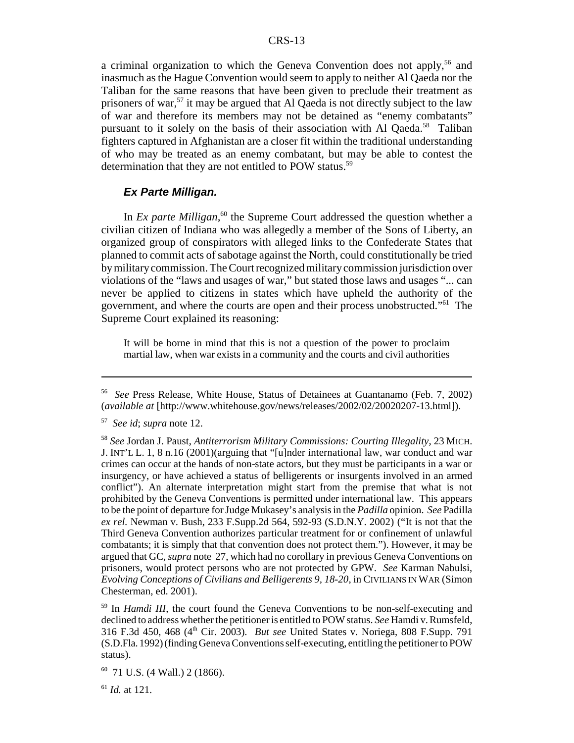a criminal organization to which the Geneva Convention does not apply,[56] and inasmuch as the Hague Convention would seem to apply to neither Al Qaeda nor the Taliban for the same reasons that have been given to preclude their treatment as prisoners of war,[57] it may be argued that Al Qaeda is not directly subject to the law of war and therefore its members may not be detained as "enemy combatants" pursuant to it solely on the basis of their association with Al Qaeda.[58] Taliban fighters captured in Afghanistan are a closer fit within the traditional understanding of who may be treated as an enemy combatant, but may be able to contest the determination that they are not entitled to POW status.[59]

#### *Ex Parte Milligan.*

In *Ex parte Milligan,*[60] the Supreme Court addressed the question whether a civilian citizen of Indiana who was allegedly a member of the Sons of Liberty, an organized group of conspirators with alleged links to the Confederate States that planned to commit acts of sabotage against the North, could constitutionally be tried by military commission. The Court recognized military commission jurisdiction over violations of the "laws and usages of war," but stated those laws and usages "... can never be applied to citizens in states which have upheld the authority of the government, and where the courts are open and their process unobstructed."[61] The Supreme Court explained its reasoning:

> It will be borne in mind that this is not a question of the power to proclaim martial law, when war exists in a community and the courts and civil authorities

---

[56] *See* Press Release, White House, Status of Detainees at Guantanamo (Feb. 7, 2002) (*available at* [http://www.whitehouse.gov/news/releases/2002/02/20020207-13.html]).

[57] *See id*; *supra* note 12.

[58] *See* Jordan J. Paust, *Antiterrorism Military Commissions: Courting Illegality*, 23 MICH. J. INT'L L. 1, 8 n.16 (2001)(arguing that "[u]nder international law, war conduct and war crimes can occur at the hands of non-state actors, but they must be participants in a war or insurgency, or have achieved a status of belligerents or insurgents involved in an armed conflict"). An alternate interpretation might start from the premise that what is not prohibited by the Geneva Conventions is permitted under international law. This appears to be the point of departure for Judge Mukasey's analysis in the *Padilla* opinion. *See* Padilla *ex rel.* Newman v. Bush, 233 F.Supp.2d 564, 592-93 (S.D.N.Y. 2002) ("It is not that the Third Geneva Convention authorizes particular treatment for or confinement of unlawful combatants; it is simply that that convention does not protect them."). However, it may be argued that GC, *supra* note 27, which had no corollary in previous Geneva Conventions on prisoners, would protect persons who are not protected by GPW. *See* Karman Nabulsi, *Evolving Conceptions of Civilians and Belligerents 9, 18-20*, in CIVILIANS IN WAR (Simon Chesterman, ed. 2001).

[59] In *Hamdi III*, the court found the Geneva Conventions to be non-self-executing and declined to address whether the petitioner is entitled to POW status. *See* Hamdi v. Rumsfeld, 316 F.3d 450, 468 (4th Cir. 2003). *But see* United States v. Noriega, 808 F.Supp. 791 (S.D.Fla. 1992) (finding Geneva Conventions self-executing, entitling the petitioner to POW status).

[60] 71 U.S. (4 Wall.) 2 (1866).

[61] *Id.* at 121.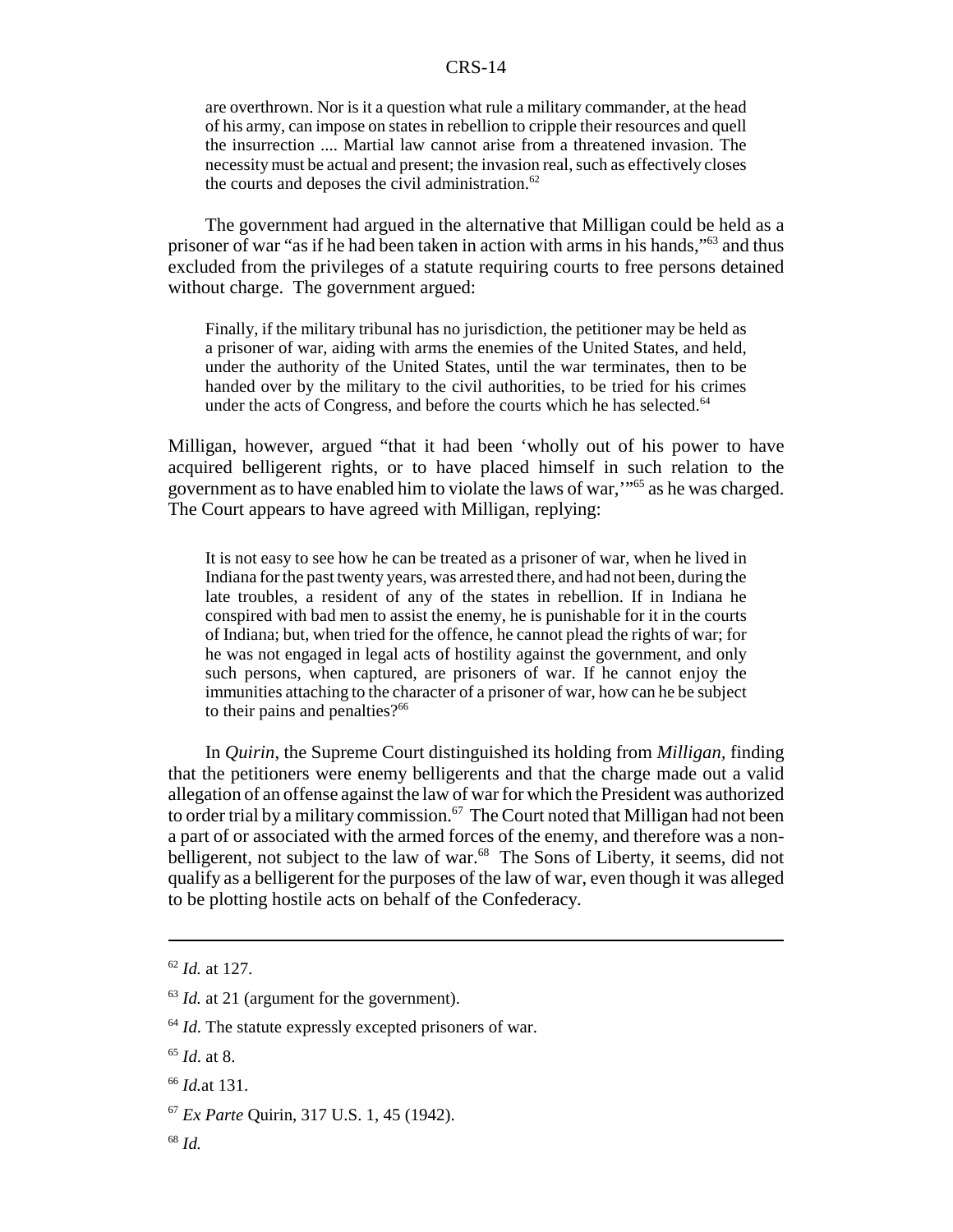> are overthrown. Nor is it a question what rule a military commander, at the head of his army, can impose on states in rebellion to cripple their resources and quell the insurrection .... Martial law cannot arise from a threatened invasion. The necessity must be actual and present; the invasion real, such as effectively closes the courts and deposes the civil administration.[62]

The government had argued in the alternative that Milligan could be held as a prisoner of war "as if he had been taken in action with arms in his hands,"[63] and thus excluded from the privileges of a statute requiring courts to free persons detained without charge. The government argued:

> Finally, if the military tribunal has no jurisdiction, the petitioner may be held as a prisoner of war, aiding with arms the enemies of the United States, and held, under the authority of the United States, until the war terminates, then to be handed over by the military to the civil authorities, to be tried for his crimes under the acts of Congress, and before the courts which he has selected.[64]

Milligan, however, argued "that it had been 'wholly out of his power to have acquired belligerent rights, or to have placed himself in such relation to the government as to have enabled him to violate the laws of war,'"[65] as he was charged. The Court appears to have agreed with Milligan, replying:

> It is not easy to see how he can be treated as a prisoner of war, when he lived in Indiana for the past twenty years, was arrested there, and had not been, during the late troubles, a resident of any of the states in rebellion. If in Indiana he conspired with bad men to assist the enemy, he is punishable for it in the courts of Indiana; but, when tried for the offence, he cannot plead the rights of war; for he was not engaged in legal acts of hostility against the government, and only such persons, when captured, are prisoners of war. If he cannot enjoy the immunities attaching to the character of a prisoner of war, how can he be subject to their pains and penalties?[66]

In *Quirin*, the Supreme Court distinguished its holding from *Milligan*, finding that the petitioners were enemy belligerents and that the charge made out a valid allegation of an offense against the law of war for which the President was authorized to order trial by a military commission.[67] The Court noted that Milligan had not been a part of or associated with the armed forces of the enemy, and therefore was a non-belligerent, not subject to the law of war.[68] The Sons of Liberty, it seems, did not qualify as a belligerent for the purposes of the law of war, even though it was alleged to be plotting hostile acts on behalf of the Confederacy.

---

[62] *Id.* at 127.

[63] *Id.* at 21 (argument for the government).

[64] *Id.* The statute expressly excepted prisoners of war.

[65] *Id.* at 8.

[66] *Id.* at 131.

[67] *Ex Parte* Quirin, 317 U.S. 1, 45 (1942).

[68] *Id.*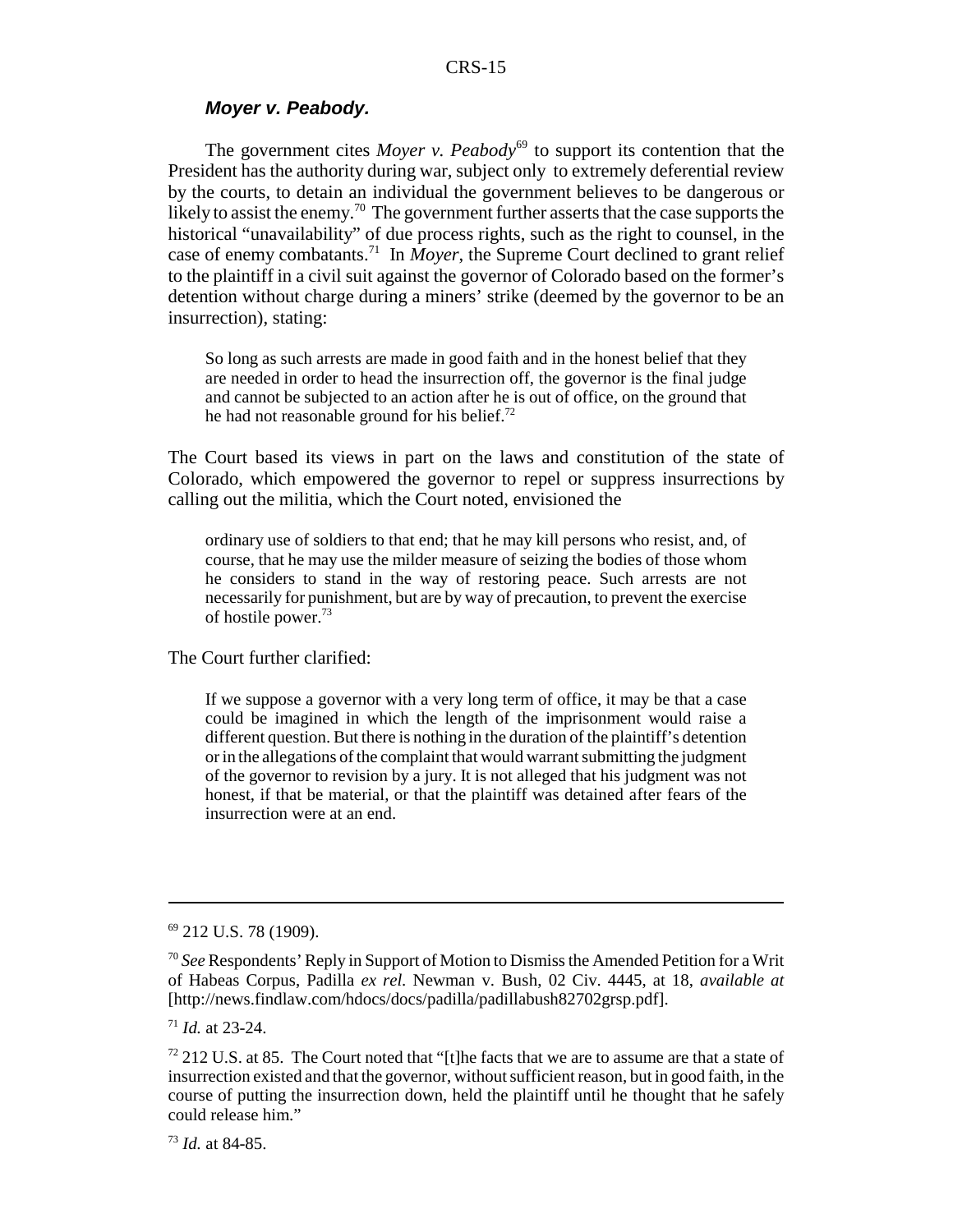### ***Moyer v. Peabody.***

The government cites *Moyer v. Peabody*[69] to support its contention that the President has the authority during war, subject only to extremely deferential review by the courts, to detain an individual the government believes to be dangerous or likely to assist the enemy.[70] The government further asserts that the case supports the historical "unavailability" of due process rights, such as the right to counsel, in the case of enemy combatants.[71] In *Moyer*, the Supreme Court declined to grant relief to the plaintiff in a civil suit against the governor of Colorado based on the former's detention without charge during a miners' strike (deemed by the governor to be an insurrection), stating:

> So long as such arrests are made in good faith and in the honest belief that they are needed in order to head the insurrection off, the governor is the final judge and cannot be subjected to an action after he is out of office, on the ground that he had not reasonable ground for his belief.[72]

The Court based its views in part on the laws and constitution of the state of Colorado, which empowered the governor to repel or suppress insurrections by calling out the militia, which the Court noted, envisioned the

> ordinary use of soldiers to that end; that he may kill persons who resist, and, of course, that he may use the milder measure of seizing the bodies of those whom he considers to stand in the way of restoring peace. Such arrests are not necessarily for punishment, but are by way of precaution, to prevent the exercise of hostile power.[73]

The Court further clarified:

> If we suppose a governor with a very long term of office, it may be that a case could be imagined in which the length of the imprisonment would raise a different question. But there is nothing in the duration of the plaintiff's detention or in the allegations of the complaint that would warrant submitting the judgment of the governor to revision by a jury. It is not alleged that his judgment was not honest, if that be material, or that the plaintiff was detained after fears of the insurrection were at an end.

---

[69] 212 U.S. 78 (1909).

[70] *See* Respondents' Reply in Support of Motion to Dismiss the Amended Petition for a Writ of Habeas Corpus, Padilla *ex rel.* Newman v. Bush, 02 Civ. 4445, at 18, *available at* [http://news.findlaw.com/hdocs/docs/padilla/padillabush82702grsp.pdf].

[71] *Id.* at 23-24.

[72] 212 U.S. at 85. The Court noted that "[t]he facts that we are to assume are that a state of insurrection existed and that the governor, without sufficient reason, but in good faith, in the course of putting the insurrection down, held the plaintiff until he thought that he safely could release him."

[73] *Id.* at 84-85.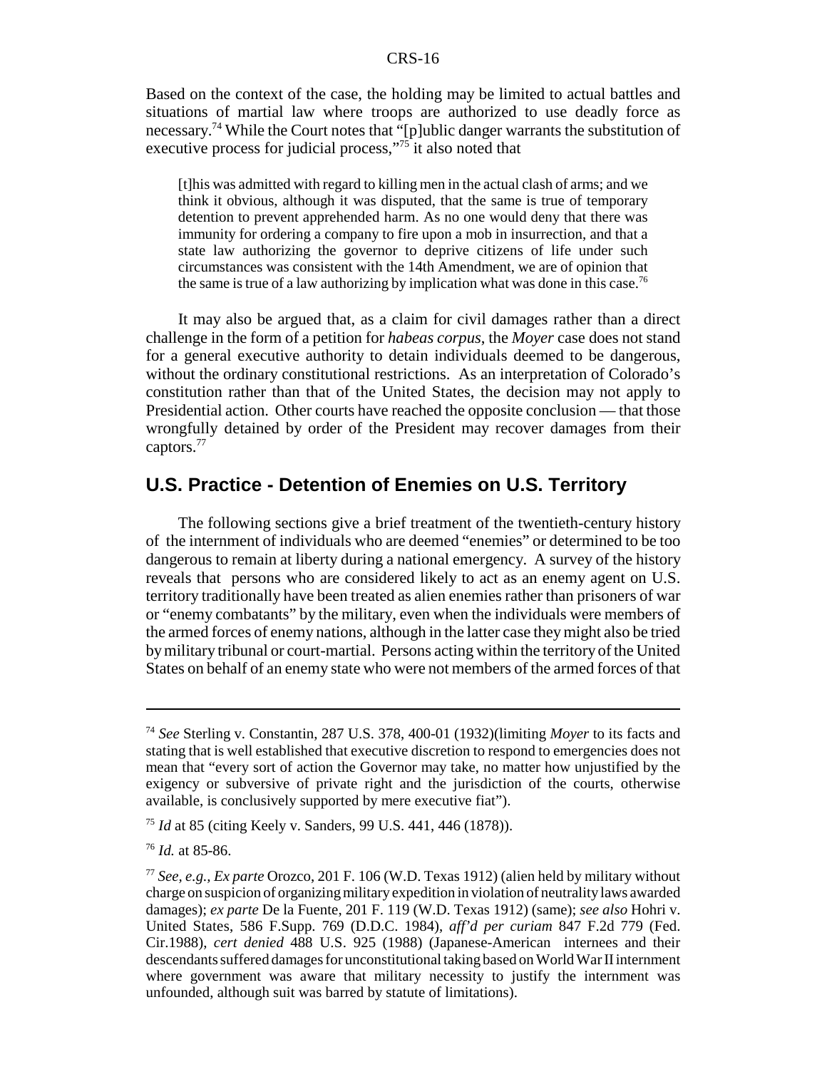Based on the context of the case, the holding may be limited to actual battles and situations of martial law where troops are authorized to use deadly force as necessary.[74] While the Court notes that "[p]ublic danger warrants the substitution of executive process for judicial process,"[75] it also noted that

> [t]his was admitted with regard to killing men in the actual clash of arms; and we think it obvious, although it was disputed, that the same is true of temporary detention to prevent apprehended harm. As no one would deny that there was immunity for ordering a company to fire upon a mob in insurrection, and that a state law authorizing the governor to deprive citizens of life under such circumstances was consistent with the 14th Amendment, we are of opinion that the same is true of a law authorizing by implication what was done in this case.[76]

It may also be argued that, as a claim for civil damages rather than a direct challenge in the form of a petition for *habeas corpus*, the *Moyer* case does not stand for a general executive authority to detain individuals deemed to be dangerous, without the ordinary constitutional restrictions. As an interpretation of Colorado's constitution rather than that of the United States, the decision may not apply to Presidential action. Other courts have reached the opposite conclusion — that those wrongfully detained by order of the President may recover damages from their captors.[77]

## U.S. Practice - Detention of Enemies on U.S. Territory

The following sections give a brief treatment of the twentieth-century history of the internment of individuals who are deemed "enemies" or determined to be too dangerous to remain at liberty during a national emergency. A survey of the history reveals that persons who are considered likely to act as an enemy agent on U.S. territory traditionally have been treated as alien enemies rather than prisoners of war or "enemy combatants" by the military, even when the individuals were members of the armed forces of enemy nations, although in the latter case they might also be tried by military tribunal or court-martial. Persons acting within the territory of the United States on behalf of an enemy state who were not members of the armed forces of that

---

[74] *See* Sterling v. Constantin, 287 U.S. 378, 400-01 (1932)(limiting *Moyer* to its facts and stating that is well established that executive discretion to respond to emergencies does not mean that "every sort of action the Governor may take, no matter how unjustified by the exigency or subversive of private right and the jurisdiction of the courts, otherwise available, is conclusively supported by mere executive fiat").

[75] *Id* at 85 (citing Keely v. Sanders, 99 U.S. 441, 446 (1878)).

[76] *Id.* at 85-86.

[77] *See, e.g., Ex parte* Orozco, 201 F. 106 (W.D. Texas 1912) (alien held by military without charge on suspicion of organizing military expedition in violation of neutrality laws awarded damages); *ex parte* De la Fuente, 201 F. 119 (W.D. Texas 1912) (same); *see also* Hohri v. United States, 586 F.Supp. 769 (D.D.C. 1984), *aff'd per curiam* 847 F.2d 779 (Fed. Cir.1988), *cert denied* 488 U.S. 925 (1988) (Japanese-American internees and their descendants suffered damages for unconstitutional taking based on World War II internment where government was aware that military necessity to justify the internment was unfounded, although suit was barred by statute of limitations).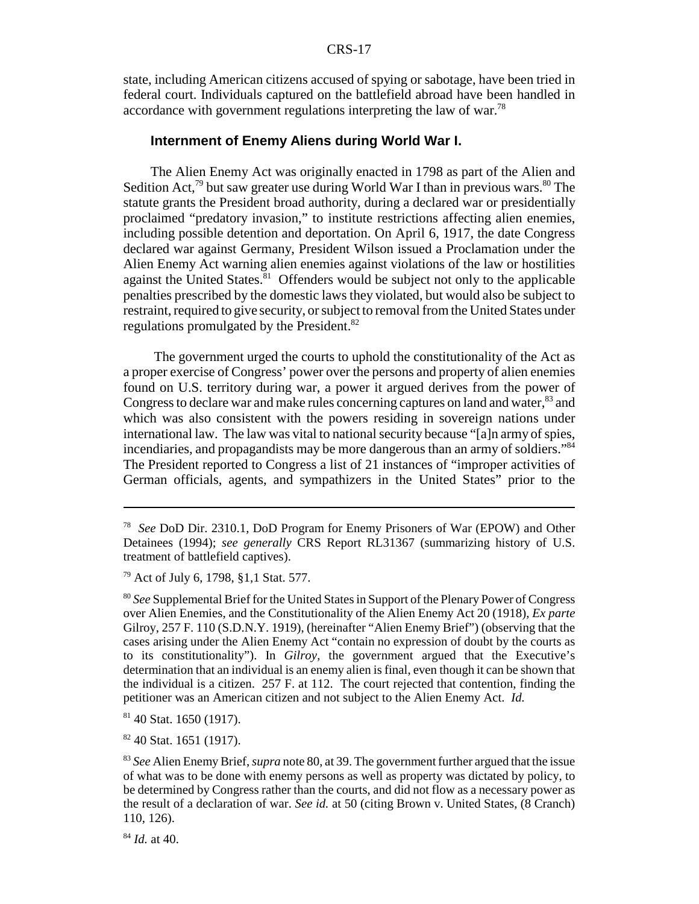state, including American citizens accused of spying or sabotage, have been tried in federal court. Individuals captured on the battlefield abroad have been handled in accordance with government regulations interpreting the law of war.[78]

### Internment of Enemy Aliens during World War I.

The Alien Enemy Act was originally enacted in 1798 as part of the Alien and Sedition Act,[79] but saw greater use during World War I than in previous wars.[80] The statute grants the President broad authority, during a declared war or presidentially proclaimed "predatory invasion," to institute restrictions affecting alien enemies, including possible detention and deportation. On April 6, 1917, the date Congress declared war against Germany, President Wilson issued a Proclamation under the Alien Enemy Act warning alien enemies against violations of the law or hostilities against the United States.[81] Offenders would be subject not only to the applicable penalties prescribed by the domestic laws they violated, but would also be subject to restraint, required to give security, or subject to removal from the United States under regulations promulgated by the President.[82]

The government urged the courts to uphold the constitutionality of the Act as a proper exercise of Congress' power over the persons and property of alien enemies found on U.S. territory during war, a power it argued derives from the power of Congress to declare war and make rules concerning captures on land and water,[83] and which was also consistent with the powers residing in sovereign nations under international law. The law was vital to national security because "[a]n army of spies, incendiaries, and propagandists may be more dangerous than an army of soldiers."[84] The President reported to Congress a list of 21 instances of "improper activities of German officials, agents, and sympathizers in the United States" prior to the

---

[78] *See* DoD Dir. 2310.1, DoD Program for Enemy Prisoners of War (EPOW) and Other Detainees (1994); *see generally* CRS Report RL31367 (summarizing history of U.S. treatment of battlefield captives).

[79] Act of July 6, 1798, §1,1 Stat. 577.

[80] *See* Supplemental Brief for the United States in Support of the Plenary Power of Congress over Alien Enemies, and the Constitutionality of the Alien Enemy Act 20 (1918), *Ex parte* Gilroy, 257 F. 110 (S.D.N.Y. 1919), (hereinafter "Alien Enemy Brief") (observing that the cases arising under the Alien Enemy Act "contain no expression of doubt by the courts as to its constitutionality"). In *Gilroy*, the government argued that the Executive's determination that an individual is an enemy alien is final, even though it can be shown that the individual is a citizen. 257 F. at 112. The court rejected that contention, finding the petitioner was an American citizen and not subject to the Alien Enemy Act. *Id.*

[81] 40 Stat. 1650 (1917).

[82] 40 Stat. 1651 (1917).

[83] *See* Alien Enemy Brief, *supra* note 80, at 39. The government further argued that the issue of what was to be done with enemy persons as well as property was dictated by policy, to be determined by Congress rather than the courts, and did not flow as a necessary power as the result of a declaration of war. *See id.* at 50 (citing Brown v. United States, (8 Cranch) 110, 126).

[84] *Id.* at 40.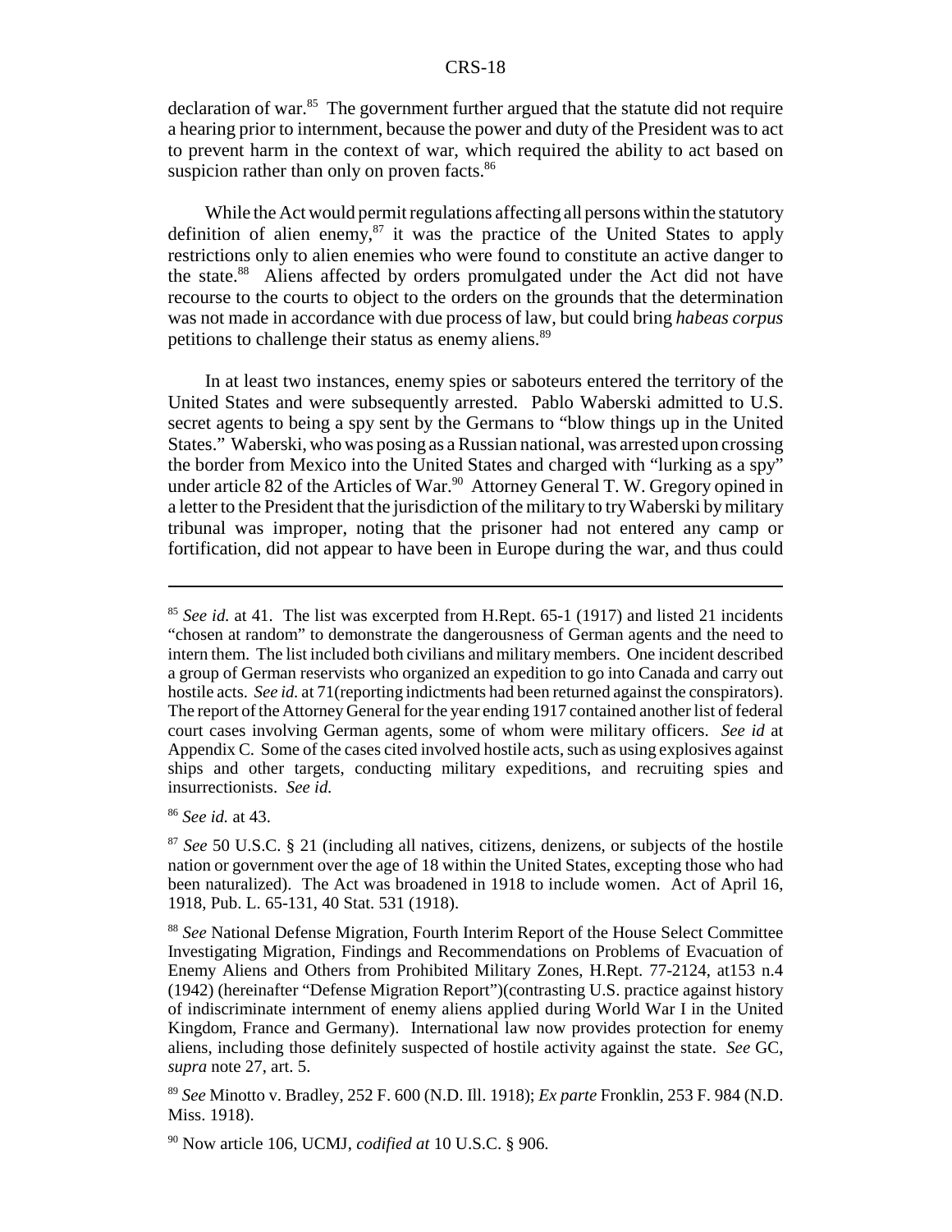declaration of war.[85] The government further argued that the statute did not require a hearing prior to internment, because the power and duty of the President was to act to prevent harm in the context of war, which required the ability to act based on suspicion rather than only on proven facts.[86]

While the Act would permit regulations affecting all persons within the statutory definition of alien enemy,[87] it was the practice of the United States to apply restrictions only to alien enemies who were found to constitute an active danger to the state.[88] Aliens affected by orders promulgated under the Act did not have recourse to the courts to object to the orders on the grounds that the determination was not made in accordance with due process of law, but could bring *habeas corpus* petitions to challenge their status as enemy aliens.[89]

In at least two instances, enemy spies or saboteurs entered the territory of the United States and were subsequently arrested. Pablo Waberski admitted to U.S. secret agents to being a spy sent by the Germans to "blow things up in the United States." Waberski, who was posing as a Russian national, was arrested upon crossing the border from Mexico into the United States and charged with "lurking as a spy" under article 82 of the Articles of War.[90] Attorney General T. W. Gregory opined in a letter to the President that the jurisdiction of the military to try Waberski by military tribunal was improper, noting that the prisoner had not entered any camp or fortification, did not appear to have been in Europe during the war, and thus could

---

[85] *See id.* at 41. The list was excerpted from H.Rept. 65-1 (1917) and listed 21 incidents "chosen at random" to demonstrate the dangerousness of German agents and the need to intern them. The list included both civilians and military members. One incident described a group of German reservists who organized an expedition to go into Canada and carry out hostile acts. *See id.* at 71(reporting indictments had been returned against the conspirators). The report of the Attorney General for the year ending 1917 contained another list of federal court cases involving German agents, some of whom were military officers. *See id* at Appendix C. Some of the cases cited involved hostile acts, such as using explosives against ships and other targets, conducting military expeditions, and recruiting spies and insurrectionists. *See id.*

[86] *See id.* at 43.

[87] *See* 50 U.S.C. § 21 (including all natives, citizens, denizens, or subjects of the hostile nation or government over the age of 18 within the United States, excepting those who had been naturalized). The Act was broadened in 1918 to include women. Act of April 16, 1918, Pub. L. 65-131, 40 Stat. 531 (1918).

[88] *See* National Defense Migration, Fourth Interim Report of the House Select Committee Investigating Migration, Findings and Recommendations on Problems of Evacuation of Enemy Aliens and Others from Prohibited Military Zones, H.Rept. 77-2124, at153 n.4 (1942) (hereinafter "Defense Migration Report")(contrasting U.S. practice against history of indiscriminate internment of enemy aliens applied during World War I in the United Kingdom, France and Germany). International law now provides protection for enemy aliens, including those definitely suspected of hostile activity against the state. *See* GC, *supra* note 27, art. 5.

[89] *See* Minotto v. Bradley, 252 F. 600 (N.D. Ill. 1918); *Ex parte* Fronklin, 253 F. 984 (N.D. Miss. 1918).

[90] Now article 106, UCMJ, *codified at* 10 U.S.C. § 906.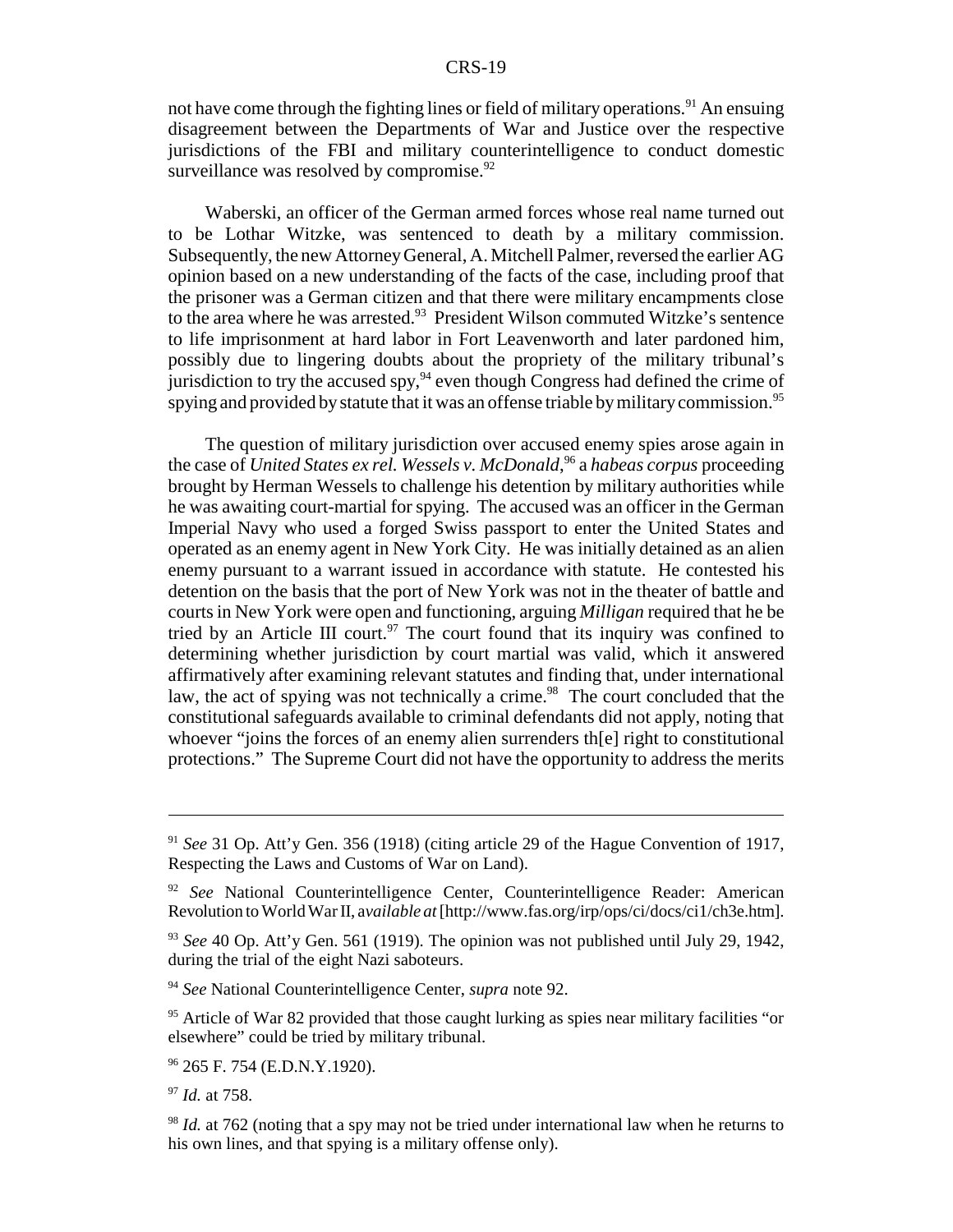not have come through the fighting lines or field of military operations.[91] An ensuing disagreement between the Departments of War and Justice over the respective jurisdictions of the FBI and military counterintelligence to conduct domestic surveillance was resolved by compromise.[92]

Waberski, an officer of the German armed forces whose real name turned out to be Lothar Witzke, was sentenced to death by a military commission. Subsequently, the new Attorney General, A. Mitchell Palmer, reversed the earlier AG opinion based on a new understanding of the facts of the case, including proof that the prisoner was a German citizen and that there were military encampments close to the area where he was arrested.[93] President Wilson commuted Witzke's sentence to life imprisonment at hard labor in Fort Leavenworth and later pardoned him, possibly due to lingering doubts about the propriety of the military tribunal's jurisdiction to try the accused spy,[94] even though Congress had defined the crime of spying and provided by statute that it was an offense triable by military commission.[95]

The question of military jurisdiction over accused enemy spies arose again in the case of *United States ex rel. Wessels v. McDonald*,[96] a *habeas corpus* proceeding brought by Herman Wessels to challenge his detention by military authorities while he was awaiting court-martial for spying. The accused was an officer in the German Imperial Navy who used a forged Swiss passport to enter the United States and operated as an enemy agent in New York City. He was initially detained as an alien enemy pursuant to a warrant issued in accordance with statute. He contested his detention on the basis that the port of New York was not in the theater of battle and courts in New York were open and functioning, arguing *Milligan* required that he be tried by an Article III court.[97] The court found that its inquiry was confined to determining whether jurisdiction by court martial was valid, which it answered affirmatively after examining relevant statutes and finding that, under international law, the act of spying was not technically a crime.[98] The court concluded that the constitutional safeguards available to criminal defendants did not apply, noting that whoever "joins the forces of an enemy alien surrenders th[e] right to constitutional protections." The Supreme Court did not have the opportunity to address the merits

---

[91] *See* 31 Op. Att'y Gen. 356 (1918) (citing article 29 of the Hague Convention of 1917, Respecting the Laws and Customs of War on Land).

[92] *See* National Counterintelligence Center, Counterintelligence Reader: American Revolution to World War II, *available at* [http://www.fas.org/irp/ops/ci/docs/ci1/ch3e.htm].

[93] *See* 40 Op. Att'y Gen. 561 (1919). The opinion was not published until July 29, 1942, during the trial of the eight Nazi saboteurs.

[94] *See* National Counterintelligence Center, *supra* note 92.

[95] Article of War 82 provided that those caught lurking as spies near military facilities "or elsewhere" could be tried by military tribunal.

[96] 265 F. 754 (E.D.N.Y.1920).

[97] *Id.* at 758.

[98] *Id.* at 762 (noting that a spy may not be tried under international law when he returns to his own lines, and that spying is a military offense only).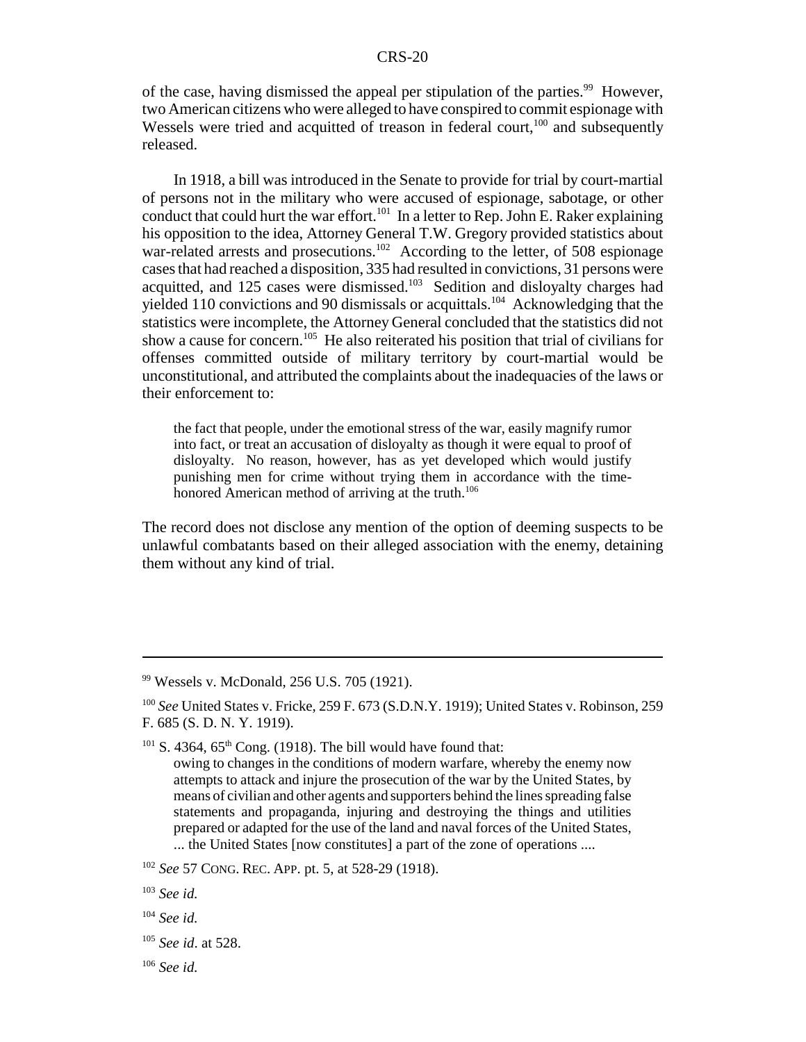of the case, having dismissed the appeal per stipulation of the parties.[99] However, two American citizens who were alleged to have conspired to commit espionage with Wessels were tried and acquitted of treason in federal court,[100] and subsequently released.

In 1918, a bill was introduced in the Senate to provide for trial by court-martial of persons not in the military who were accused of espionage, sabotage, or other conduct that could hurt the war effort.[101] In a letter to Rep. John E. Raker explaining his opposition to the idea, Attorney General T.W. Gregory provided statistics about war-related arrests and prosecutions.[102] According to the letter, of 508 espionage cases that had reached a disposition, 335 had resulted in convictions, 31 persons were acquitted, and 125 cases were dismissed.[103] Sedition and disloyalty charges had yielded 110 convictions and 90 dismissals or acquittals.[104] Acknowledging that the statistics were incomplete, the Attorney General concluded that the statistics did not show a cause for concern.[105] He also reiterated his position that trial of civilians for offenses committed outside of military territory by court-martial would be unconstitutional, and attributed the complaints about the inadequacies of the laws or their enforcement to:

> the fact that people, under the emotional stress of the war, easily magnify rumor into fact, or treat an accusation of disloyalty as though it were equal to proof of disloyalty. No reason, however, has as yet developed which would justify punishing men for crime without trying them in accordance with the time-honored American method of arriving at the truth.[106]

The record does not disclose any mention of the option of deeming suspects to be unlawful combatants based on their alleged association with the enemy, detaining them without any kind of trial.

---

[99] Wessels v. McDonald, 256 U.S. 705 (1921).

[100] *See* United States v. Fricke, 259 F. 673 (S.D.N.Y. 1919); United States v. Robinson, 259 F. 685 (S. D. N. Y. 1919).

[101] S. 4364, 65th Cong. (1918). The bill would have found that:

> owing to changes in the conditions of modern warfare, whereby the enemy now attempts to attack and injure the prosecution of the war by the United States, by means of civilian and other agents and supporters behind the lines spreading false statements and propaganda, injuring and destroying the things and utilities prepared or adapted for the use of the land and naval forces of the United States, ... the United States [now constitutes] a part of the zone of operations ....

[102] *See* 57 CONG. REC. APP. pt. 5, at 528-29 (1918).

[103] *See id.*

[104] *See id.*

[105] *See id*. at 528.

[106] *See id.*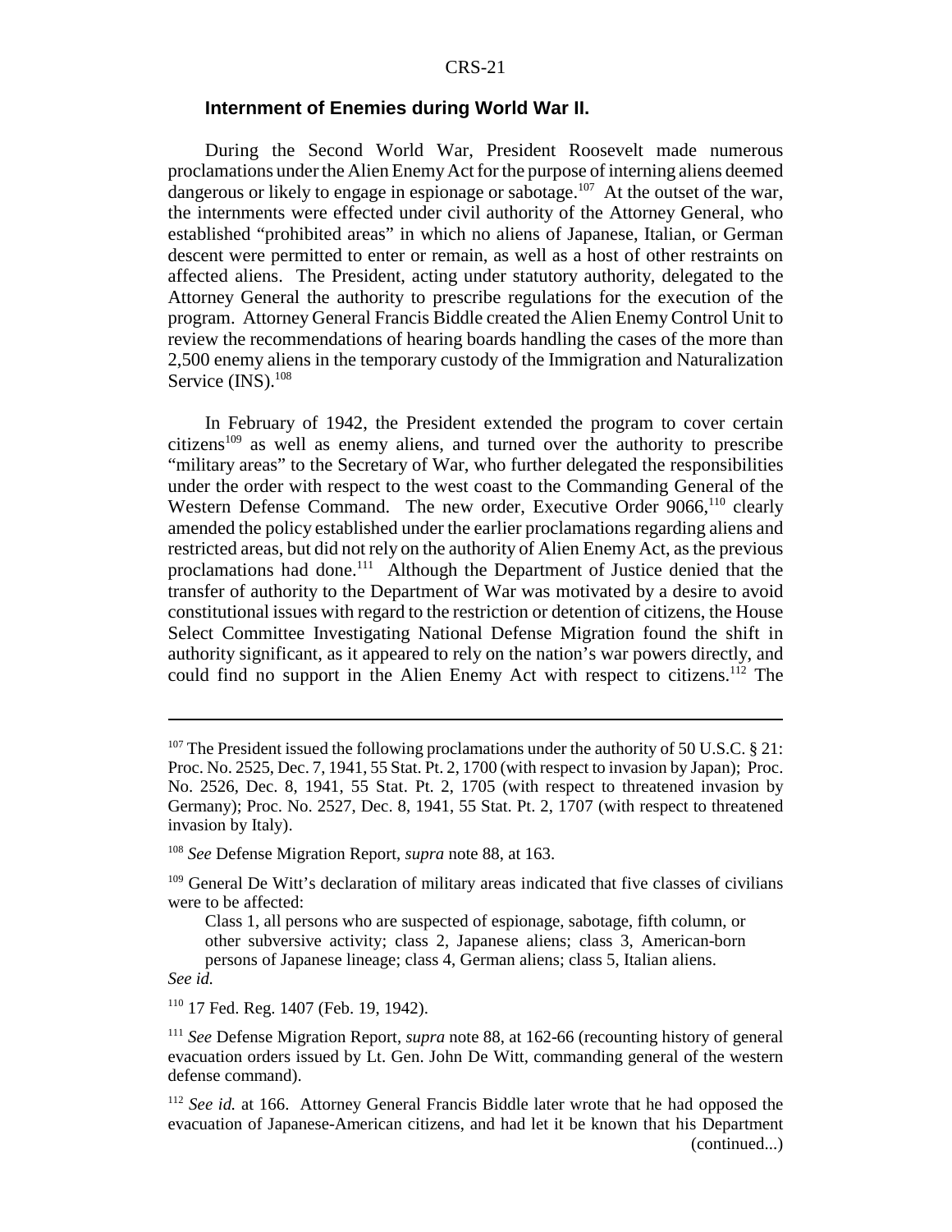### Internment of Enemies during World War II.

During the Second World War, President Roosevelt made numerous proclamations under the Alien Enemy Act for the purpose of interning aliens deemed dangerous or likely to engage in espionage or sabotage.[107] At the outset of the war, the internments were effected under civil authority of the Attorney General, who established "prohibited areas" in which no aliens of Japanese, Italian, or German descent were permitted to enter or remain, as well as a host of other restraints on affected aliens. The President, acting under statutory authority, delegated to the Attorney General the authority to prescribe regulations for the execution of the program. Attorney General Francis Biddle created the Alien Enemy Control Unit to review the recommendations of hearing boards handling the cases of the more than 2,500 enemy aliens in the temporary custody of the Immigration and Naturalization Service (INS).[108]

In February of 1942, the President extended the program to cover certain citizens[109] as well as enemy aliens, and turned over the authority to prescribe "military areas" to the Secretary of War, who further delegated the responsibilities under the order with respect to the west coast to the Commanding General of the Western Defense Command. The new order, Executive Order 9066,[110] clearly amended the policy established under the earlier proclamations regarding aliens and restricted areas, but did not rely on the authority of Alien Enemy Act, as the previous proclamations had done.[111] Although the Department of Justice denied that the transfer of authority to the Department of War was motivated by a desire to avoid constitutional issues with regard to the restriction or detention of citizens, the House Select Committee Investigating National Defense Migration found the shift in authority significant, as it appeared to rely on the nation's war powers directly, and could find no support in the Alien Enemy Act with respect to citizens.[112] The

---

[107] The President issued the following proclamations under the authority of 50 U.S.C. § 21: Proc. No. 2525, Dec. 7, 1941, 55 Stat. Pt. 2, 1700 (with respect to invasion by Japan); Proc. No. 2526, Dec. 8, 1941, 55 Stat. Pt. 2, 1705 (with respect to threatened invasion by Germany); Proc. No. 2527, Dec. 8, 1941, 55 Stat. Pt. 2, 1707 (with respect to threatened invasion by Italy).

[108] *See* Defense Migration Report, *supra* note 88, at 163.

[109] General De Witt's declaration of military areas indicated that five classes of civilians were to be affected:

> Class 1, all persons who are suspected of espionage, sabotage, fifth column, or other subversive activity; class 2, Japanese aliens; class 3, American-born persons of Japanese lineage; class 4, German aliens; class 5, Italian aliens.

*See id.*

[110] 17 Fed. Reg. 1407 (Feb. 19, 1942).

[111] *See* Defense Migration Report, *supra* note 88, at 162-66 (recounting history of general evacuation orders issued by Lt. Gen. John De Witt, commanding general of the western defense command).

[112] *See id.* at 166. Attorney General Francis Biddle later wrote that he had opposed the evacuation of Japanese-American citizens, and had let it be known that his Department (continued...)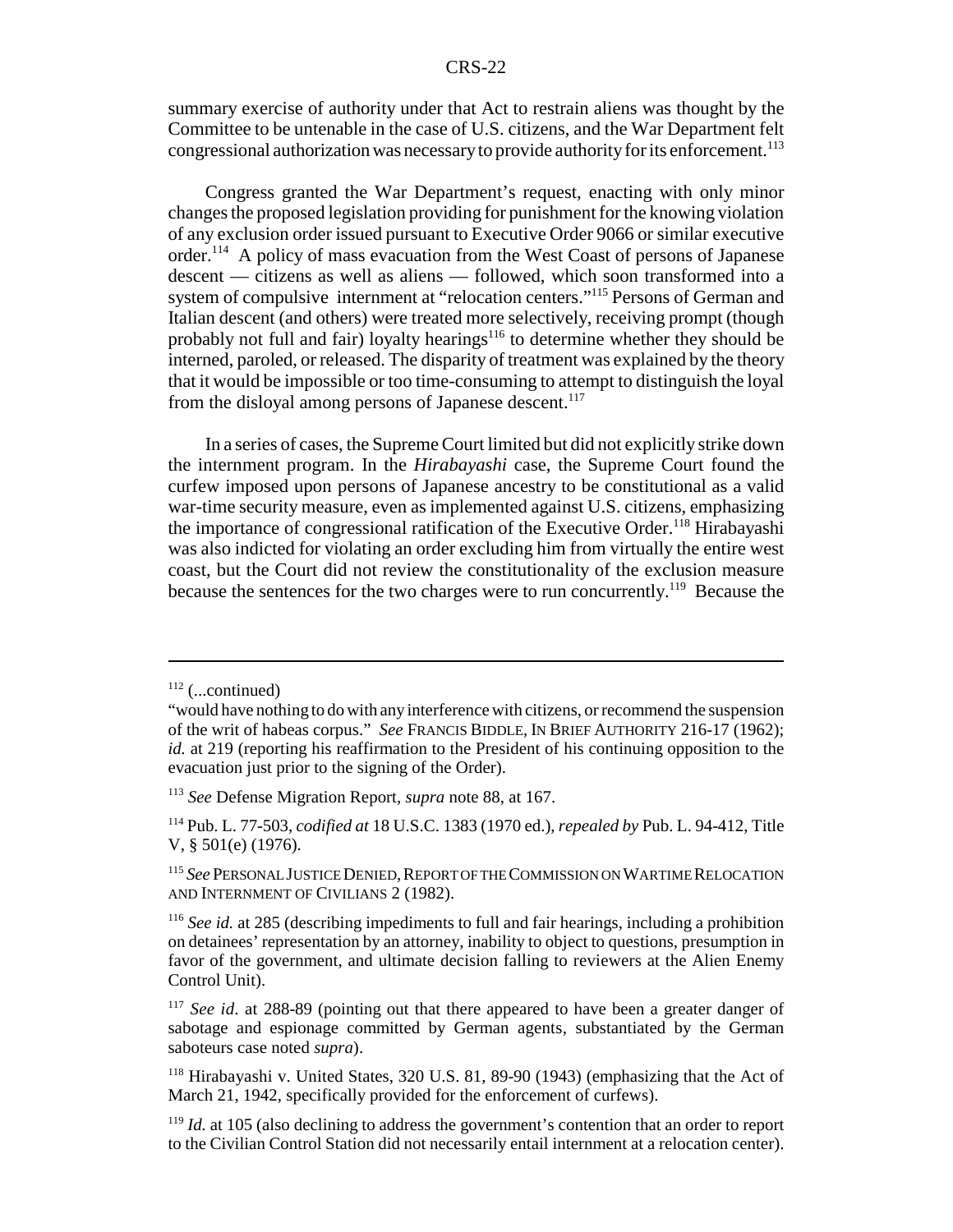summary exercise of authority under that Act to restrain aliens was thought by the Committee to be untenable in the case of U.S. citizens, and the War Department felt congressional authorization was necessary to provide authority for its enforcement.[113]

Congress granted the War Department's request, enacting with only minor changes the proposed legislation providing for punishment for the knowing violation of any exclusion order issued pursuant to Executive Order 9066 or similar executive order.[114] A policy of mass evacuation from the West Coast of persons of Japanese descent — citizens as well as aliens — followed, which soon transformed into a system of compulsive internment at "relocation centers."[115] Persons of German and Italian descent (and others) were treated more selectively, receiving prompt (though probably not full and fair) loyalty hearings[116] to determine whether they should be interned, paroled, or released. The disparity of treatment was explained by the theory that it would be impossible or too time-consuming to attempt to distinguish the loyal from the disloyal among persons of Japanese descent.[117]

In a series of cases, the Supreme Court limited but did not explicitly strike down the internment program. In the *Hirabayashi* case, the Supreme Court found the curfew imposed upon persons of Japanese ancestry to be constitutional as a valid war-time security measure, even as implemented against U.S. citizens, emphasizing the importance of congressional ratification of the Executive Order.[118] Hirabayashi was also indicted for violating an order excluding him from virtually the entire west coast, but the Court did not review the constitutionality of the exclusion measure because the sentences for the two charges were to run concurrently.[119] Because the

---

[112] (...continued)
"would have nothing to do with any interference with citizens, or recommend the suspension of the writ of habeas corpus." *See* FRANCIS BIDDLE, IN BRIEF AUTHORITY 216-17 (1962); *id.* at 219 (reporting his reaffirmation to the President of his continuing opposition to the evacuation just prior to the signing of the Order).

[113] *See* Defense Migration Report, *supra* note 88, at 167.

[114] Pub. L. 77-503, *codified at* 18 U.S.C. 1383 (1970 ed.), *repealed by* Pub. L. 94-412, Title V, § 501(e) (1976).

[115] *See* PERSONAL JUSTICE DENIED, REPORT OF THE COMMISSION ON WARTIME RELOCATION AND INTERNMENT OF CIVILIANS 2 (1982).

[116] *See id.* at 285 (describing impediments to full and fair hearings, including a prohibition on detainees' representation by an attorney, inability to object to questions, presumption in favor of the government, and ultimate decision falling to reviewers at the Alien Enemy Control Unit).

[117] *See id*. at 288-89 (pointing out that there appeared to have been a greater danger of sabotage and espionage committed by German agents, substantiated by the German saboteurs case noted *supra*).

[118] Hirabayashi v. United States, 320 U.S. 81, 89-90 (1943) (emphasizing that the Act of March 21, 1942, specifically provided for the enforcement of curfews).

[119] *Id.* at 105 (also declining to address the government's contention that an order to report to the Civilian Control Station did not necessarily entail internment at a relocation center).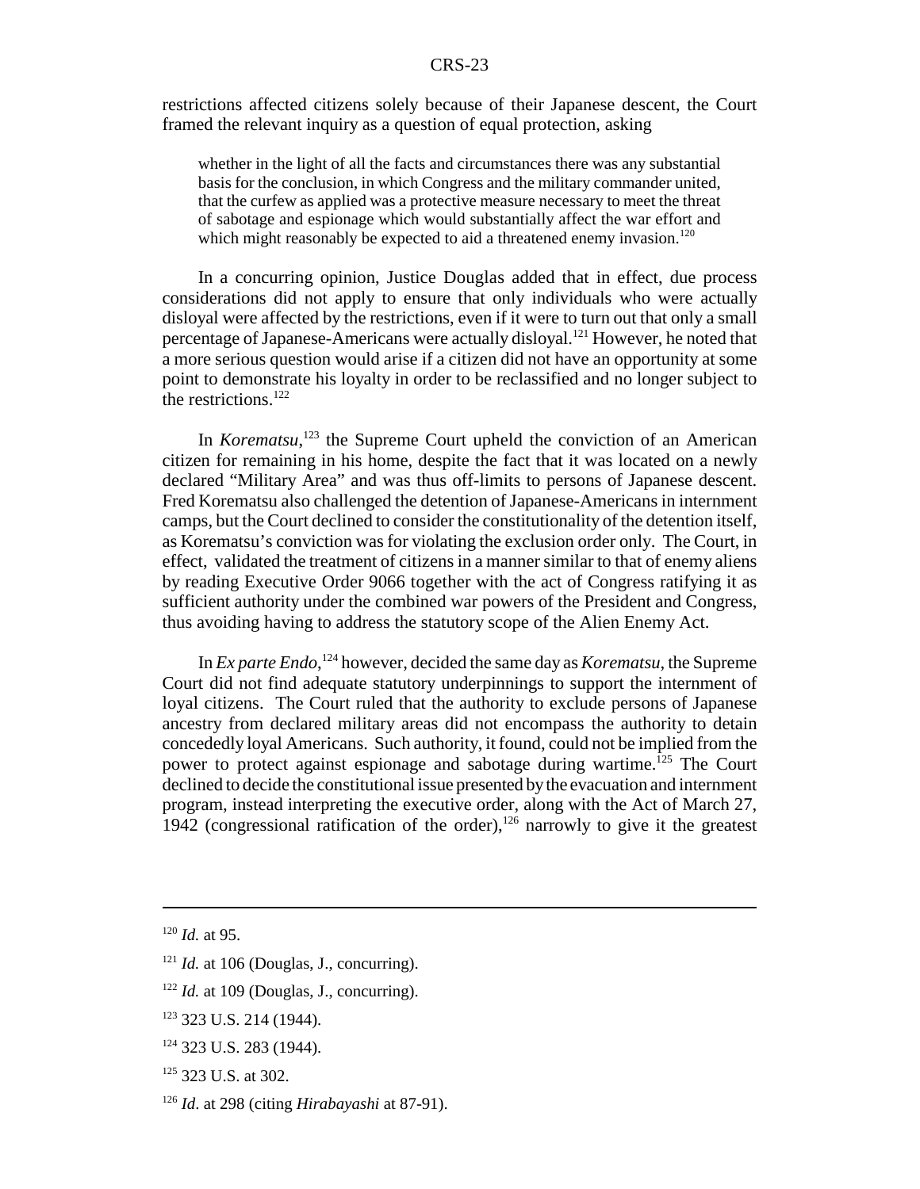restrictions affected citizens solely because of their Japanese descent, the Court framed the relevant inquiry as a question of equal protection, asking

> whether in the light of all the facts and circumstances there was any substantial basis for the conclusion, in which Congress and the military commander united, that the curfew as applied was a protective measure necessary to meet the threat of sabotage and espionage which would substantially affect the war effort and which might reasonably be expected to aid a threatened enemy invasion.[120]

In a concurring opinion, Justice Douglas added that in effect, due process considerations did not apply to ensure that only individuals who were actually disloyal were affected by the restrictions, even if it were to turn out that only a small percentage of Japanese-Americans were actually disloyal.[121] However, he noted that a more serious question would arise if a citizen did not have an opportunity at some point to demonstrate his loyalty in order to be reclassified and no longer subject to the restrictions.[122]

In *Korematsu*,[123] the Supreme Court upheld the conviction of an American citizen for remaining in his home, despite the fact that it was located on a newly declared "Military Area" and was thus off-limits to persons of Japanese descent. Fred Korematsu also challenged the detention of Japanese-Americans in internment camps, but the Court declined to consider the constitutionality of the detention itself, as Korematsu's conviction was for violating the exclusion order only. The Court, in effect, validated the treatment of citizens in a manner similar to that of enemy aliens by reading Executive Order 9066 together with the act of Congress ratifying it as sufficient authority under the combined war powers of the President and Congress, thus avoiding having to address the statutory scope of the Alien Enemy Act.

In *Ex parte Endo*,[124] however, decided the same day as *Korematsu*, the Supreme Court did not find adequate statutory underpinnings to support the internment of loyal citizens. The Court ruled that the authority to exclude persons of Japanese ancestry from declared military areas did not encompass the authority to detain concededly loyal Americans. Such authority, it found, could not be implied from the power to protect against espionage and sabotage during wartime.[125] The Court declined to decide the constitutional issue presented by the evacuation and internment program, instead interpreting the executive order, along with the Act of March 27, 1942 (congressional ratification of the order),[126] narrowly to give it the greatest

---

[120] *Id.* at 95.

[121] *Id.* at 106 (Douglas, J., concurring).

[122] *Id.* at 109 (Douglas, J., concurring).

[123] 323 U.S. 214 (1944).

[124] 323 U.S. 283 (1944).

[125] 323 U.S. at 302.

[126] *Id*. at 298 (citing *Hirabayashi* at 87-91).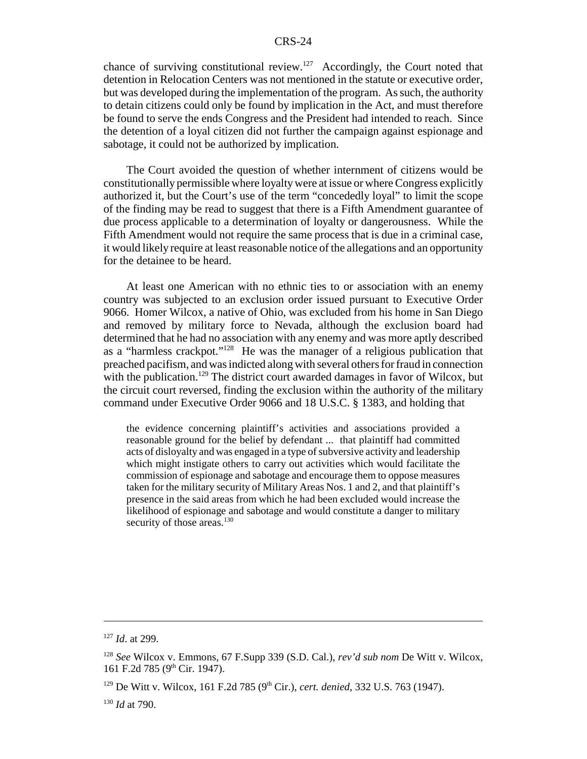chance of surviving constitutional review.[127] Accordingly, the Court noted that detention in Relocation Centers was not mentioned in the statute or executive order, but was developed during the implementation of the program. As such, the authority to detain citizens could only be found by implication in the Act, and must therefore be found to serve the ends Congress and the President had intended to reach. Since the detention of a loyal citizen did not further the campaign against espionage and sabotage, it could not be authorized by implication.

The Court avoided the question of whether internment of citizens would be constitutionally permissible where loyalty were at issue or where Congress explicitly authorized it, but the Court's use of the term "concededly loyal" to limit the scope of the finding may be read to suggest that there is a Fifth Amendment guarantee of due process applicable to a determination of loyalty or dangerousness. While the Fifth Amendment would not require the same process that is due in a criminal case, it would likely require at least reasonable notice of the allegations and an opportunity for the detainee to be heard.

At least one American with no ethnic ties to or association with an enemy country was subjected to an exclusion order issued pursuant to Executive Order 9066. Homer Wilcox, a native of Ohio, was excluded from his home in San Diego and removed by military force to Nevada, although the exclusion board had determined that he had no association with any enemy and was more aptly described as a "harmless crackpot."[128] He was the manager of a religious publication that preached pacifism, and was indicted along with several others for fraud in connection with the publication.[129] The district court awarded damages in favor of Wilcox, but the circuit court reversed, finding the exclusion within the authority of the military command under Executive Order 9066 and 18 U.S.C. § 1383, and holding that

> the evidence concerning plaintiff's activities and associations provided a reasonable ground for the belief by defendant ... that plaintiff had committed acts of disloyalty and was engaged in a type of subversive activity and leadership which might instigate others to carry out activities which would facilitate the commission of espionage and sabotage and encourage them to oppose measures taken for the military security of Military Areas Nos. 1 and 2, and that plaintiff's presence in the said areas from which he had been excluded would increase the likelihood of espionage and sabotage and would constitute a danger to military security of those areas.[130]

---

[127] *Id*. at 299.

[128] *See* Wilcox v. Emmons, 67 F.Supp 339 (S.D. Cal.), *rev'd sub nom* De Witt v. Wilcox, 161 F.2d 785 (9th Cir. 1947).

[129] De Witt v. Wilcox, 161 F.2d 785 (9th Cir.), *cert. denied*, 332 U.S. 763 (1947).

[130] *Id* at 790.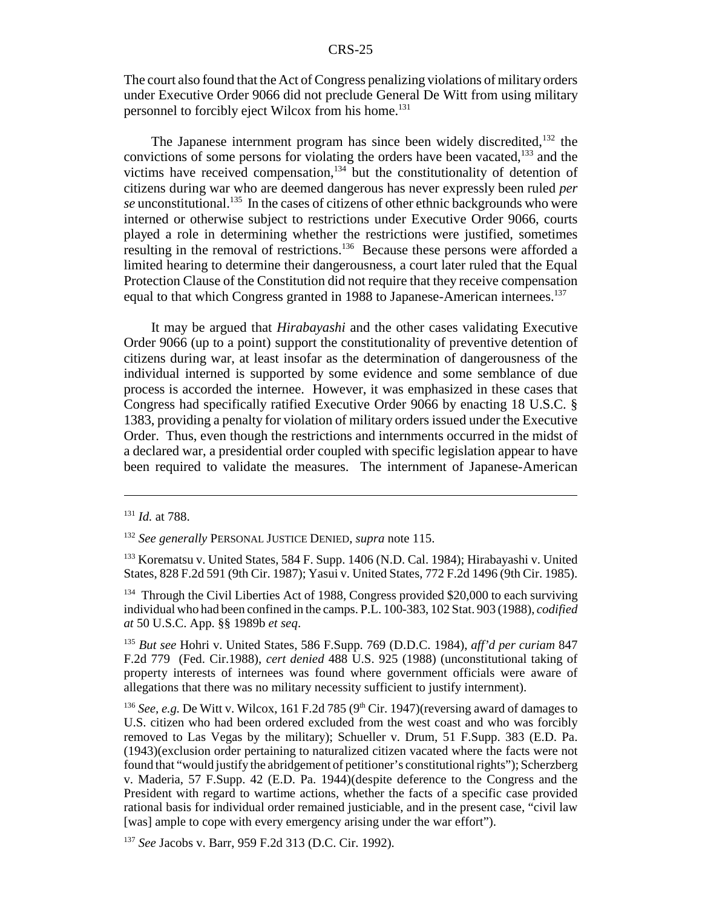The court also found that the Act of Congress penalizing violations of military orders under Executive Order 9066 did not preclude General De Witt from using military personnel to forcibly eject Wilcox from his home.[131]

The Japanese internment program has since been widely discredited,[132] the convictions of some persons for violating the orders have been vacated,[133] and the victims have received compensation,[134] but the constitutionality of detention of citizens during war who are deemed dangerous has never expressly been ruled *per se* unconstitutional.[135] In the cases of citizens of other ethnic backgrounds who were interned or otherwise subject to restrictions under Executive Order 9066, courts played a role in determining whether the restrictions were justified, sometimes resulting in the removal of restrictions.[136] Because these persons were afforded a limited hearing to determine their dangerousness, a court later ruled that the Equal Protection Clause of the Constitution did not require that they receive compensation equal to that which Congress granted in 1988 to Japanese-American internees.[137]

It may be argued that *Hirabayashi* and the other cases validating Executive Order 9066 (up to a point) support the constitutionality of preventive detention of citizens during war, at least insofar as the determination of dangerousness of the individual interned is supported by some evidence and some semblance of due process is accorded the internee. However, it was emphasized in these cases that Congress had specifically ratified Executive Order 9066 by enacting 18 U.S.C. § 1383, providing a penalty for violation of military orders issued under the Executive Order. Thus, even though the restrictions and internments occurred in the midst of a declared war, a presidential order coupled with specific legislation appear to have been required to validate the measures. The internment of Japanese-American

---

[131] *Id.* at 788.

[132] *See generally* PERSONAL JUSTICE DENIED, *supra* note 115.

[133] Korematsu v. United States, 584 F. Supp. 1406 (N.D. Cal. 1984); Hirabayashi v. United States, 828 F.2d 591 (9th Cir. 1987); Yasui v. United States, 772 F.2d 1496 (9th Cir. 1985).

[134] Through the Civil Liberties Act of 1988, Congress provided $20,000 to each surviving individual who had been confined in the camps. P.L. 100-383, 102 Stat. 903 (1988), *codified at* 50 U.S.C. App. §§ 1989b *et seq*.

[135] *But see* Hohri v. United States, 586 F.Supp. 769 (D.D.C. 1984), *aff'd per curiam* 847 F.2d 779 (Fed. Cir.1988), *cert denied* 488 U.S. 925 (1988) (unconstitutional taking of property interests of internees was found where government officials were aware of allegations that there was no military necessity sufficient to justify internment).

[136] *See, e.g.* De Witt v. Wilcox, 161 F.2d 785 (9th Cir. 1947)(reversing award of damages to U.S. citizen who had been ordered excluded from the west coast and who was forcibly removed to Las Vegas by the military); Schueller v. Drum, 51 F.Supp. 383 (E.D. Pa. (1943)(exclusion order pertaining to naturalized citizen vacated where the facts were not found that "would justify the abridgement of petitioner's constitutional rights"); Scherzberg v. Maderia, 57 F.Supp. 42 (E.D. Pa. 1944)(despite deference to the Congress and the President with regard to wartime actions, whether the facts of a specific case provided rational basis for individual order remained justiciable, and in the present case, "civil law [was] ample to cope with every emergency arising under the war effort").

[137] *See* Jacobs v. Barr, 959 F.2d 313 (D.C. Cir. 1992).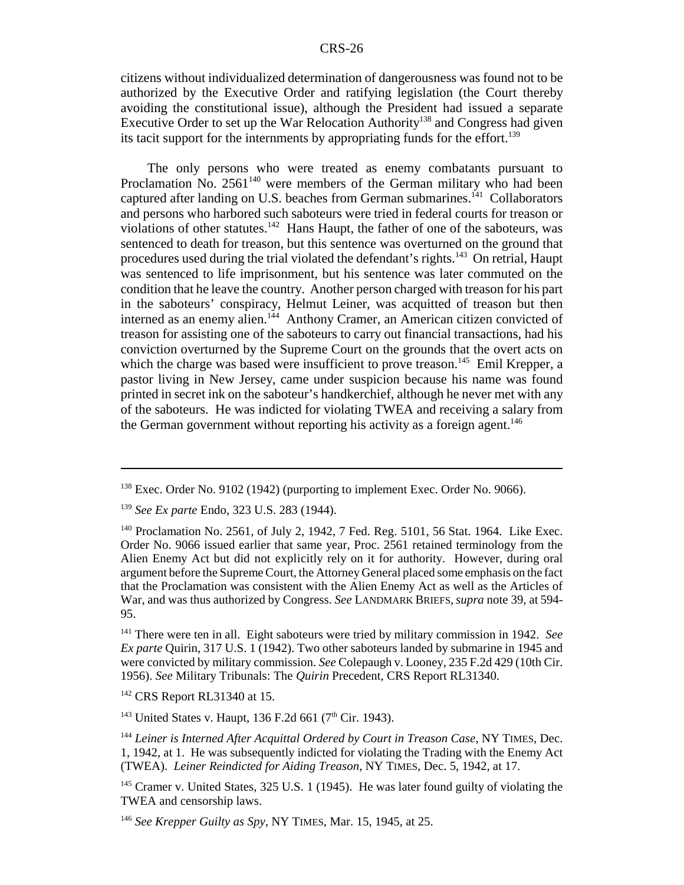citizens without individualized determination of dangerousness was found not to be authorized by the Executive Order and ratifying legislation (the Court thereby avoiding the constitutional issue), although the President had issued a separate Executive Order to set up the War Relocation Authority[138] and Congress had given its tacit support for the internments by appropriating funds for the effort.[139]

The only persons who were treated as enemy combatants pursuant to Proclamation No. 2561[140] were members of the German military who had been captured after landing on U.S. beaches from German submarines.[141] Collaborators and persons who harbored such saboteurs were tried in federal courts for treason or violations of other statutes.[142] Hans Haupt, the father of one of the saboteurs, was sentenced to death for treason, but this sentence was overturned on the ground that procedures used during the trial violated the defendant's rights.[143] On retrial, Haupt was sentenced to life imprisonment, but his sentence was later commuted on the condition that he leave the country. Another person charged with treason for his part in the saboteurs' conspiracy, Helmut Leiner, was acquitted of treason but then interned as an enemy alien.[144] Anthony Cramer, an American citizen convicted of treason for assisting one of the saboteurs to carry out financial transactions, had his conviction overturned by the Supreme Court on the grounds that the overt acts on which the charge was based were insufficient to prove treason.[145] Emil Krepper, a pastor living in New Jersey, came under suspicion because his name was found printed in secret ink on the saboteur's handkerchief, although he never met with any of the saboteurs. He was indicted for violating TWEA and receiving a salary from the German government without reporting his activity as a foreign agent.[146]

---

[138] Exec. Order No. 9102 (1942) (purporting to implement Exec. Order No. 9066).

[139] *See Ex parte* Endo, 323 U.S. 283 (1944).

[140] Proclamation No. 2561, of July 2, 1942, 7 Fed. Reg. 5101, 56 Stat. 1964. Like Exec. Order No. 9066 issued earlier that same year, Proc. 2561 retained terminology from the Alien Enemy Act but did not explicitly rely on it for authority. However, during oral argument before the Supreme Court, the Attorney General placed some emphasis on the fact that the Proclamation was consistent with the Alien Enemy Act as well as the Articles of War, and was thus authorized by Congress. *See* LANDMARK BRIEFS, *supra* note 39, at 594-95.

[141] There were ten in all. Eight saboteurs were tried by military commission in 1942. *See Ex parte* Quirin, 317 U.S. 1 (1942). Two other saboteurs landed by submarine in 1945 and were convicted by military commission. *See* Colepaugh v. Looney, 235 F.2d 429 (10th Cir. 1956). *See* Military Tribunals: The *Quirin* Precedent, CRS Report RL31340.

[142] CRS Report RL31340 at 15.

[143] United States v. Haupt, 136 F.2d 661 (7th Cir. 1943).

[144] *Leiner is Interned After Acquittal Ordered by Court in Treason Case*, NY TIMES, Dec. 1, 1942, at 1. He was subsequently indicted for violating the Trading with the Enemy Act (TWEA). *Leiner Reindicted for Aiding Treason*, NY TIMES, Dec. 5, 1942, at 17.

[145] Cramer v. United States, 325 U.S. 1 (1945). He was later found guilty of violating the TWEA and censorship laws.

[146] *See Krepper Guilty as Spy*, NY TIMES, Mar. 15, 1945, at 25.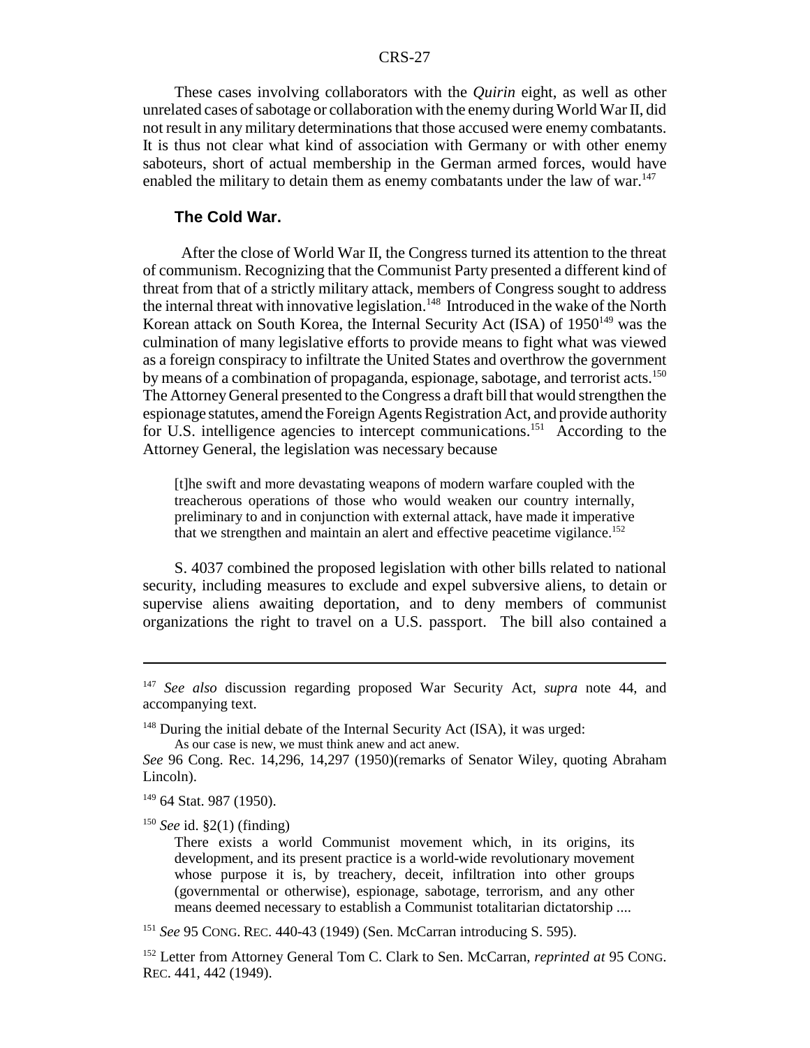These cases involving collaborators with the *Quirin* eight, as well as other unrelated cases of sabotage or collaboration with the enemy during World War II, did not result in any military determinations that those accused were enemy combatants. It is thus not clear what kind of association with Germany or with other enemy saboteurs, short of actual membership in the German armed forces, would have enabled the military to detain them as enemy combatants under the law of war.[147]

### The Cold War.

After the close of World War II, the Congress turned its attention to the threat of communism. Recognizing that the Communist Party presented a different kind of threat from that of a strictly military attack, members of Congress sought to address the internal threat with innovative legislation.[148] Introduced in the wake of the North Korean attack on South Korea, the Internal Security Act (ISA) of 1950[149] was the culmination of many legislative efforts to provide means to fight what was viewed as a foreign conspiracy to infiltrate the United States and overthrow the government by means of a combination of propaganda, espionage, sabotage, and terrorist acts.[150] The Attorney General presented to the Congress a draft bill that would strengthen the espionage statutes, amend the Foreign Agents Registration Act, and provide authority for U.S. intelligence agencies to intercept communications.[151] According to the Attorney General, the legislation was necessary because

> [t]he swift and more devastating weapons of modern warfare coupled with the treacherous operations of those who would weaken our country internally, preliminary to and in conjunction with external attack, have made it imperative that we strengthen and maintain an alert and effective peacetime vigilance.[152]

S. 4037 combined the proposed legislation with other bills related to national security, including measures to exclude and expel subversive aliens, to detain or supervise aliens awaiting deportation, and to deny members of communist organizations the right to travel on a U.S. passport. The bill also contained a

---

[147] *See also* discussion regarding proposed War Security Act, *supra* note 44, and accompanying text.

[148] During the initial debate of the Internal Security Act (ISA), it was urged:

> As our case is new, we must think anew and act anew.

*See* 96 Cong. Rec. 14,296, 14,297 (1950)(remarks of Senator Wiley, quoting Abraham Lincoln).

[149] 64 Stat. 987 (1950).

[150] *See* id. §2(1) (finding)

> There exists a world Communist movement which, in its origins, its development, and its present practice is a world-wide revolutionary movement whose purpose it is, by treachery, deceit, infiltration into other groups (governmental or otherwise), espionage, sabotage, terrorism, and any other means deemed necessary to establish a Communist totalitarian dictatorship ....

[151] *See* 95 CONG. REC. 440-43 (1949) (Sen. McCarran introducing S. 595).

[152] Letter from Attorney General Tom C. Clark to Sen. McCarran, *reprinted at* 95 CONG. REC. 441, 442 (1949).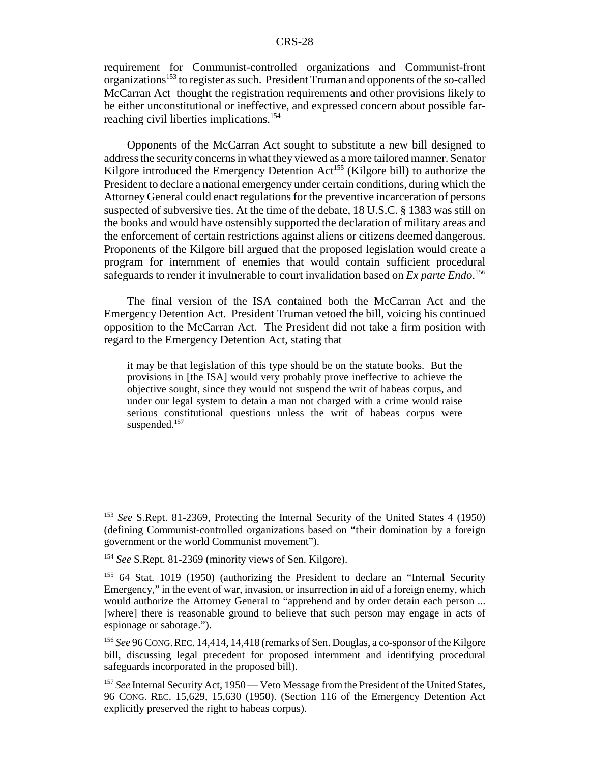requirement for Communist-controlled organizations and Communist-front organizations[153] to register as such. President Truman and opponents of the so-called McCarran Act thought the registration requirements and other provisions likely to be either unconstitutional or ineffective, and expressed concern about possible far-reaching civil liberties implications.[154]

Opponents of the McCarran Act sought to substitute a new bill designed to address the security concerns in what they viewed as a more tailored manner. Senator Kilgore introduced the Emergency Detention Act[155] (Kilgore bill) to authorize the President to declare a national emergency under certain conditions, during which the Attorney General could enact regulations for the preventive incarceration of persons suspected of subversive ties. At the time of the debate, 18 U.S.C. § 1383 was still on the books and would have ostensibly supported the declaration of military areas and the enforcement of certain restrictions against aliens or citizens deemed dangerous. Proponents of the Kilgore bill argued that the proposed legislation would create a program for internment of enemies that would contain sufficient procedural safeguards to render it invulnerable to court invalidation based on *Ex parte Endo*.[156]

The final version of the ISA contained both the McCarran Act and the Emergency Detention Act. President Truman vetoed the bill, voicing his continued opposition to the McCarran Act. The President did not take a firm position with regard to the Emergency Detention Act, stating that

> it may be that legislation of this type should be on the statute books. But the provisions in [the ISA] would very probably prove ineffective to achieve the objective sought, since they would not suspend the writ of habeas corpus, and under our legal system to detain a man not charged with a crime would raise serious constitutional questions unless the writ of habeas corpus were suspended.[157]

---

[153] *See* S.Rept. 81-2369, Protecting the Internal Security of the United States 4 (1950) (defining Communist-controlled organizations based on "their domination by a foreign government or the world Communist movement").

[154] *See* S.Rept. 81-2369 (minority views of Sen. Kilgore).

[155] 64 Stat. 1019 (1950) (authorizing the President to declare an "Internal Security Emergency," in the event of war, invasion, or insurrection in aid of a foreign enemy, which would authorize the Attorney General to "apprehend and by order detain each person ... [where] there is reasonable ground to believe that such person may engage in acts of espionage or sabotage.").

[156] *See* 96 CONG. REC. 14,414, 14,418 (remarks of Sen. Douglas, a co-sponsor of the Kilgore bill, discussing legal precedent for proposed internment and identifying procedural safeguards incorporated in the proposed bill).

[157] *See* Internal Security Act, 1950 — Veto Message from the President of the United States, 96 CONG. REC. 15,629, 15,630 (1950). (Section 116 of the Emergency Detention Act explicitly preserved the right to habeas corpus).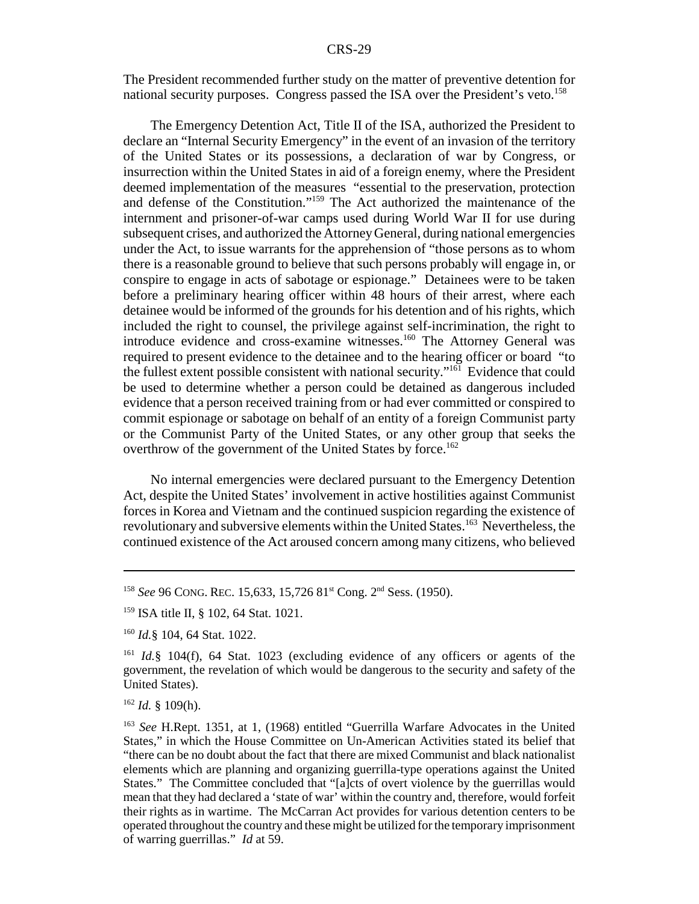The President recommended further study on the matter of preventive detention for national security purposes. Congress passed the ISA over the President's veto.[158]

The Emergency Detention Act, Title II of the ISA, authorized the President to declare an "Internal Security Emergency" in the event of an invasion of the territory of the United States or its possessions, a declaration of war by Congress, or insurrection within the United States in aid of a foreign enemy, where the President deemed implementation of the measures "essential to the preservation, protection and defense of the Constitution."[159] The Act authorized the maintenance of the internment and prisoner-of-war camps used during World War II for use during subsequent crises, and authorized the Attorney General, during national emergencies under the Act, to issue warrants for the apprehension of "those persons as to whom there is a reasonable ground to believe that such persons probably will engage in, or conspire to engage in acts of sabotage or espionage." Detainees were to be taken before a preliminary hearing officer within 48 hours of their arrest, where each detainee would be informed of the grounds for his detention and of his rights, which included the right to counsel, the privilege against self-incrimination, the right to introduce evidence and cross-examine witnesses.[160] The Attorney General was required to present evidence to the detainee and to the hearing officer or board "to the fullest extent possible consistent with national security."[161] Evidence that could be used to determine whether a person could be detained as dangerous included evidence that a person received training from or had ever committed or conspired to commit espionage or sabotage on behalf of an entity of a foreign Communist party or the Communist Party of the United States, or any other group that seeks the overthrow of the government of the United States by force.[162]

No internal emergencies were declared pursuant to the Emergency Detention Act, despite the United States' involvement in active hostilities against Communist forces in Korea and Vietnam and the continued suspicion regarding the existence of revolutionary and subversive elements within the United States.[163] Nevertheless, the continued existence of the Act aroused concern among many citizens, who believed

---

[158] *See* 96 CONG. REC. 15,633, 15,726 81st Cong. 2nd Sess. (1950).

[159] ISA title II, § 102, 64 Stat. 1021.

[160] *Id.*§ 104, 64 Stat. 1022.

[161] *Id.*§ 104(f), 64 Stat. 1023 (excluding evidence of any officers or agents of the government, the revelation of which would be dangerous to the security and safety of the United States).

[162] *Id.* § 109(h).

[163] *See* H.Rept. 1351, at 1, (1968) entitled "Guerrilla Warfare Advocates in the United States," in which the House Committee on Un-American Activities stated its belief that "there can be no doubt about the fact that there are mixed Communist and black nationalist elements which are planning and organizing guerrilla-type operations against the United States." The Committee concluded that "[a]cts of overt violence by the guerrillas would mean that they had declared a 'state of war' within the country and, therefore, would forfeit their rights as in wartime. The McCarran Act provides for various detention centers to be operated throughout the country and these might be utilized for the temporary imprisonment of warring guerrillas." *Id* at 59.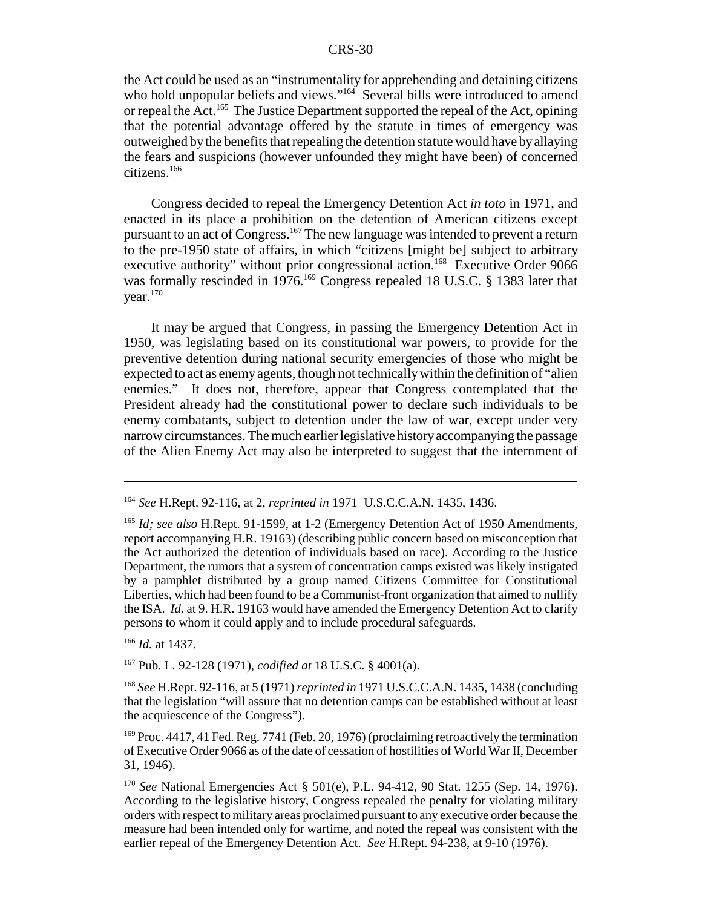the Act could be used as an "instrumentality for apprehending and detaining citizens who hold unpopular beliefs and views."[164] Several bills were introduced to amend or repeal the Act.[165] The Justice Department supported the repeal of the Act, opining that the potential advantage offered by the statute in times of emergency was outweighed by the benefits that repealing the detention statute would have by allaying the fears and suspicions (however unfounded they might have been) of concerned citizens.[166]

Congress decided to repeal the Emergency Detention Act *in toto* in 1971, and enacted in its place a prohibition on the detention of American citizens except pursuant to an act of Congress.[167] The new language was intended to prevent a return to the pre-1950 state of affairs, in which "citizens [might be] subject to arbitrary executive authority" without prior congressional action.[168] Executive Order 9066 was formally rescinded in 1976.[169] Congress repealed 18 U.S.C. § 1383 later that year.[170]

It may be argued that Congress, in passing the Emergency Detention Act in 1950, was legislating based on its constitutional war powers, to provide for the preventive detention during national security emergencies of those who might be expected to act as enemy agents, though not technically within the definition of "alien enemies." It does not, therefore, appear that Congress contemplated that the President already had the constitutional power to declare such individuals to be enemy combatants, subject to detention under the law of war, except under very narrow circumstances. The much earlier legislative history accompanying the passage of the Alien Enemy Act may also be interpreted to suggest that the internment of

---

[164] *See* H.Rept. 92-116, at 2, *reprinted in* 1971 U.S.C.C.A.N. 1435, 1436.

[165] *Id; see also* H.Rept. 91-1599, at 1-2 (Emergency Detention Act of 1950 Amendments, report accompanying H.R. 19163) (describing public concern based on misconception that the Act authorized the detention of individuals based on race). According to the Justice Department, the rumors that a system of concentration camps existed was likely instigated by a pamphlet distributed by a group named Citizens Committee for Constitutional Liberties, which had been found to be a Communist-front organization that aimed to nullify the ISA. *Id.* at 9. H.R. 19163 would have amended the Emergency Detention Act to clarify persons to whom it could apply and to include procedural safeguards.

[166] *Id.* at 1437.

[167] Pub. L. 92-128 (1971), *codified at* 18 U.S.C. § 4001(a).

[168] *See* H.Rept. 92-116, at 5 (1971) *reprinted in* 1971 U.S.C.C.A.N. 1435, 1438 (concluding that the legislation "will assure that no detention camps can be established without at least the acquiescence of the Congress").

[169] Proc. 4417, 41 Fed. Reg. 7741 (Feb. 20, 1976) (proclaiming retroactively the termination of Executive Order 9066 as of the date of cessation of hostilities of World War II, December 31, 1946).

[170] *See* National Emergencies Act § 501(e), P.L. 94-412, 90 Stat. 1255 (Sep. 14, 1976). According to the legislative history, Congress repealed the penalty for violating military orders with respect to military areas proclaimed pursuant to any executive order because the measure had been intended only for wartime, and noted the repeal was consistent with the earlier repeal of the Emergency Detention Act. *See* H.Rept. 94-238, at 9-10 (1976).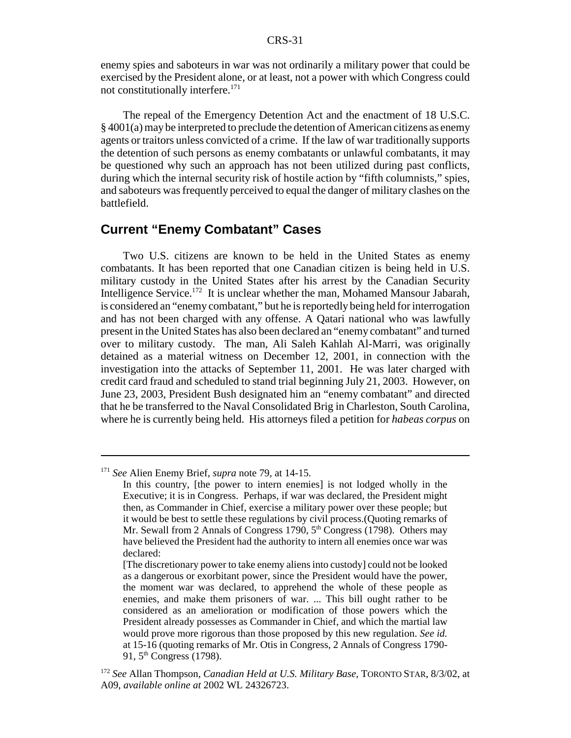enemy spies and saboteurs in war was not ordinarily a military power that could be exercised by the President alone, or at least, not a power with which Congress could not constitutionally interfere.[171]

The repeal of the Emergency Detention Act and the enactment of 18 U.S.C. § 4001(a) may be interpreted to preclude the detention of American citizens as enemy agents or traitors unless convicted of a crime. If the law of war traditionally supports the detention of such persons as enemy combatants or unlawful combatants, it may be questioned why such an approach has not been utilized during past conflicts, during which the internal security risk of hostile action by "fifth columnists," spies, and saboteurs was frequently perceived to equal the danger of military clashes on the battlefield.

## Current "Enemy Combatant" Cases

Two U.S. citizens are known to be held in the United States as enemy combatants. It has been reported that one Canadian citizen is being held in U.S. military custody in the United States after his arrest by the Canadian Security Intelligence Service.[172] It is unclear whether the man, Mohamed Mansour Jabarah, is considered an "enemy combatant," but he is reportedly being held for interrogation and has not been charged with any offense. A Qatari national who was lawfully present in the United States has also been declared an "enemy combatant" and turned over to military custody. The man, Ali Saleh Kahlah Al-Marri, was originally detained as a material witness on December 12, 2001, in connection with the investigation into the attacks of September 11, 2001. He was later charged with credit card fraud and scheduled to stand trial beginning July 21, 2003. However, on June 23, 2003, President Bush designated him an "enemy combatant" and directed that he be transferred to the Naval Consolidated Brig in Charleston, South Carolina, where he is currently being held. His attorneys filed a petition for *habeas corpus* on

---

[171] *See* Alien Enemy Brief, *supra* note 79, at 14-15.

In this country, [the power to intern enemies] is not lodged wholly in the Executive; it is in Congress. Perhaps, if war was declared, the President might then, as Commander in Chief, exercise a military power over these people; but it would be best to settle these regulations by civil process.(Quoting remarks of Mr. Sewall from 2 Annals of Congress 1790, 5th Congress (1798). Others may have believed the President had the authority to intern all enemies once war was declared:

[The discretionary power to take enemy aliens into custody] could not be looked as a dangerous or exorbitant power, since the President would have the power, the moment war was declared, to apprehend the whole of these people as enemies, and make them prisoners of war. ... This bill ought rather to be considered as an amelioration or modification of those powers which the President already possesses as Commander in Chief, and which the martial law would prove more rigorous than those proposed by this new regulation. *See id.* at 15-16 (quoting remarks of Mr. Otis in Congress, 2 Annals of Congress 1790-91, 5th Congress (1798).

[172] *See* Allan Thompson, *Canadian Held at U.S. Military Base*, TORONTO STAR, 8/3/02, at A09, *available online at* 2002 WL 24326723.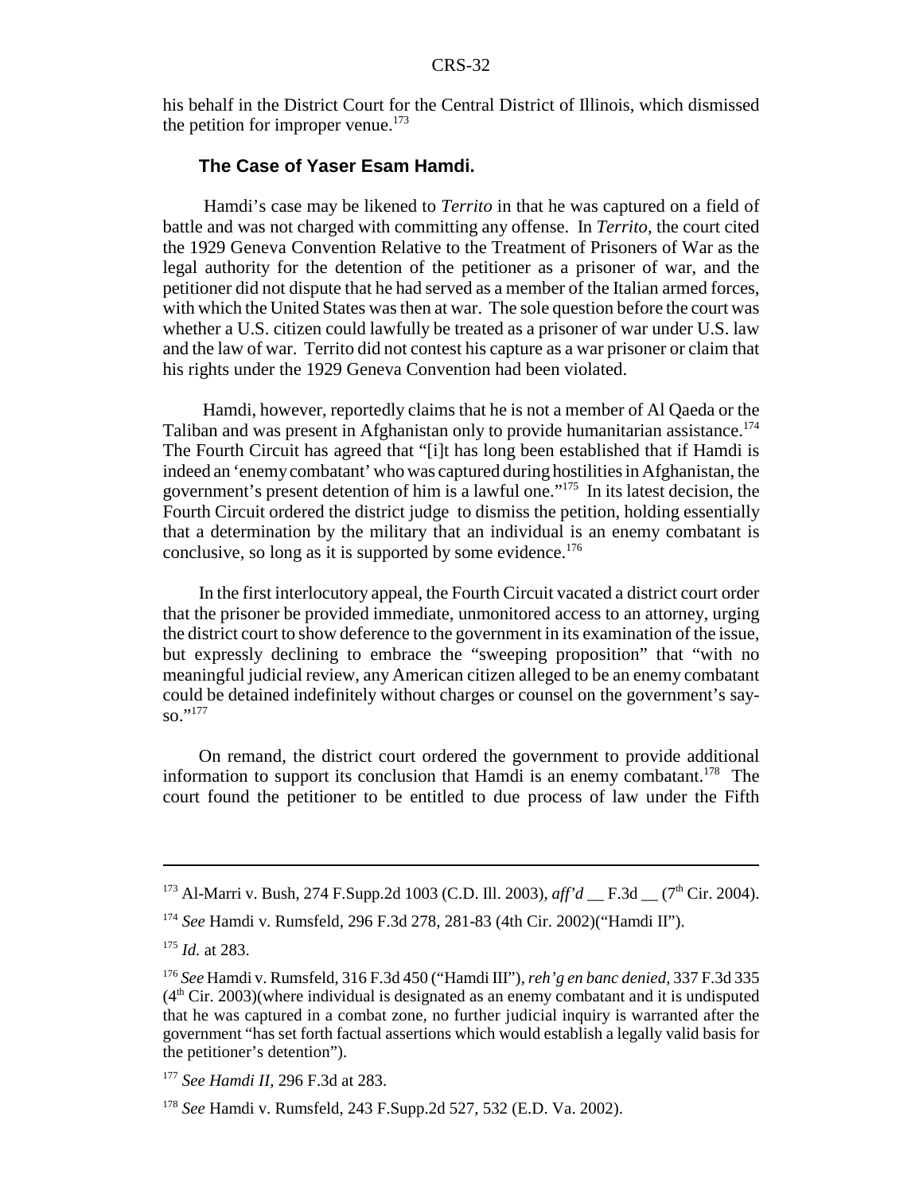his behalf in the District Court for the Central District of Illinois, which dismissed the petition for improper venue.[173]

### The Case of Yaser Esam Hamdi.

Hamdi's case may be likened to *Territo* in that he was captured on a field of battle and was not charged with committing any offense. In *Territo*, the court cited the 1929 Geneva Convention Relative to the Treatment of Prisoners of War as the legal authority for the detention of the petitioner as a prisoner of war, and the petitioner did not dispute that he had served as a member of the Italian armed forces, with which the United States was then at war. The sole question before the court was whether a U.S. citizen could lawfully be treated as a prisoner of war under U.S. law and the law of war. Territo did not contest his capture as a war prisoner or claim that his rights under the 1929 Geneva Convention had been violated.

Hamdi, however, reportedly claims that he is not a member of Al Qaeda or the Taliban and was present in Afghanistan only to provide humanitarian assistance.[174] The Fourth Circuit has agreed that "[i]t has long been established that if Hamdi is indeed an 'enemy combatant' who was captured during hostilities in Afghanistan, the government's present detention of him is a lawful one."[175] In its latest decision, the Fourth Circuit ordered the district judge to dismiss the petition, holding essentially that a determination by the military that an individual is an enemy combatant is conclusive, so long as it is supported by some evidence.[176]

In the first interlocutory appeal, the Fourth Circuit vacated a district court order that the prisoner be provided immediate, unmonitored access to an attorney, urging the district court to show deference to the government in its examination of the issue, but expressly declining to embrace the "sweeping proposition" that "with no meaningful judicial review, any American citizen alleged to be an enemy combatant could be detained indefinitely without charges or counsel on the government's say-so."[177]

On remand, the district court ordered the government to provide additional information to support its conclusion that Hamdi is an enemy combatant.[178] The court found the petitioner to be entitled to due process of law under the Fifth

---

[173] Al-Marri v. Bush, 274 F.Supp.2d 1003 (C.D. Ill. 2003), *aff'd* __ F.3d __ (7th Cir. 2004).

[174] *See* Hamdi v. Rumsfeld, 296 F.3d 278, 281-83 (4th Cir. 2002)("Hamdi II").

[175] *Id.* at 283.

[176] *See* Hamdi v. Rumsfeld, 316 F.3d 450 ("Hamdi III"), *reh'g en banc denied*, 337 F.3d 335 (4th Cir. 2003)(where individual is designated as an enemy combatant and it is undisputed that he was captured in a combat zone, no further judicial inquiry is warranted after the government "has set forth factual assertions which would establish a legally valid basis for the petitioner's detention").

[177] *See Hamdi II*, 296 F.3d at 283.

[178] *See* Hamdi v. Rumsfeld, 243 F.Supp.2d 527, 532 (E.D. Va. 2002).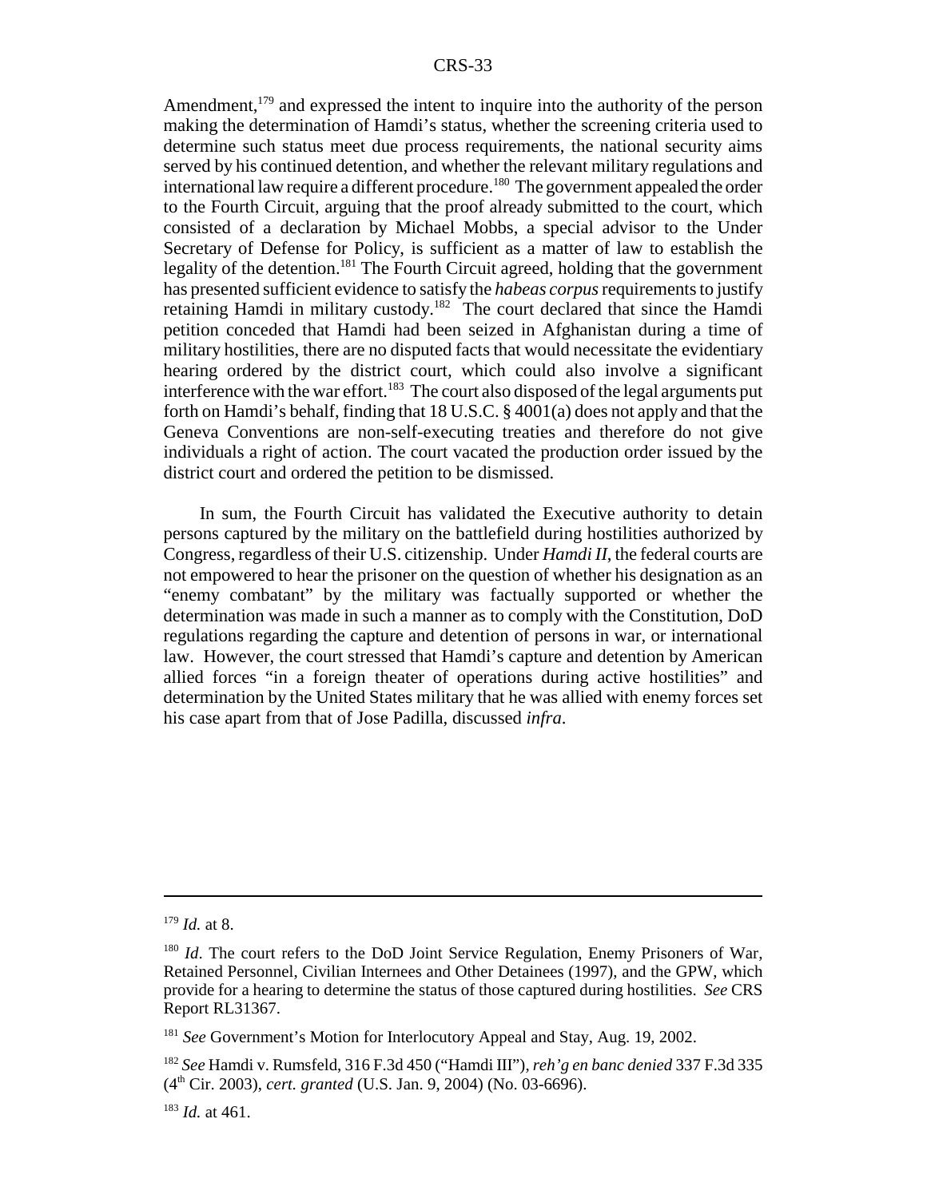Amendment,[179] and expressed the intent to inquire into the authority of the person making the determination of Hamdi's status, whether the screening criteria used to determine such status meet due process requirements, the national security aims served by his continued detention, and whether the relevant military regulations and international law require a different procedure.[180] The government appealed the order to the Fourth Circuit, arguing that the proof already submitted to the court, which consisted of a declaration by Michael Mobbs, a special advisor to the Under Secretary of Defense for Policy, is sufficient as a matter of law to establish the legality of the detention.[181] The Fourth Circuit agreed, holding that the government has presented sufficient evidence to satisfy the *habeas corpus* requirements to justify retaining Hamdi in military custody.[182] The court declared that since the Hamdi petition conceded that Hamdi had been seized in Afghanistan during a time of military hostilities, there are no disputed facts that would necessitate the evidentiary hearing ordered by the district court, which could also involve a significant interference with the war effort.[183] The court also disposed of the legal arguments put forth on Hamdi's behalf, finding that 18 U.S.C. § 4001(a) does not apply and that the Geneva Conventions are non-self-executing treaties and therefore do not give individuals a right of action. The court vacated the production order issued by the district court and ordered the petition to be dismissed.

In sum, the Fourth Circuit has validated the Executive authority to detain persons captured by the military on the battlefield during hostilities authorized by Congress, regardless of their U.S. citizenship. Under *Hamdi II*, the federal courts are not empowered to hear the prisoner on the question of whether his designation as an "enemy combatant" by the military was factually supported or whether the determination was made in such a manner as to comply with the Constitution, DoD regulations regarding the capture and detention of persons in war, or international law. However, the court stressed that Hamdi's capture and detention by American allied forces "in a foreign theater of operations during active hostilities" and determination by the United States military that he was allied with enemy forces set his case apart from that of Jose Padilla, discussed *infra*.

---

[179] *Id.* at 8.

[180] *Id*. The court refers to the DoD Joint Service Regulation, Enemy Prisoners of War, Retained Personnel, Civilian Internees and Other Detainees (1997), and the GPW, which provide for a hearing to determine the status of those captured during hostilities. *See* CRS Report RL31367.

[181] *See* Government's Motion for Interlocutory Appeal and Stay, Aug. 19, 2002.

[182] *See* Hamdi v. Rumsfeld, 316 F.3d 450 ("Hamdi III"), *reh'g en banc denied* 337 F.3d 335 (4th Cir. 2003), *cert. granted* (U.S. Jan. 9, 2004) (No. 03-6696).

[183] *Id.* at 461.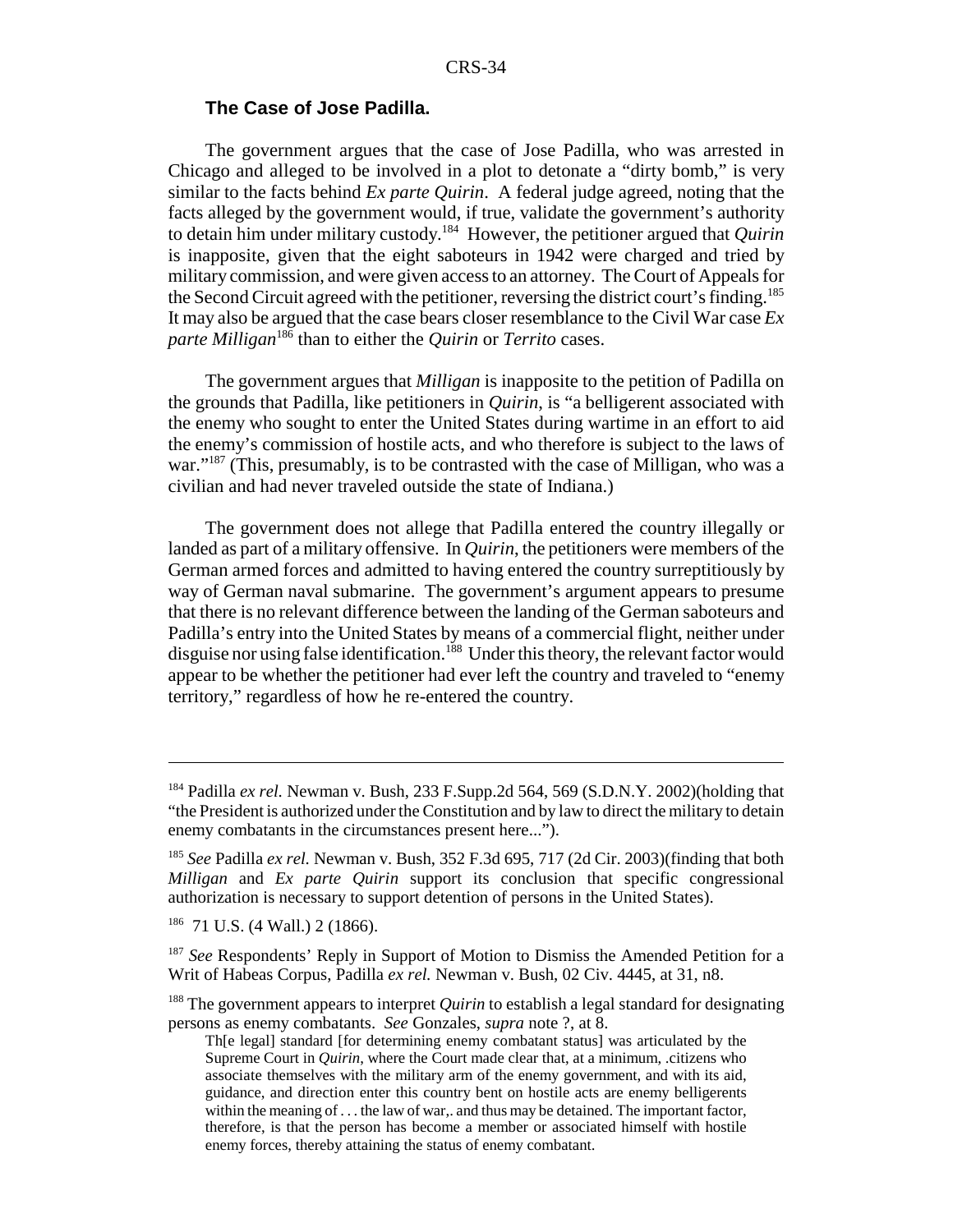### The Case of Jose Padilla.

The government argues that the case of Jose Padilla, who was arrested in Chicago and alleged to be involved in a plot to detonate a "dirty bomb," is very similar to the facts behind *Ex parte Quirin*. A federal judge agreed, noting that the facts alleged by the government would, if true, validate the government's authority to detain him under military custody.[184] However, the petitioner argued that *Quirin* is inapposite, given that the eight saboteurs in 1942 were charged and tried by military commission, and were given access to an attorney. The Court of Appeals for the Second Circuit agreed with the petitioner, reversing the district court's finding.[185] It may also be argued that the case bears closer resemblance to the Civil War case *Ex parte Milligan*[186] than to either the *Quirin* or *Territo* cases.

The government argues that *Milligan* is inapposite to the petition of Padilla on the grounds that Padilla, like petitioners in *Quirin*, is "a belligerent associated with the enemy who sought to enter the United States during wartime in an effort to aid the enemy's commission of hostile acts, and who therefore is subject to the laws of war."[187] (This, presumably, is to be contrasted with the case of Milligan, who was a civilian and had never traveled outside the state of Indiana.)

The government does not allege that Padilla entered the country illegally or landed as part of a military offensive. In *Quirin*, the petitioners were members of the German armed forces and admitted to having entered the country surreptitiously by way of German naval submarine. The government's argument appears to presume that there is no relevant difference between the landing of the German saboteurs and Padilla's entry into the United States by means of a commercial flight, neither under disguise nor using false identification.[188] Under this theory, the relevant factor would appear to be whether the petitioner had ever left the country and traveled to "enemy territory," regardless of how he re-entered the country.

---

[184] Padilla *ex rel.* Newman v. Bush, 233 F.Supp.2d 564, 569 (S.D.N.Y. 2002)(holding that "the President is authorized under the Constitution and by law to direct the military to detain enemy combatants in the circumstances present here...").

[185] *See* Padilla *ex rel.* Newman v. Bush, 352 F.3d 695, 717 (2d Cir. 2003)(finding that both *Milligan* and *Ex parte Quirin* support its conclusion that specific congressional authorization is necessary to support detention of persons in the United States).

[186] 71 U.S. (4 Wall.) 2 (1866).

[187] *See* Respondents' Reply in Support of Motion to Dismiss the Amended Petition for a Writ of Habeas Corpus, Padilla *ex rel.* Newman v. Bush, 02 Civ. 4445, at 31, n8.

[188] The government appears to interpret *Quirin* to establish a legal standard for designating persons as enemy combatants. *See* Gonzales, *supra* note ?, at 8.

> Th[e legal] standard [for determining enemy combatant status] was articulated by the Supreme Court in *Quirin*, where the Court made clear that, at a minimum, .citizens who associate themselves with the military arm of the enemy government, and with its aid, guidance, and direction enter this country bent on hostile acts are enemy belligerents within the meaning of . . . the law of war,. and thus may be detained. The important factor, therefore, is that the person has become a member or associated himself with hostile enemy forces, thereby attaining the status of enemy combatant.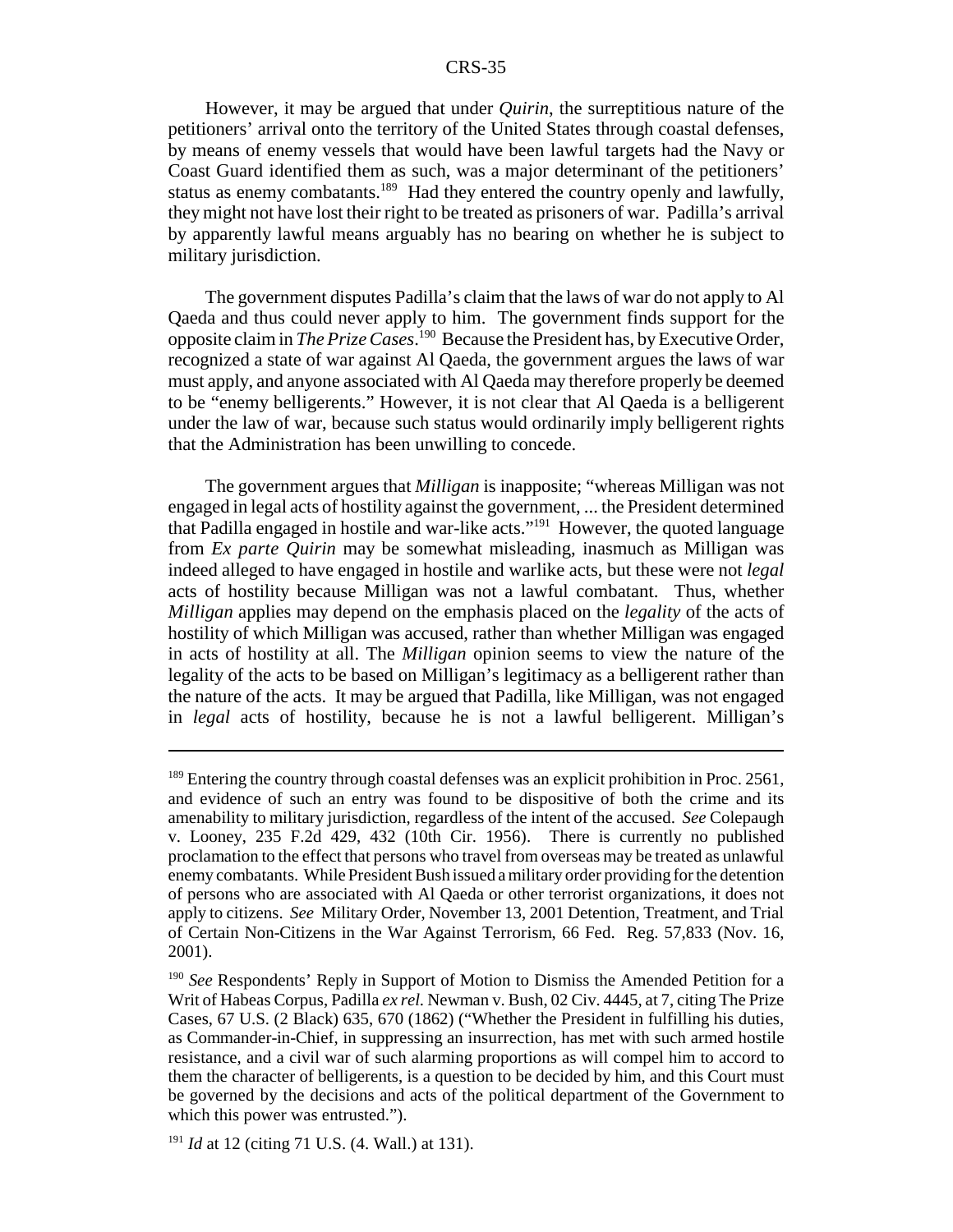However, it may be argued that under *Quirin*, the surreptitious nature of the petitioners' arrival onto the territory of the United States through coastal defenses, by means of enemy vessels that would have been lawful targets had the Navy or Coast Guard identified them as such, was a major determinant of the petitioners' status as enemy combatants.[189] Had they entered the country openly and lawfully, they might not have lost their right to be treated as prisoners of war. Padilla's arrival by apparently lawful means arguably has no bearing on whether he is subject to military jurisdiction.

The government disputes Padilla's claim that the laws of war do not apply to Al Qaeda and thus could never apply to him. The government finds support for the opposite claim in *The Prize Cases*.[190] Because the President has, by Executive Order, recognized a state of war against Al Qaeda, the government argues the laws of war must apply, and anyone associated with Al Qaeda may therefore properly be deemed to be "enemy belligerents." However, it is not clear that Al Qaeda is a belligerent under the law of war, because such status would ordinarily imply belligerent rights that the Administration has been unwilling to concede.

The government argues that *Milligan* is inapposite; "whereas Milligan was not engaged in legal acts of hostility against the government, ... the President determined that Padilla engaged in hostile and war-like acts."[191] However, the quoted language from *Ex parte Quirin* may be somewhat misleading, inasmuch as Milligan was indeed alleged to have engaged in hostile and warlike acts, but these were not *legal* acts of hostility because Milligan was not a lawful combatant. Thus, whether *Milligan* applies may depend on the emphasis placed on the *legality* of the acts of hostility of which Milligan was accused, rather than whether Milligan was engaged in acts of hostility at all. The *Milligan* opinion seems to view the nature of the legality of the acts to be based on Milligan's legitimacy as a belligerent rather than the nature of the acts. It may be argued that Padilla, like Milligan, was not engaged in *legal* acts of hostility, because he is not a lawful belligerent. Milligan's

---

[189] Entering the country through coastal defenses was an explicit prohibition in Proc. 2561, and evidence of such an entry was found to be dispositive of both the crime and its amenability to military jurisdiction, regardless of the intent of the accused. *See* Colepaugh v. Looney, 235 F.2d 429, 432 (10th Cir. 1956). There is currently no published proclamation to the effect that persons who travel from overseas may be treated as unlawful enemy combatants. While President Bush issued a military order providing for the detention of persons who are associated with Al Qaeda or other terrorist organizations, it does not apply to citizens. *See* Military Order, November 13, 2001 Detention, Treatment, and Trial of Certain Non-Citizens in the War Against Terrorism, 66 Fed. Reg. 57,833 (Nov. 16, 2001).

[190] *See* Respondents' Reply in Support of Motion to Dismiss the Amended Petition for a Writ of Habeas Corpus, Padilla *ex rel.* Newman v. Bush, 02 Civ. 4445, at 7, citing The Prize Cases, 67 U.S. (2 Black) 635, 670 (1862) ("Whether the President in fulfilling his duties, as Commander-in-Chief, in suppressing an insurrection, has met with such armed hostile resistance, and a civil war of such alarming proportions as will compel him to accord to them the character of belligerents, is a question to be decided by him, and this Court must be governed by the decisions and acts of the political department of the Government to which this power was entrusted.").

[191] *Id* at 12 (citing 71 U.S. (4. Wall.) at 131).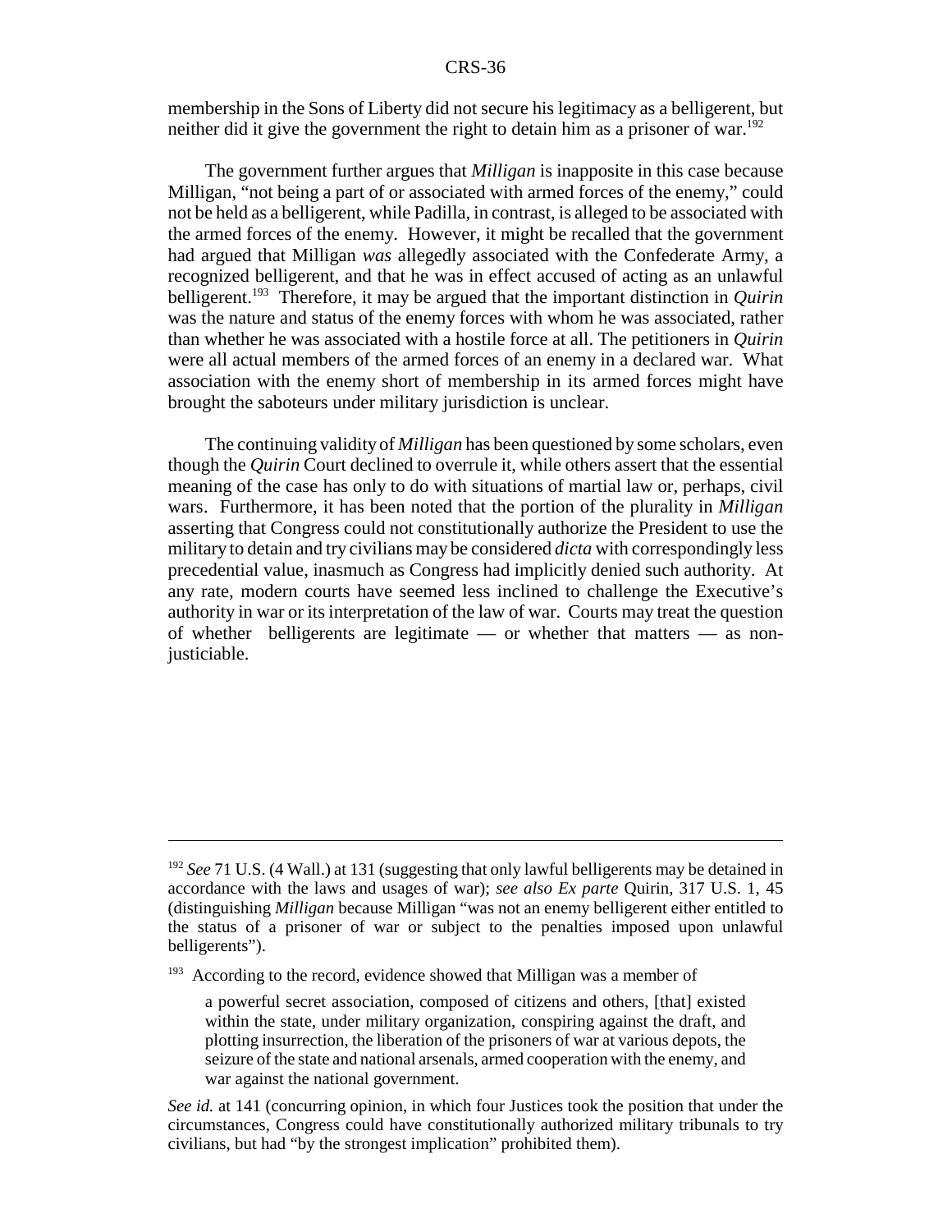membership in the Sons of Liberty did not secure his legitimacy as a belligerent, but neither did it give the government the right to detain him as a prisoner of war.[192]

The government further argues that *Milligan* is inapposite in this case because Milligan, "not being a part of or associated with armed forces of the enemy," could not be held as a belligerent, while Padilla, in contrast, is alleged to be associated with the armed forces of the enemy. However, it might be recalled that the government had argued that Milligan *was* allegedly associated with the Confederate Army, a recognized belligerent, and that he was in effect accused of acting as an unlawful belligerent.[193] Therefore, it may be argued that the important distinction in *Quirin* was the nature and status of the enemy forces with whom he was associated, rather than whether he was associated with a hostile force at all. The petitioners in *Quirin* were all actual members of the armed forces of an enemy in a declared war. What association with the enemy short of membership in its armed forces might have brought the saboteurs under military jurisdiction is unclear.

The continuing validity of *Milligan* has been questioned by some scholars, even though the *Quirin* Court declined to overrule it, while others assert that the essential meaning of the case has only to do with situations of martial law or, perhaps, civil wars. Furthermore, it has been noted that the portion of the plurality in *Milligan* asserting that Congress could not constitutionally authorize the President to use the military to detain and try civilians may be considered *dicta* with correspondingly less precedential value, inasmuch as Congress had implicitly denied such authority. At any rate, modern courts have seemed less inclined to challenge the Executive's authority in war or its interpretation of the law of war. Courts may treat the question of whether belligerents are legitimate — or whether that matters — as non-justiciable.

---

[192] *See* 71 U.S. (4 Wall.) at 131 (suggesting that only lawful belligerents may be detained in accordance with the laws and usages of war); *see also Ex parte* Quirin, 317 U.S. 1, 45 (distinguishing *Milligan* because Milligan "was not an enemy belligerent either entitled to the status of a prisoner of war or subject to the penalties imposed upon unlawful belligerents").

[193] According to the record, evidence showed that Milligan was a member of

> a powerful secret association, composed of citizens and others, [that] existed within the state, under military organization, conspiring against the draft, and plotting insurrection, the liberation of the prisoners of war at various depots, the seizure of the state and national arsenals, armed cooperation with the enemy, and war against the national government.

*See id.* at 141 (concurring opinion, in which four Justices took the position that under the circumstances, Congress could have constitutionally authorized military tribunals to try civilians, but had "by the strongest implication" prohibited them).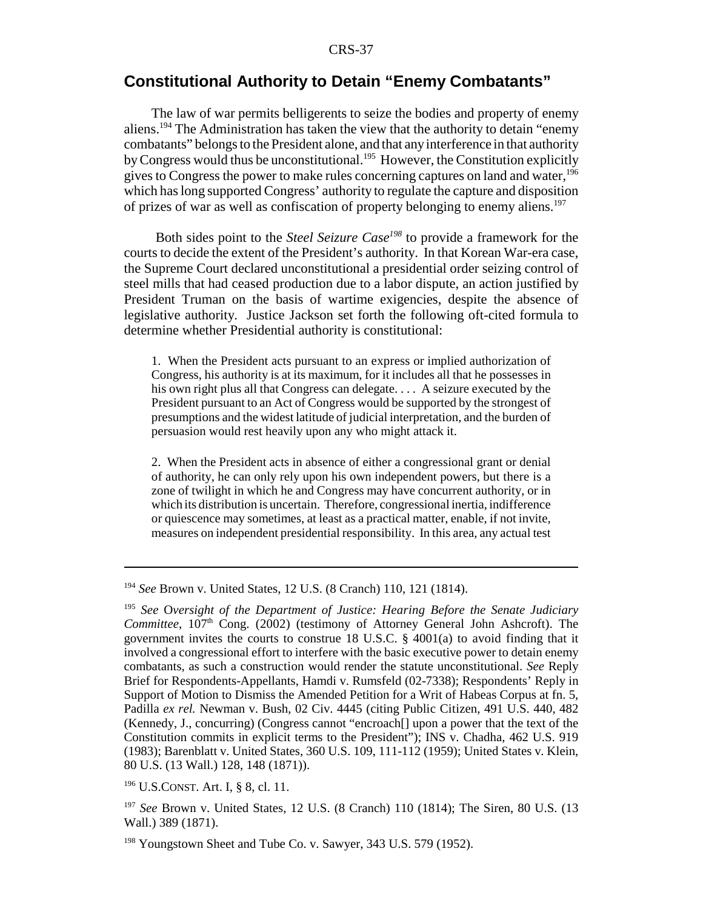## Constitutional Authority to Detain "Enemy Combatants"

The law of war permits belligerents to seize the bodies and property of enemy aliens.[194] The Administration has taken the view that the authority to detain "enemy combatants" belongs to the President alone, and that any interference in that authority by Congress would thus be unconstitutional.[195] However, the Constitution explicitly gives to Congress the power to make rules concerning captures on land and water,[196] which has long supported Congress' authority to regulate the capture and disposition of prizes of war as well as confiscation of property belonging to enemy aliens.[197]

Both sides point to the *Steel Seizure Case*[198] to provide a framework for the courts to decide the extent of the President's authority. In that Korean War-era case, the Supreme Court declared unconstitutional a presidential order seizing control of steel mills that had ceased production due to a labor dispute, an action justified by President Truman on the basis of wartime exigencies, despite the absence of legislative authority. Justice Jackson set forth the following oft-cited formula to determine whether Presidential authority is constitutional:

> 1. When the President acts pursuant to an express or implied authorization of Congress, his authority is at its maximum, for it includes all that he possesses in his own right plus all that Congress can delegate. . . . A seizure executed by the President pursuant to an Act of Congress would be supported by the strongest of presumptions and the widest latitude of judicial interpretation, and the burden of persuasion would rest heavily upon any who might attack it.
>
> 2. When the President acts in absence of either a congressional grant or denial of authority, he can only rely upon his own independent powers, but there is a zone of twilight in which he and Congress may have concurrent authority, or in which its distribution is uncertain. Therefore, congressional inertia, indifference or quiescence may sometimes, at least as a practical matter, enable, if not invite, measures on independent presidential responsibility. In this area, any actual test

---

[194] *See* Brown v. United States, 12 U.S. (8 Cranch) 110, 121 (1814).

[195] *See* *Oversight of the Department of Justice: Hearing Before the Senate Judiciary Committee*, 107th Cong. (2002) (testimony of Attorney General John Ashcroft). The government invites the courts to construe 18 U.S.C. § 4001(a) to avoid finding that it involved a congressional effort to interfere with the basic executive power to detain enemy combatants, as such a construction would render the statute unconstitutional. *See* Reply Brief for Respondents-Appellants, Hamdi v. Rumsfeld (02-7338); Respondents' Reply in Support of Motion to Dismiss the Amended Petition for a Writ of Habeas Corpus at fn. 5, Padilla *ex rel.* Newman v. Bush, 02 Civ. 4445 (citing Public Citizen, 491 U.S. 440, 482 (Kennedy, J., concurring) (Congress cannot "encroach[] upon a power that the text of the Constitution commits in explicit terms to the President"); INS v. Chadha, 462 U.S. 919 (1983); Barenblatt v. United States, 360 U.S. 109, 111-112 (1959); United States v. Klein, 80 U.S. (13 Wall.) 128, 148 (1871)).

[196] U.S.CONST. Art. I, § 8, cl. 11.

[197] *See* Brown v. United States, 12 U.S. (8 Cranch) 110 (1814); The Siren, 80 U.S. (13 Wall.) 389 (1871).

[198] Youngstown Sheet and Tube Co. v. Sawyer, 343 U.S. 579 (1952).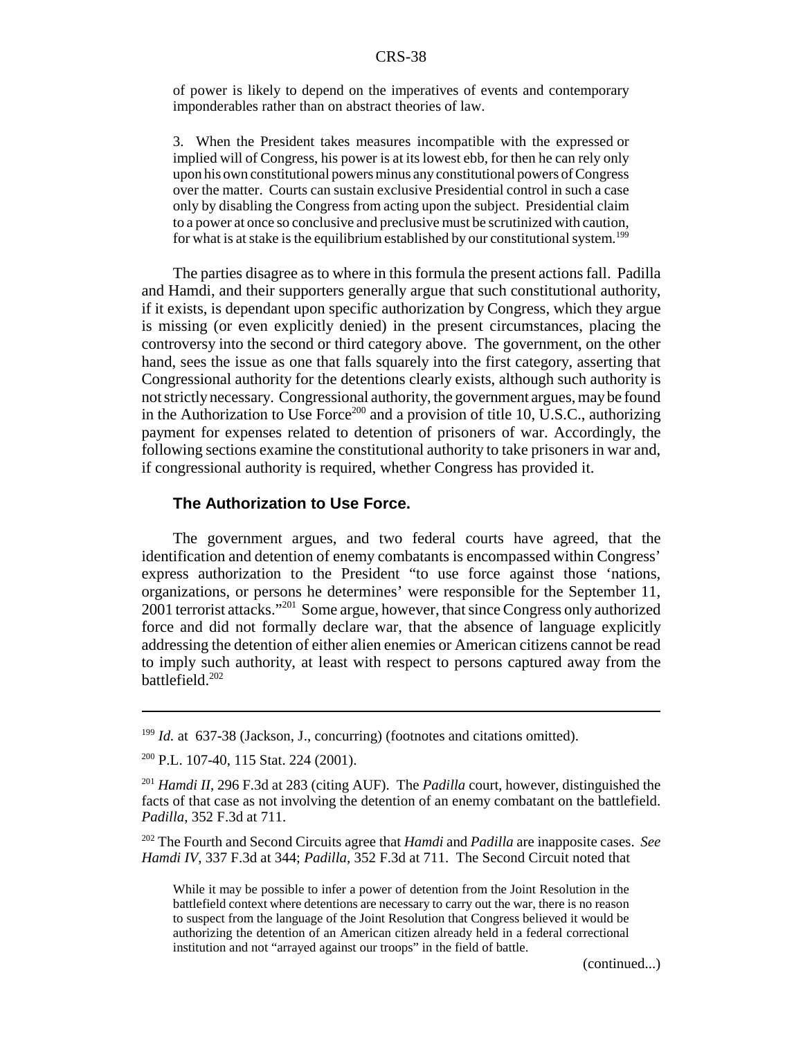> of power is likely to depend on the imperatives of events and contemporary imponderables rather than on abstract theories of law.
>
> 3. When the President takes measures incompatible with the expressed or implied will of Congress, his power is at its lowest ebb, for then he can rely only upon his own constitutional powers minus any constitutional powers of Congress over the matter. Courts can sustain exclusive Presidential control in such a case only by disabling the Congress from acting upon the subject. Presidential claim to a power at once so conclusive and preclusive must be scrutinized with caution, for what is at stake is the equilibrium established by our constitutional system.[199]

The parties disagree as to where in this formula the present actions fall. Padilla and Hamdi, and their supporters generally argue that such constitutional authority, if it exists, is dependant upon specific authorization by Congress, which they argue is missing (or even explicitly denied) in the present circumstances, placing the controversy into the second or third category above. The government, on the other hand, sees the issue as one that falls squarely into the first category, asserting that Congressional authority for the detentions clearly exists, although such authority is not strictly necessary. Congressional authority, the government argues, may be found in the Authorization to Use Force[200] and a provision of title 10, U.S.C., authorizing payment for expenses related to detention of prisoners of war. Accordingly, the following sections examine the constitutional authority to take prisoners in war and, if congressional authority is required, whether Congress has provided it.

### The Authorization to Use Force.

The government argues, and two federal courts have agreed, that the identification and detention of enemy combatants is encompassed within Congress' express authorization to the President "to use force against those 'nations, organizations, or persons he determines' were responsible for the September 11, 2001 terrorist attacks."[201] Some argue, however, that since Congress only authorized force and did not formally declare war, that the absence of language explicitly addressing the detention of either alien enemies or American citizens cannot be read to imply such authority, at least with respect to persons captured away from the battlefield.[202]

---

[199] *Id.* at 637-38 (Jackson, J., concurring) (footnotes and citations omitted).

[200] P.L. 107-40, 115 Stat. 224 (2001).

[201] *Hamdi II*, 296 F.3d at 283 (citing AUF). The *Padilla* court, however, distinguished the facts of that case as not involving the detention of an enemy combatant on the battlefield. *Padilla*, 352 F.3d at 711.

[202] The Fourth and Second Circuits agree that *Hamdi* and *Padilla* are inapposite cases. *See Hamdi IV*, 337 F.3d at 344; *Padilla*, 352 F.3d at 711. The Second Circuit noted that

> While it may be possible to infer a power of detention from the Joint Resolution in the battlefield context where detentions are necessary to carry out the war, there is no reason to suspect from the language of the Joint Resolution that Congress believed it would be authorizing the detention of an American citizen already held in a federal correctional institution and not "arrayed against our troops" in the field of battle.

(continued...)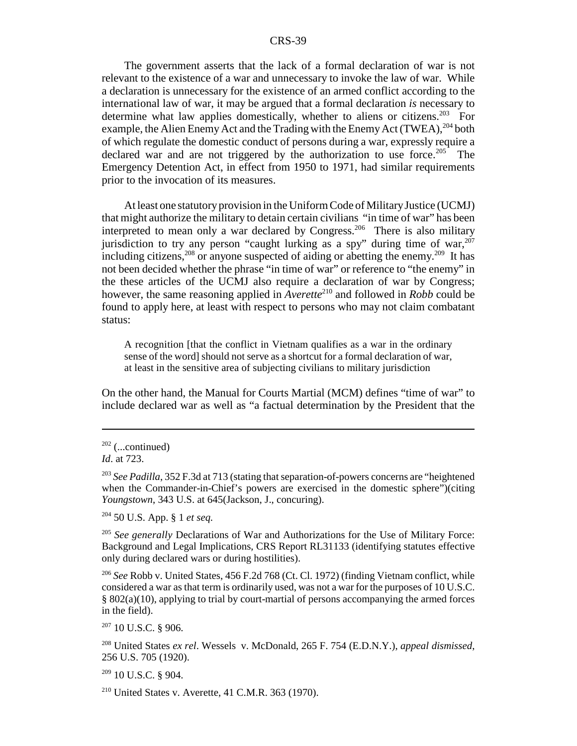The government asserts that the lack of a formal declaration of war is not relevant to the existence of a war and unnecessary to invoke the law of war. While a declaration is unnecessary for the existence of an armed conflict according to the international law of war, it may be argued that a formal declaration *is* necessary to determine what law applies domestically, whether to aliens or citizens.[203] For example, the Alien Enemy Act and the Trading with the Enemy Act (TWEA),[204] both of which regulate the domestic conduct of persons during a war, expressly require a declared war and are not triggered by the authorization to use force.[205] The Emergency Detention Act, in effect from 1950 to 1971, had similar requirements prior to the invocation of its measures.

At least one statutory provision in the Uniform Code of Military Justice (UCMJ) that might authorize the military to detain certain civilians "in time of war" has been interpreted to mean only a war declared by Congress.[206] There is also military jurisdiction to try any person "caught lurking as a spy" during time of war,[207] including citizens,[208] or anyone suspected of aiding or abetting the enemy.[209] It has not been decided whether the phrase "in time of war" or reference to "the enemy" in the these articles of the UCMJ also require a declaration of war by Congress; however, the same reasoning applied in *Averette*[210] and followed in *Robb* could be found to apply here, at least with respect to persons who may not claim combatant status:

> A recognition [that the conflict in Vietnam qualifies as a war in the ordinary sense of the word] should not serve as a shortcut for a formal declaration of war, at least in the sensitive area of subjecting civilians to military jurisdiction

On the other hand, the Manual for Courts Martial (MCM) defines "time of war" to include declared war as well as "a factual determination by the President that the

---

[202] (...continued)
*Id*. at 723.

[203] *See Padilla*, 352 F.3d at 713 (stating that separation-of-powers concerns are "heightened when the Commander-in-Chief's powers are exercised in the domestic sphere")(citing *Youngstown*, 343 U.S. at 645(Jackson, J., concuring).

[204] 50 U.S. App. § 1 *et seq.*

[205] *See generally* Declarations of War and Authorizations for the Use of Military Force: Background and Legal Implications, CRS Report RL31133 (identifying statutes effective only during declared wars or during hostilities).

[206] *See* Robb v. United States, 456 F.2d 768 (Ct. Cl. 1972) (finding Vietnam conflict, while considered a war as that term is ordinarily used, was not a war for the purposes of 10 U.S.C. § 802(a)(10), applying to trial by court-martial of persons accompanying the armed forces in the field).

[207] 10 U.S.C. § 906.

[208] United States *ex rel*. Wessels v. McDonald, 265 F. 754 (E.D.N.Y.), *appeal dismissed*, 256 U.S. 705 (1920).

[209] 10 U.S.C. § 904.

[210] United States v. Averette, 41 C.M.R. 363 (1970).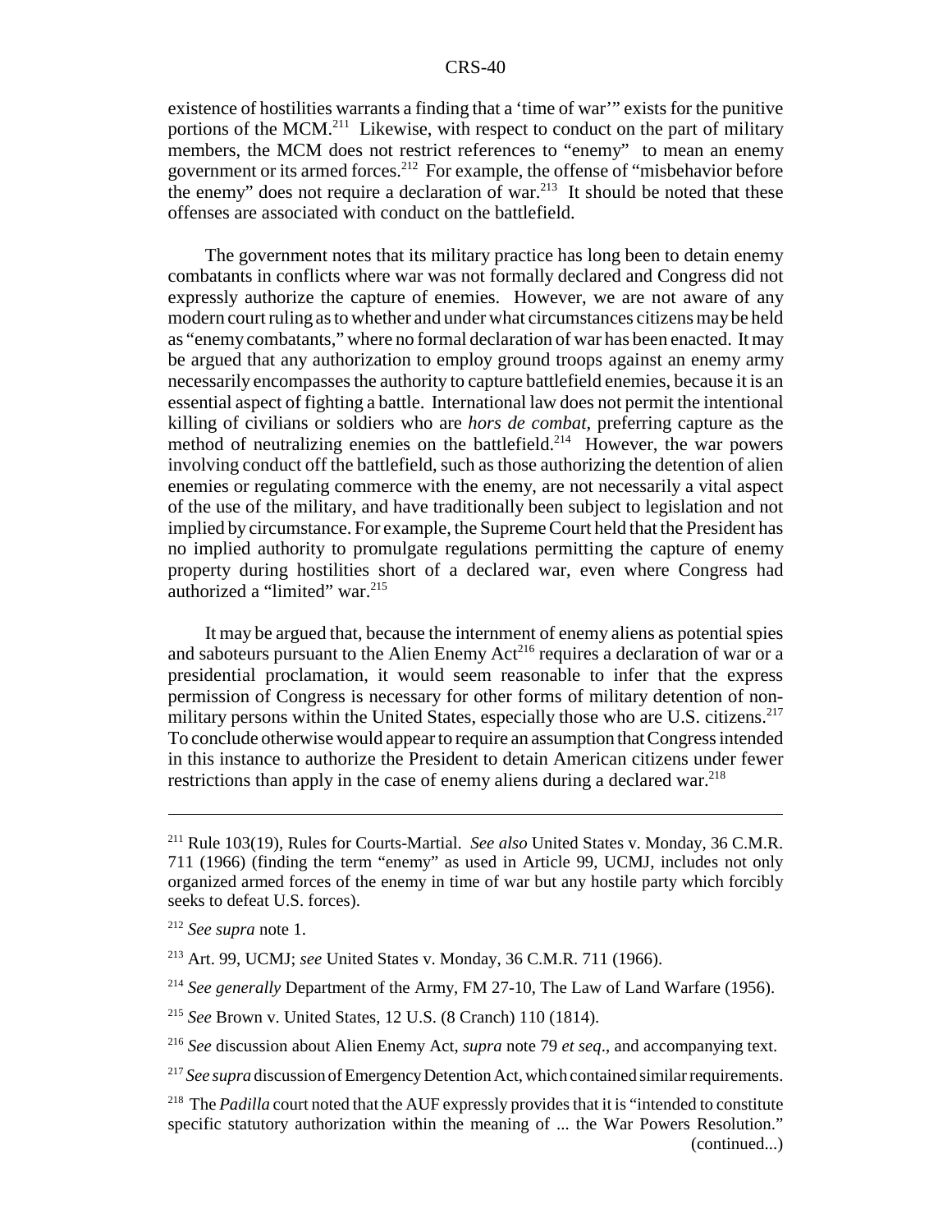existence of hostilities warrants a finding that a 'time of war'" exists for the punitive portions of the MCM.[211] Likewise, with respect to conduct on the part of military members, the MCM does not restrict references to "enemy" to mean an enemy government or its armed forces.[212] For example, the offense of "misbehavior before the enemy" does not require a declaration of war.[213] It should be noted that these offenses are associated with conduct on the battlefield.

The government notes that its military practice has long been to detain enemy combatants in conflicts where war was not formally declared and Congress did not expressly authorize the capture of enemies. However, we are not aware of any modern court ruling as to whether and under what circumstances citizens may be held as "enemy combatants," where no formal declaration of war has been enacted. It may be argued that any authorization to employ ground troops against an enemy army necessarily encompasses the authority to capture battlefield enemies, because it is an essential aspect of fighting a battle. International law does not permit the intentional killing of civilians or soldiers who are *hors de combat*, preferring capture as the method of neutralizing enemies on the battlefield.[214] However, the war powers involving conduct off the battlefield, such as those authorizing the detention of alien enemies or regulating commerce with the enemy, are not necessarily a vital aspect of the use of the military, and have traditionally been subject to legislation and not implied by circumstance. For example, the Supreme Court held that the President has no implied authority to promulgate regulations permitting the capture of enemy property during hostilities short of a declared war, even where Congress had authorized a "limited" war.[215]

It may be argued that, because the internment of enemy aliens as potential spies and saboteurs pursuant to the Alien Enemy Act[216] requires a declaration of war or a presidential proclamation, it would seem reasonable to infer that the express permission of Congress is necessary for other forms of military detention of non-military persons within the United States, especially those who are U.S. citizens.[217] To conclude otherwise would appear to require an assumption that Congress intended in this instance to authorize the President to detain American citizens under fewer restrictions than apply in the case of enemy aliens during a declared war.[218]

---

[211] Rule 103(19), Rules for Courts-Martial. *See also* United States v. Monday, 36 C.M.R. 711 (1966) (finding the term "enemy" as used in Article 99, UCMJ, includes not only organized armed forces of the enemy in time of war but any hostile party which forcibly seeks to defeat U.S. forces).

[212] *See supra* note 1.

[213] Art. 99, UCMJ; *see* United States v. Monday, 36 C.M.R. 711 (1966).

[214] *See generally* Department of the Army, FM 27-10, The Law of Land Warfare (1956).

[215] *See* Brown v. United States, 12 U.S. (8 Cranch) 110 (1814).

[216] *See* discussion about Alien Enemy Act, *supra* note 79 *et seq*., and accompanying text.

[217] *See supra* discussion of Emergency Detention Act, which contained similar requirements.

[218] The *Padilla* court noted that the AUF expressly provides that it is "intended to constitute specific statutory authorization within the meaning of ... the War Powers Resolution." (continued...)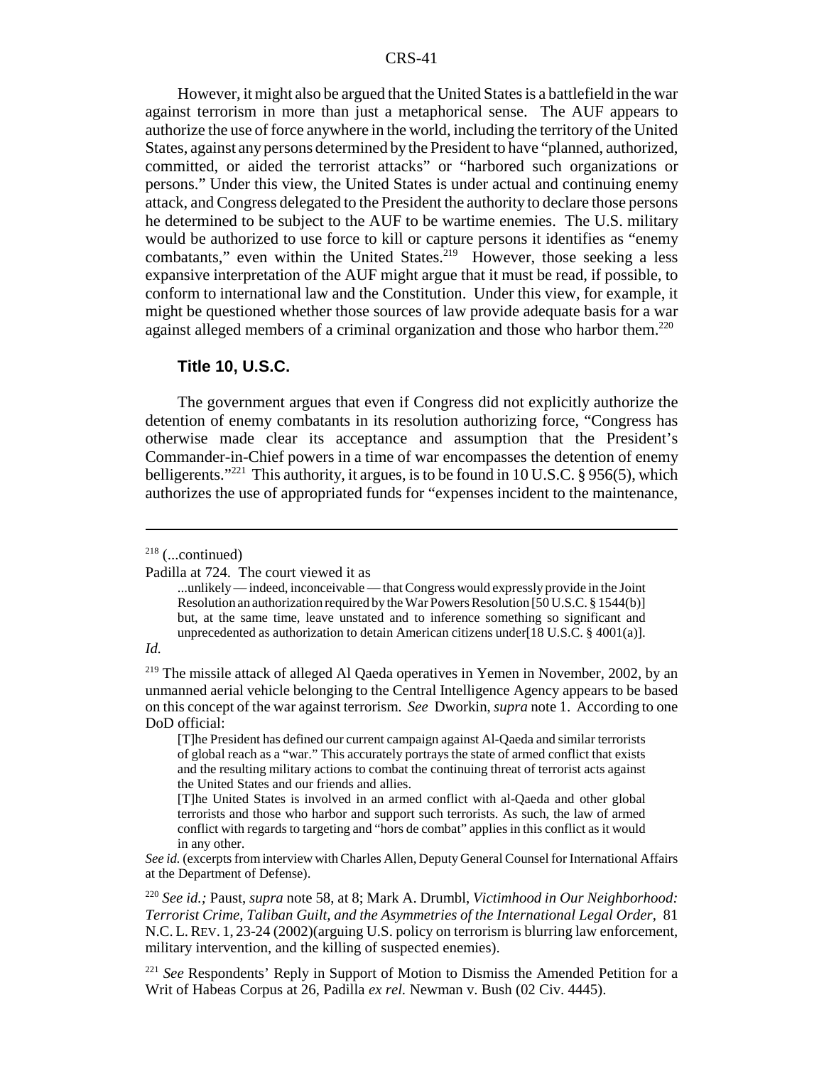However, it might also be argued that the United States is a battlefield in the war against terrorism in more than just a metaphorical sense. The AUF appears to authorize the use of force anywhere in the world, including the territory of the United States, against any persons determined by the President to have "planned, authorized, committed, or aided the terrorist attacks" or "harbored such organizations or persons." Under this view, the United States is under actual and continuing enemy attack, and Congress delegated to the President the authority to declare those persons he determined to be subject to the AUF to be wartime enemies. The U.S. military would be authorized to use force to kill or capture persons it identifies as "enemy combatants," even within the United States.[219] However, those seeking a less expansive interpretation of the AUF might argue that it must be read, if possible, to conform to international law and the Constitution. Under this view, for example, it might be questioned whether those sources of law provide adequate basis for a war against alleged members of a criminal organization and those who harbor them.[220]

### Title 10, U.S.C.

The government argues that even if Congress did not explicitly authorize the detention of enemy combatants in its resolution authorizing force, "Congress has otherwise made clear its acceptance and assumption that the President's Commander-in-Chief powers in a time of war encompasses the detention of enemy belligerents."[221] This authority, it argues, is to be found in 10 U.S.C. § 956(5), which authorizes the use of appropriated funds for "expenses incident to the maintenance,

---

[218] (...continued)

Padilla at 724. The court viewed it as

> ...unlikely — indeed, inconceivable — that Congress would expressly provide in the Joint Resolution an authorization required by the War Powers Resolution [50 U.S.C. § 1544(b)] but, at the same time, leave unstated and to inference something so significant and unprecedented as authorization to detain American citizens under[18 U.S.C. § 4001(a)].

*Id.*

[219] The missile attack of alleged Al Qaeda operatives in Yemen in November, 2002, by an unmanned aerial vehicle belonging to the Central Intelligence Agency appears to be based on this concept of the war against terrorism. *See* Dworkin, *supra* note 1. According to one DoD official:

> [T]he President has defined our current campaign against Al-Qaeda and similar terrorists of global reach as a "war." This accurately portrays the state of armed conflict that exists and the resulting military actions to combat the continuing threat of terrorist acts against the United States and our friends and allies.
>
> [T]he United States is involved in an armed conflict with al-Qaeda and other global terrorists and those who harbor and support such terrorists. As such, the law of armed conflict with regards to targeting and "hors de combat" applies in this conflict as it would in any other.

*See id.* (excerpts from interview with Charles Allen, Deputy General Counsel for International Affairs at the Department of Defense).

[220] *See id.;* Paust, *supra* note 58, at 8; Mark A. Drumbl, *Victimhood in Our Neighborhood: Terrorist Crime, Taliban Guilt, and the Asymmetries of the International Legal Order*, 81 N.C. L. REV. 1, 23-24 (2002)(arguing U.S. policy on terrorism is blurring law enforcement, military intervention, and the killing of suspected enemies).

[221] *See* Respondents' Reply in Support of Motion to Dismiss the Amended Petition for a Writ of Habeas Corpus at 26, Padilla *ex rel.* Newman v. Bush (02 Civ. 4445).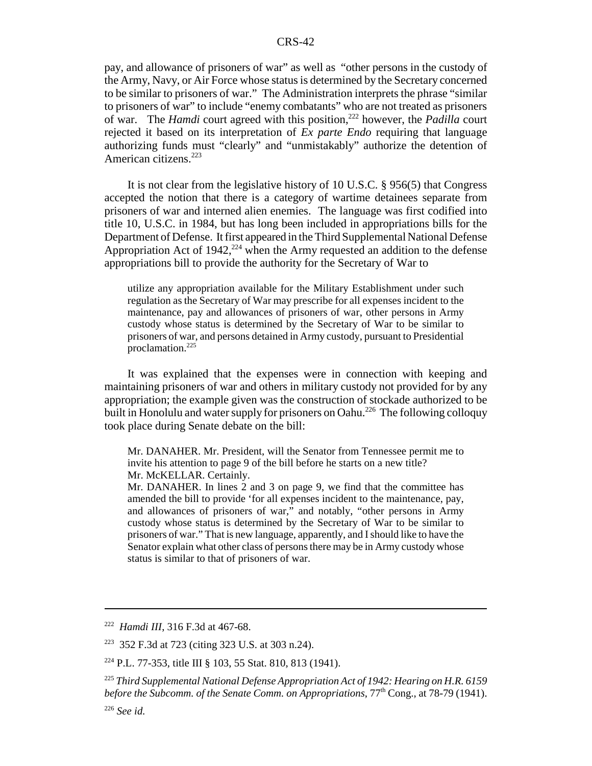pay, and allowance of prisoners of war" as well as "other persons in the custody of the Army, Navy, or Air Force whose status is determined by the Secretary concerned to be similar to prisoners of war." The Administration interprets the phrase "similar to prisoners of war" to include "enemy combatants" who are not treated as prisoners of war. The *Hamdi* court agreed with this position,[222] however, the *Padilla* court rejected it based on its interpretation of *Ex parte Endo* requiring that language authorizing funds must "clearly" and "unmistakably" authorize the detention of American citizens.[223]

It is not clear from the legislative history of 10 U.S.C. § 956(5) that Congress accepted the notion that there is a category of wartime detainees separate from prisoners of war and interned alien enemies. The language was first codified into title 10, U.S.C. in 1984, but has long been included in appropriations bills for the Department of Defense. It first appeared in the Third Supplemental National Defense Appropriation Act of 1942,[224] when the Army requested an addition to the defense appropriations bill to provide the authority for the Secretary of War to

> utilize any appropriation available for the Military Establishment under such regulation as the Secretary of War may prescribe for all expenses incident to the maintenance, pay and allowances of prisoners of war, other persons in Army custody whose status is determined by the Secretary of War to be similar to prisoners of war, and persons detained in Army custody, pursuant to Presidential proclamation.[225]

It was explained that the expenses were in connection with keeping and maintaining prisoners of war and others in military custody not provided for by any appropriation; the example given was the construction of stockade authorized to be built in Honolulu and water supply for prisoners on Oahu.[226] The following colloquy took place during Senate debate on the bill:

> Mr. DANAHER. Mr. President, will the Senator from Tennessee permit me to invite his attention to page 9 of the bill before he starts on a new title?
> Mr. McKELLAR. Certainly.
> Mr. DANAHER. In lines 2 and 3 on page 9, we find that the committee has amended the bill to provide 'for all expenses incident to the maintenance, pay, and allowances of prisoners of war," and notably, "other persons in Army custody whose status is determined by the Secretary of War to be similar to prisoners of war." That is new language, apparently, and I should like to have the Senator explain what other class of persons there may be in Army custody whose status is similar to that of prisoners of war.

---

[222] *Hamdi III*, 316 F.3d at 467-68.

[223] 352 F.3d at 723 (citing 323 U.S. at 303 n.24).

[224] P.L. 77-353, title III § 103, 55 Stat. 810, 813 (1941).

[225] *Third Supplemental National Defense Appropriation Act of 1942: Hearing on H.R. 6159 before the Subcomm. of the Senate Comm. on Appropriations*, 77th Cong., at 78-79 (1941).

[226] *See id.*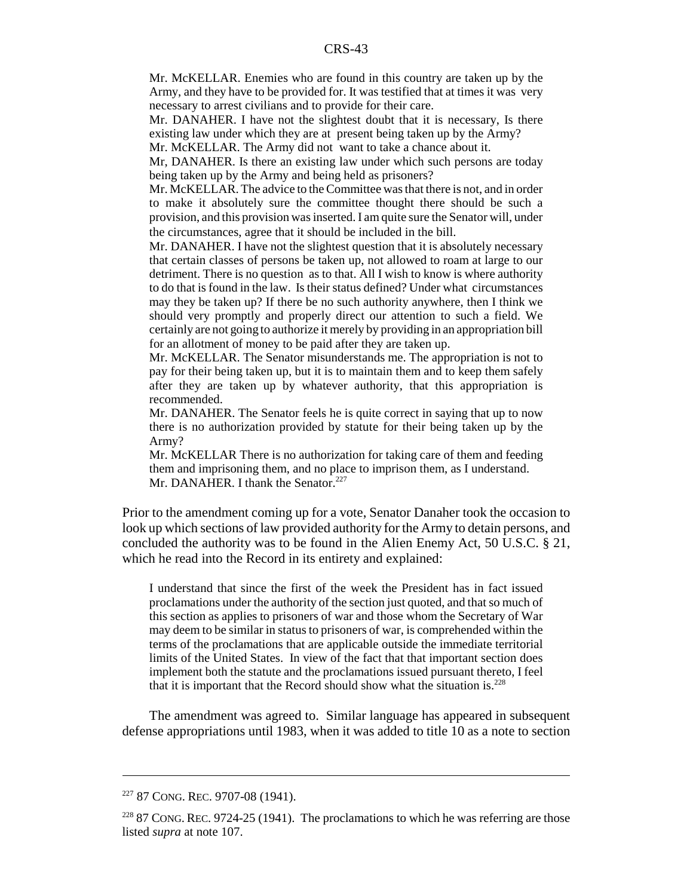> Mr. McKELLAR. Enemies who are found in this country are taken up by the Army, and they have to be provided for. It was testified that at times it was very necessary to arrest civilians and to provide for their care.
>
> Mr. DANAHER. I have not the slightest doubt that it is necessary, Is there existing law under which they are at present being taken up by the Army?
>
> Mr. McKELLAR. The Army did not want to take a chance about it.
>
> Mr, DANAHER. Is there an existing law under which such persons are today being taken up by the Army and being held as prisoners?
>
> Mr. McKELLAR. The advice to the Committee was that there is not, and in order to make it absolutely sure the committee thought there should be such a provision, and this provision was inserted. I am quite sure the Senator will, under the circumstances, agree that it should be included in the bill.
>
> Mr. DANAHER. I have not the slightest question that it is absolutely necessary that certain classes of persons be taken up, not allowed to roam at large to our detriment. There is no question as to that. All I wish to know is where authority to do that is found in the law. Is their status defined? Under what circumstances may they be taken up? If there be no such authority anywhere, then I think we should very promptly and properly direct our attention to such a field. We certainly are not going to authorize it merely by providing in an appropriation bill for an allotment of money to be paid after they are taken up.
>
> Mr. McKELLAR. The Senator misunderstands me. The appropriation is not to pay for their being taken up, but it is to maintain them and to keep them safely after they are taken up by whatever authority, that this appropriation is recommended.
>
> Mr. DANAHER. The Senator feels he is quite correct in saying that up to now there is no authorization provided by statute for their being taken up by the Army?
>
> Mr. McKELLAR There is no authorization for taking care of them and feeding them and imprisoning them, and no place to imprison them, as I understand.
>
> Mr. DANAHER. I thank the Senator.[227]

Prior to the amendment coming up for a vote, Senator Danaher took the occasion to look up which sections of law provided authority for the Army to detain persons, and concluded the authority was to be found in the Alien Enemy Act, 50 U.S.C. § 21, which he read into the Record in its entirety and explained:

> I understand that since the first of the week the President has in fact issued proclamations under the authority of the section just quoted, and that so much of this section as applies to prisoners of war and those whom the Secretary of War may deem to be similar in status to prisoners of war, is comprehended within the terms of the proclamations that are applicable outside the immediate territorial limits of the United States. In view of the fact that that important section does implement both the statute and the proclamations issued pursuant thereto, I feel that it is important that the Record should show what the situation is.[228]

The amendment was agreed to. Similar language has appeared in subsequent defense appropriations until 1983, when it was added to title 10 as a note to section

---

[227] 87 CONG. REC. 9707-08 (1941).

[228] 87 CONG. REC. 9724-25 (1941). The proclamations to which he was referring are those listed *supra* at note 107.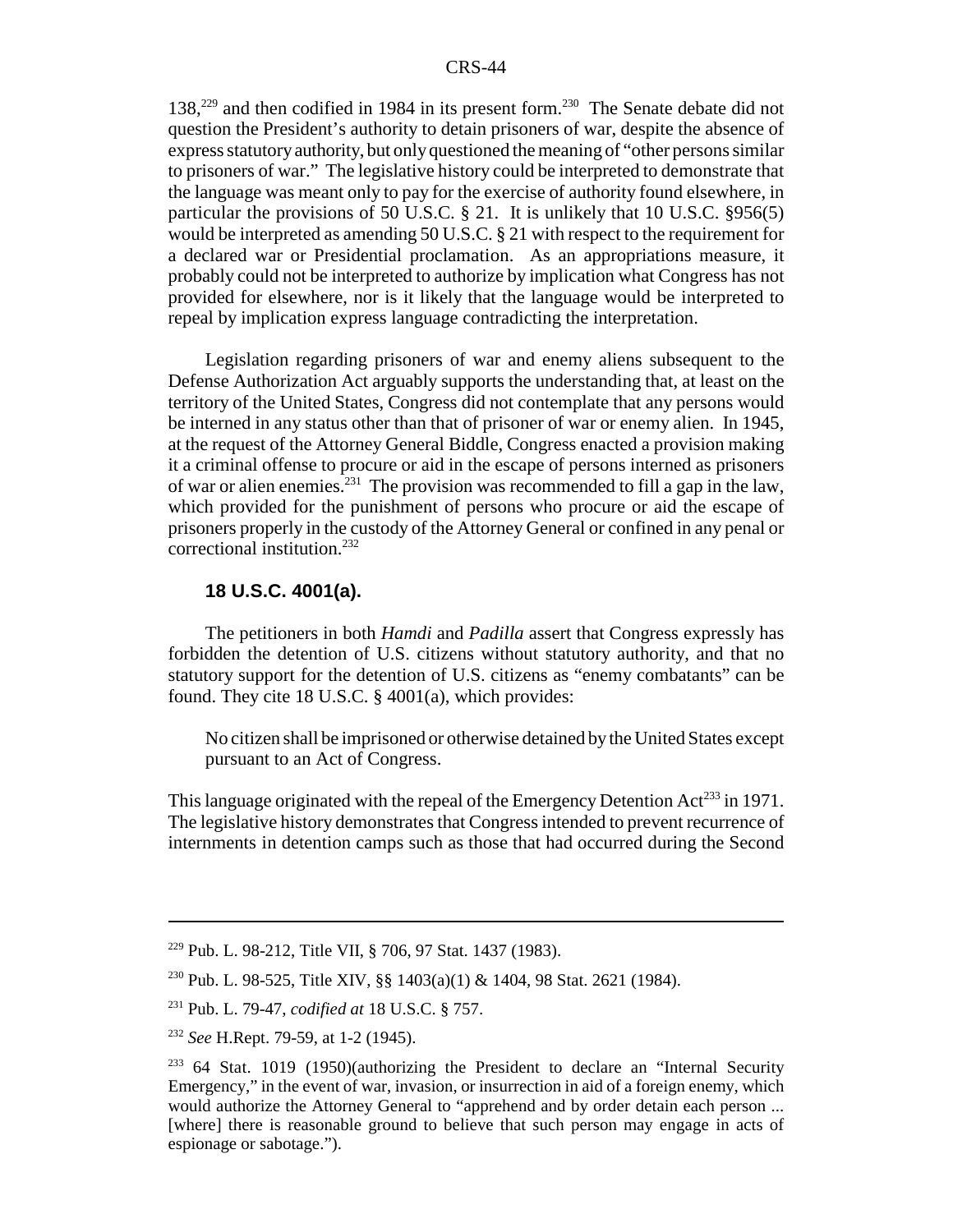138,[229] and then codified in 1984 in its present form.[230] The Senate debate did not question the President's authority to detain prisoners of war, despite the absence of express statutory authority, but only questioned the meaning of "other persons similar to prisoners of war." The legislative history could be interpreted to demonstrate that the language was meant only to pay for the exercise of authority found elsewhere, in particular the provisions of 50 U.S.C. § 21. It is unlikely that 10 U.S.C. §956(5) would be interpreted as amending 50 U.S.C. § 21 with respect to the requirement for a declared war or Presidential proclamation. As an appropriations measure, it probably could not be interpreted to authorize by implication what Congress has not provided for elsewhere, nor is it likely that the language would be interpreted to repeal by implication express language contradicting the interpretation.

Legislation regarding prisoners of war and enemy aliens subsequent to the Defense Authorization Act arguably supports the understanding that, at least on the territory of the United States, Congress did not contemplate that any persons would be interned in any status other than that of prisoner of war or enemy alien. In 1945, at the request of the Attorney General Biddle, Congress enacted a provision making it a criminal offense to procure or aid in the escape of persons interned as prisoners of war or alien enemies.[231] The provision was recommended to fill a gap in the law, which provided for the punishment of persons who procure or aid the escape of prisoners properly in the custody of the Attorney General or confined in any penal or correctional institution.[232]

### 18 U.S.C. 4001(a).

The petitioners in both *Hamdi* and *Padilla* assert that Congress expressly has forbidden the detention of U.S. citizens without statutory authority, and that no statutory support for the detention of U.S. citizens as "enemy combatants" can be found. They cite 18 U.S.C. § 4001(a), which provides:

> No citizen shall be imprisoned or otherwise detained by the United States except pursuant to an Act of Congress.

This language originated with the repeal of the Emergency Detention Act[233] in 1971. The legislative history demonstrates that Congress intended to prevent recurrence of internments in detention camps such as those that had occurred during the Second

---

[229] Pub. L. 98-212, Title VII, § 706, 97 Stat. 1437 (1983).

[230] Pub. L. 98-525, Title XIV, §§ 1403(a)(1) & 1404, 98 Stat. 2621 (1984).

[231] Pub. L. 79-47, *codified at* 18 U.S.C. § 757.

[232] *See* H.Rept. 79-59, at 1-2 (1945).

[233] 64 Stat. 1019 (1950)(authorizing the President to declare an "Internal Security Emergency," in the event of war, invasion, or insurrection in aid of a foreign enemy, which would authorize the Attorney General to "apprehend and by order detain each person ... [where] there is reasonable ground to believe that such person may engage in acts of espionage or sabotage.").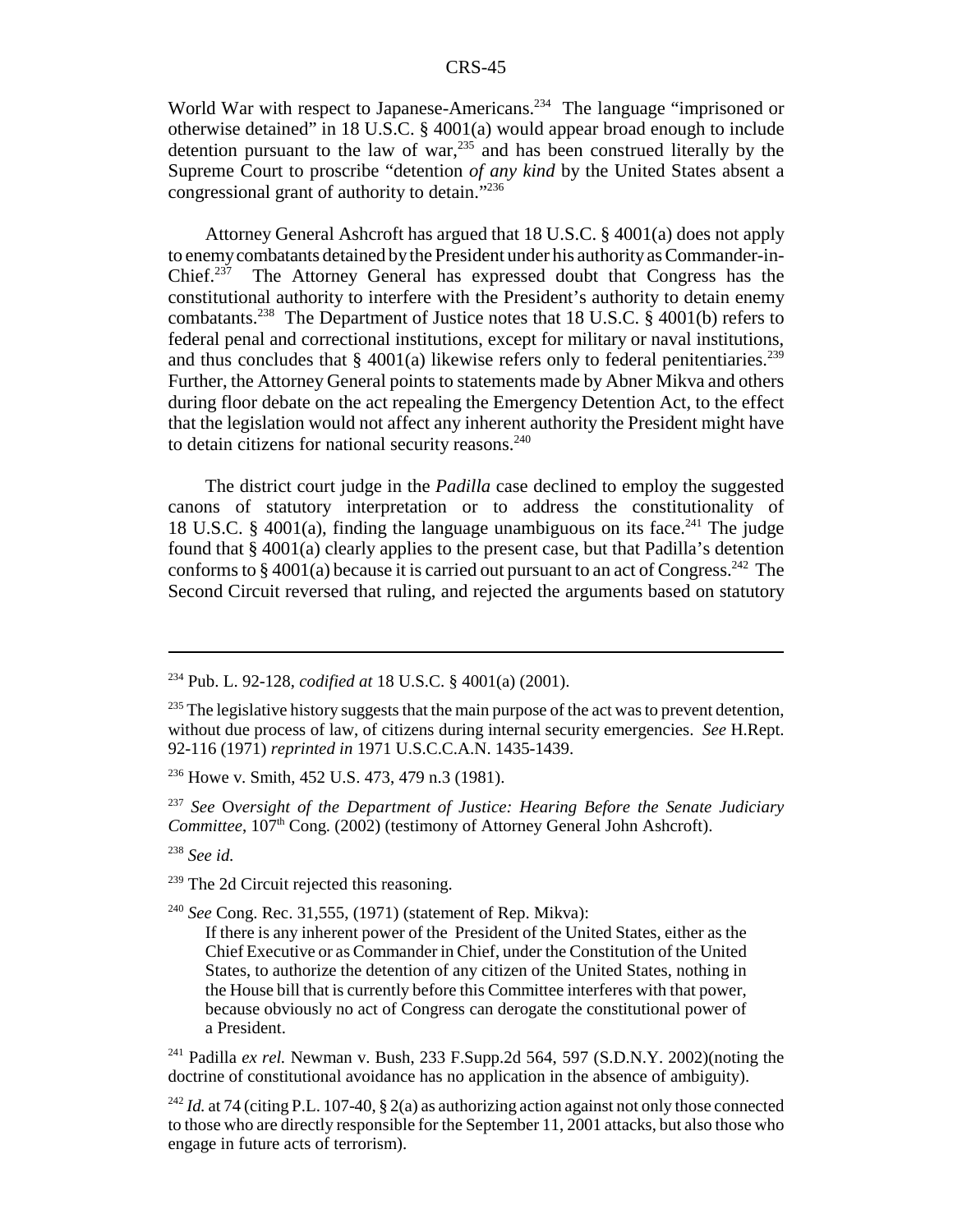World War with respect to Japanese-Americans.[234] The language "imprisoned or otherwise detained" in 18 U.S.C. § 4001(a) would appear broad enough to include detention pursuant to the law of war,[235] and has been construed literally by the Supreme Court to proscribe "detention *of any kind* by the United States absent a congressional grant of authority to detain."[236]

Attorney General Ashcroft has argued that 18 U.S.C. § 4001(a) does not apply to enemy combatants detained by the President under his authority as Commander-in-Chief.[237] The Attorney General has expressed doubt that Congress has the constitutional authority to interfere with the President's authority to detain enemy combatants.[238] The Department of Justice notes that 18 U.S.C. § 4001(b) refers to federal penal and correctional institutions, except for military or naval institutions, and thus concludes that § 4001(a) likewise refers only to federal penitentiaries.[239] Further, the Attorney General points to statements made by Abner Mikva and others during floor debate on the act repealing the Emergency Detention Act, to the effect that the legislation would not affect any inherent authority the President might have to detain citizens for national security reasons.[240]

The district court judge in the *Padilla* case declined to employ the suggested canons of statutory interpretation or to address the constitutionality of 18 U.S.C. § 4001(a), finding the language unambiguous on its face.[241] The judge found that § 4001(a) clearly applies to the present case, but that Padilla's detention conforms to § 4001(a) because it is carried out pursuant to an act of Congress.[242] The Second Circuit reversed that ruling, and rejected the arguments based on statutory

---

[234] Pub. L. 92-128, *codified at* 18 U.S.C. § 4001(a) (2001).

[235] The legislative history suggests that the main purpose of the act was to prevent detention, without due process of law, of citizens during internal security emergencies. *See* H.Rept. 92-116 (1971) *reprinted in* 1971 U.S.C.C.A.N. 1435-1439.

[236] Howe v. Smith, 452 U.S. 473, 479 n.3 (1981).

[237] *See* O*versight of the Department of Justice: Hearing Before the Senate Judiciary Committee*, 107th Cong. (2002) (testimony of Attorney General John Ashcroft).

[238] *See id.*

[239] The 2d Circuit rejected this reasoning.

[240] *See* Cong. Rec. 31,555, (1971) (statement of Rep. Mikva):

> If there is any inherent power of the President of the United States, either as the Chief Executive or as Commander in Chief, under the Constitution of the United States, to authorize the detention of any citizen of the United States, nothing in the House bill that is currently before this Committee interferes with that power, because obviously no act of Congress can derogate the constitutional power of a President.

[241] Padilla *ex rel.* Newman v. Bush, 233 F.Supp.2d 564, 597 (S.D.N.Y. 2002)(noting the doctrine of constitutional avoidance has no application in the absence of ambiguity).

[242] *Id.* at 74 (citing P.L. 107-40, § 2(a) as authorizing action against not only those connected to those who are directly responsible for the September 11, 2001 attacks, but also those who engage in future acts of terrorism).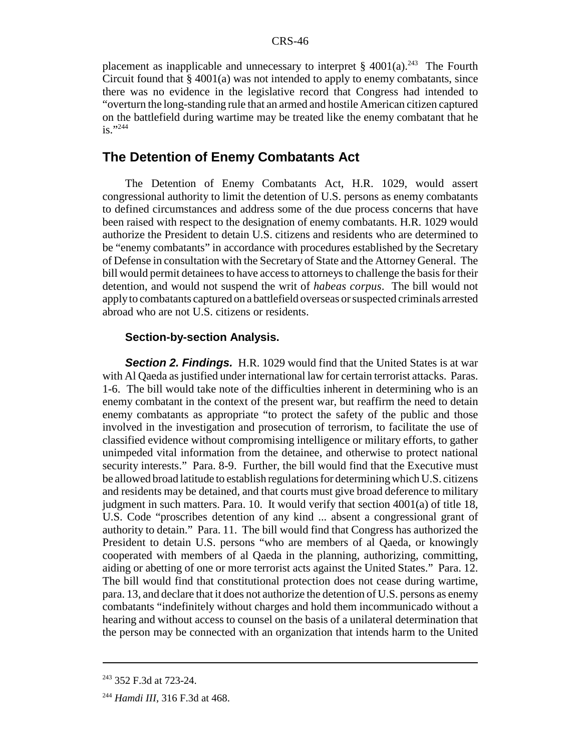placement as inapplicable and unnecessary to interpret § 4001(a).[243] The Fourth Circuit found that § 4001(a) was not intended to apply to enemy combatants, since there was no evidence in the legislative record that Congress had intended to "overturn the long-standing rule that an armed and hostile American citizen captured on the battlefield during wartime may be treated like the enemy combatant that he is."[244]

## The Detention of Enemy Combatants Act

The Detention of Enemy Combatants Act, H.R. 1029, would assert congressional authority to limit the detention of U.S. persons as enemy combatants to defined circumstances and address some of the due process concerns that have been raised with respect to the designation of enemy combatants. H.R. 1029 would authorize the President to detain U.S. citizens and residents who are determined to be "enemy combatants" in accordance with procedures established by the Secretary of Defense in consultation with the Secretary of State and the Attorney General. The bill would permit detainees to have access to attorneys to challenge the basis for their detention, and would not suspend the writ of *habeas corpus*. The bill would not apply to combatants captured on a battlefield overseas or suspected criminals arrested abroad who are not U.S. citizens or residents.

### Section-by-section Analysis.

***Section 2. Findings.*** H.R. 1029 would find that the United States is at war with Al Qaeda as justified under international law for certain terrorist attacks. Paras. 1-6. The bill would take note of the difficulties inherent in determining who is an enemy combatant in the context of the present war, but reaffirm the need to detain enemy combatants as appropriate "to protect the safety of the public and those involved in the investigation and prosecution of terrorism, to facilitate the use of classified evidence without compromising intelligence or military efforts, to gather unimpeded vital information from the detainee, and otherwise to protect national security interests." Para. 8-9. Further, the bill would find that the Executive must be allowed broad latitude to establish regulations for determining which U.S. citizens and residents may be detained, and that courts must give broad deference to military judgment in such matters. Para. 10. It would verify that section 4001(a) of title 18, U.S. Code "proscribes detention of any kind ... absent a congressional grant of authority to detain." Para. 11. The bill would find that Congress has authorized the President to detain U.S. persons "who are members of al Qaeda, or knowingly cooperated with members of al Qaeda in the planning, authorizing, committing, aiding or abetting of one or more terrorist acts against the United States." Para. 12. The bill would find that constitutional protection does not cease during wartime, para. 13, and declare that it does not authorize the detention of U.S. persons as enemy combatants "indefinitely without charges and hold them incommunicado without a hearing and without access to counsel on the basis of a unilateral determination that the person may be connected with an organization that intends harm to the United

---

[243] 352 F.3d at 723-24.

[244] *Hamdi III*, 316 F.3d at 468.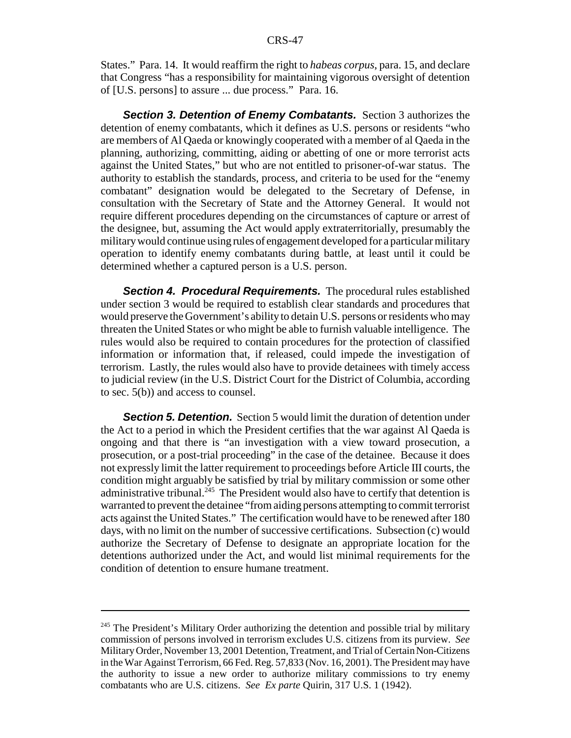States." Para. 14. It would reaffirm the right to *habeas corpus*, para. 15, and declare that Congress "has a responsibility for maintaining vigorous oversight of detention of [U.S. persons] to assure ... due process." Para. 16.

***Section 3. Detention of Enemy Combatants.*** Section 3 authorizes the detention of enemy combatants, which it defines as U.S. persons or residents "who are members of Al Qaeda or knowingly cooperated with a member of al Qaeda in the planning, authorizing, committing, aiding or abetting of one or more terrorist acts against the United States," but who are not entitled to prisoner-of-war status. The authority to establish the standards, process, and criteria to be used for the "enemy combatant" designation would be delegated to the Secretary of Defense, in consultation with the Secretary of State and the Attorney General. It would not require different procedures depending on the circumstances of capture or arrest of the designee, but, assuming the Act would apply extraterritorially, presumably the military would continue using rules of engagement developed for a particular military operation to identify enemy combatants during battle, at least until it could be determined whether a captured person is a U.S. person.

***Section 4. Procedural Requirements.*** The procedural rules established under section 3 would be required to establish clear standards and procedures that would preserve the Government's ability to detain U.S. persons or residents who may threaten the United States or who might be able to furnish valuable intelligence. The rules would also be required to contain procedures for the protection of classified information or information that, if released, could impede the investigation of terrorism. Lastly, the rules would also have to provide detainees with timely access to judicial review (in the U.S. District Court for the District of Columbia, according to sec. 5(b)) and access to counsel.

***Section 5. Detention.*** Section 5 would limit the duration of detention under the Act to a period in which the President certifies that the war against Al Qaeda is ongoing and that there is "an investigation with a view toward prosecution, a prosecution, or a post-trial proceeding" in the case of the detainee. Because it does not expressly limit the latter requirement to proceedings before Article III courts, the condition might arguably be satisfied by trial by military commission or some other administrative tribunal.[245] The President would also have to certify that detention is warranted to prevent the detainee "from aiding persons attempting to commit terrorist acts against the United States." The certification would have to be renewed after 180 days, with no limit on the number of successive certifications. Subsection (c) would authorize the Secretary of Defense to designate an appropriate location for the detentions authorized under the Act, and would list minimal requirements for the condition of detention to ensure humane treatment.

---

[245] The President's Military Order authorizing the detention and possible trial by military commission of persons involved in terrorism excludes U.S. citizens from its purview. *See* Military Order, November 13, 2001 Detention, Treatment, and Trial of Certain Non-Citizens in the War Against Terrorism, 66 Fed. Reg. 57,833 (Nov. 16, 2001). The President may have the authority to issue a new order to authorize military commissions to try enemy combatants who are U.S. citizens. *See Ex parte* Quirin, 317 U.S. 1 (1942).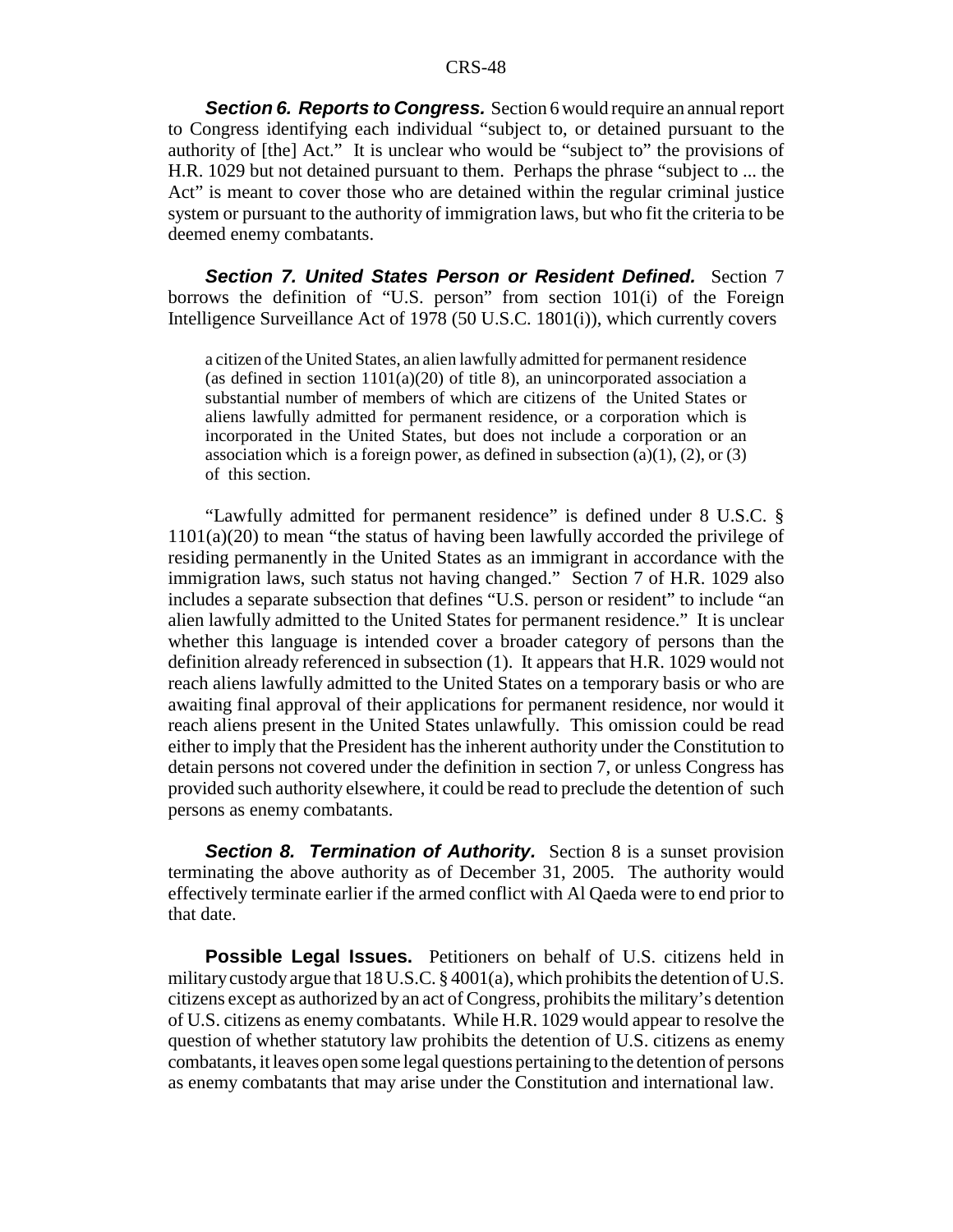***Section 6. Reports to Congress.*** Section 6 would require an annual report to Congress identifying each individual "subject to, or detained pursuant to the authority of [the] Act." It is unclear who would be "subject to" the provisions of H.R. 1029 but not detained pursuant to them. Perhaps the phrase "subject to ... the Act" is meant to cover those who are detained within the regular criminal justice system or pursuant to the authority of immigration laws, but who fit the criteria to be deemed enemy combatants.

***Section 7. United States Person or Resident Defined.*** Section 7 borrows the definition of "U.S. person" from section 101(i) of the Foreign Intelligence Surveillance Act of 1978 (50 U.S.C. 1801(i)), which currently covers

> a citizen of the United States, an alien lawfully admitted for permanent residence (as defined in section 1101(a)(20) of title 8), an unincorporated association a substantial number of members of which are citizens of the United States or aliens lawfully admitted for permanent residence, or a corporation which is incorporated in the United States, but does not include a corporation or an association which is a foreign power, as defined in subsection (a)(1), (2), or (3) of this section.

"Lawfully admitted for permanent residence" is defined under 8 U.S.C. § 1101(a)(20) to mean "the status of having been lawfully accorded the privilege of residing permanently in the United States as an immigrant in accordance with the immigration laws, such status not having changed." Section 7 of H.R. 1029 also includes a separate subsection that defines "U.S. person or resident" to include "an alien lawfully admitted to the United States for permanent residence." It is unclear whether this language is intended cover a broader category of persons than the definition already referenced in subsection (1). It appears that H.R. 1029 would not reach aliens lawfully admitted to the United States on a temporary basis or who are awaiting final approval of their applications for permanent residence, nor would it reach aliens present in the United States unlawfully. This omission could be read either to imply that the President has the inherent authority under the Constitution to detain persons not covered under the definition in section 7, or unless Congress has provided such authority elsewhere, it could be read to preclude the detention of such persons as enemy combatants.

***Section 8. Termination of Authority.*** Section 8 is a sunset provision terminating the above authority as of December 31, 2005. The authority would effectively terminate earlier if the armed conflict with Al Qaeda were to end prior to that date.

**Possible Legal Issues.** Petitioners on behalf of U.S. citizens held in military custody argue that 18 U.S.C. § 4001(a), which prohibits the detention of U.S. citizens except as authorized by an act of Congress, prohibits the military's detention of U.S. citizens as enemy combatants. While H.R. 1029 would appear to resolve the question of whether statutory law prohibits the detention of U.S. citizens as enemy combatants, it leaves open some legal questions pertaining to the detention of persons as enemy combatants that may arise under the Constitution and international law.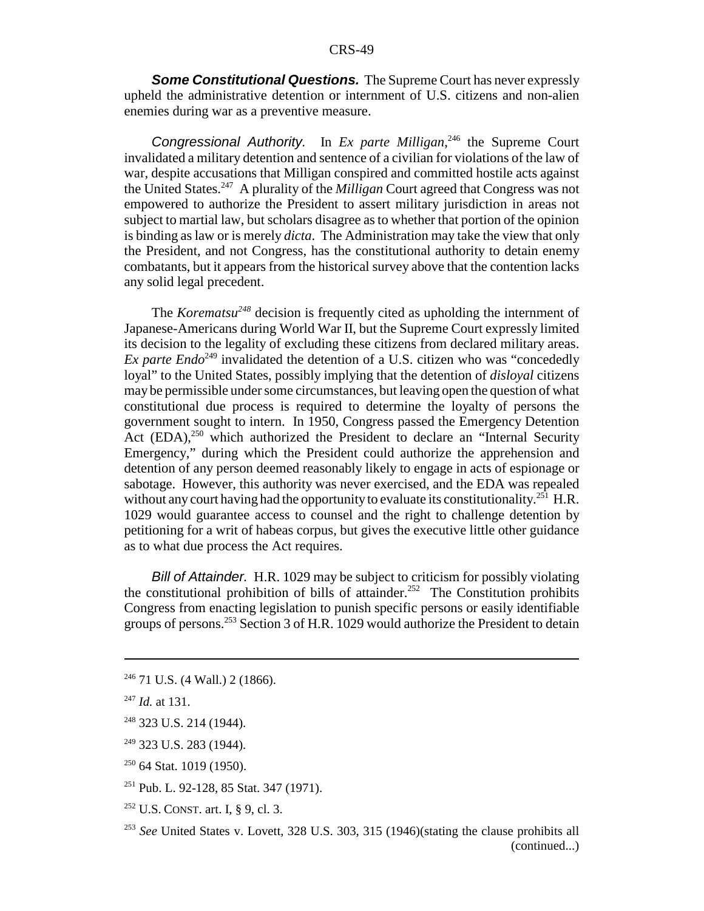***Some Constitutional Questions.*** The Supreme Court has never expressly upheld the administrative detention or internment of U.S. citizens and non-alien enemies during war as a preventive measure.

*Congressional Authority.* In *Ex parte Milligan*,[246] the Supreme Court invalidated a military detention and sentence of a civilian for violations of the law of war, despite accusations that Milligan conspired and committed hostile acts against the United States.[247] A plurality of the *Milligan* Court agreed that Congress was not empowered to authorize the President to assert military jurisdiction in areas not subject to martial law, but scholars disagree as to whether that portion of the opinion is binding as law or is merely *dicta*. The Administration may take the view that only the President, and not Congress, has the constitutional authority to detain enemy combatants, but it appears from the historical survey above that the contention lacks any solid legal precedent.

The *Korematsu*[248] decision is frequently cited as upholding the internment of Japanese-Americans during World War II, but the Supreme Court expressly limited its decision to the legality of excluding these citizens from declared military areas. *Ex parte Endo*[249] invalidated the detention of a U.S. citizen who was "concededly loyal" to the United States, possibly implying that the detention of *disloyal* citizens may be permissible under some circumstances, but leaving open the question of what constitutional due process is required to determine the loyalty of persons the government sought to intern. In 1950, Congress passed the Emergency Detention Act (EDA),[250] which authorized the President to declare an "Internal Security Emergency," during which the President could authorize the apprehension and detention of any person deemed reasonably likely to engage in acts of espionage or sabotage. However, this authority was never exercised, and the EDA was repealed without any court having had the opportunity to evaluate its constitutionality.[251] H.R. 1029 would guarantee access to counsel and the right to challenge detention by petitioning for a writ of habeas corpus, but gives the executive little other guidance as to what due process the Act requires.

*Bill of Attainder.* H.R. 1029 may be subject to criticism for possibly violating the constitutional prohibition of bills of attainder.[252] The Constitution prohibits Congress from enacting legislation to punish specific persons or easily identifiable groups of persons.[253] Section 3 of H.R. 1029 would authorize the President to detain

---

[246] 71 U.S. (4 Wall.) 2 (1866).

[247] *Id.* at 131.

[248] 323 U.S. 214 (1944).

[249] 323 U.S. 283 (1944).

[250] 64 Stat. 1019 (1950).

[251] Pub. L. 92-128, 85 Stat. 347 (1971).

[252] U.S. CONST. art. I, § 9, cl. 3.

[253] *See* United States v. Lovett, 328 U.S. 303, 315 (1946)(stating the clause prohibits all (continued...)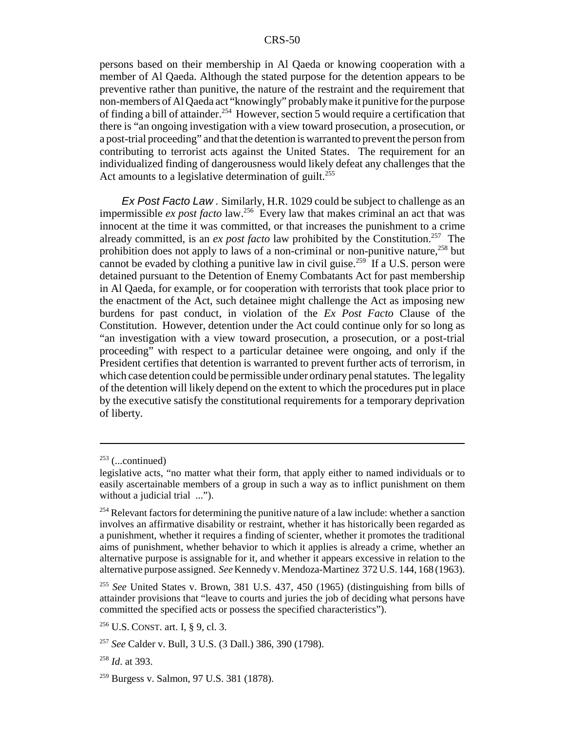persons based on their membership in Al Qaeda or knowing cooperation with a member of Al Qaeda. Although the stated purpose for the detention appears to be preventive rather than punitive, the nature of the restraint and the requirement that non-members of Al Qaeda act "knowingly" probably make it punitive for the purpose of finding a bill of attainder.[254] However, section 5 would require a certification that there is "an ongoing investigation with a view toward prosecution, a prosecution, or a post-trial proceeding" and that the detention is warranted to prevent the person from contributing to terrorist acts against the United States. The requirement for an individualized finding of dangerousness would likely defeat any challenges that the Act amounts to a legislative determination of guilt.[255]

*Ex Post Facto Law*. Similarly, H.R. 1029 could be subject to challenge as an impermissible *ex post facto* law.[256] Every law that makes criminal an act that was innocent at the time it was committed, or that increases the punishment to a crime already committed, is an *ex post facto* law prohibited by the Constitution.[257] The prohibition does not apply to laws of a non-criminal or non-punitive nature,[258] but cannot be evaded by clothing a punitive law in civil guise.[259] If a U.S. person were detained pursuant to the Detention of Enemy Combatants Act for past membership in Al Qaeda, for example, or for cooperation with terrorists that took place prior to the enactment of the Act, such detainee might challenge the Act as imposing new burdens for past conduct, in violation of the *Ex Post Facto* Clause of the Constitution. However, detention under the Act could continue only for so long as "an investigation with a view toward prosecution, a prosecution, or a post-trial proceeding" with respect to a particular detainee were ongoing, and only if the President certifies that detention is warranted to prevent further acts of terrorism, in which case detention could be permissible under ordinary penal statutes. The legality of the detention will likely depend on the extent to which the procedures put in place by the executive satisfy the constitutional requirements for a temporary deprivation of liberty.

---

[253] (...continued)
legislative acts, "no matter what their form, that apply either to named individuals or to easily ascertainable members of a group in such a way as to inflict punishment on them without a judicial trial ...").

[254] Relevant factors for determining the punitive nature of a law include: whether a sanction involves an affirmative disability or restraint, whether it has historically been regarded as a punishment, whether it requires a finding of scienter, whether it promotes the traditional aims of punishment, whether behavior to which it applies is already a crime, whether an alternative purpose is assignable for it, and whether it appears excessive in relation to the alternative purpose assigned. *See* Kennedy v. Mendoza-Martinez 372 U.S. 144, 168 (1963).

[255] *See* United States v. Brown, 381 U.S. 437, 450 (1965) (distinguishing from bills of attainder provisions that "leave to courts and juries the job of deciding what persons have committed the specified acts or possess the specified characteristics").

[256] U.S. CONST. art. I, § 9, cl. 3.

[257] *See* Calder v. Bull, 3 U.S. (3 Dall.) 386, 390 (1798).

[258] *Id*. at 393.

[259] Burgess v. Salmon, 97 U.S. 381 (1878).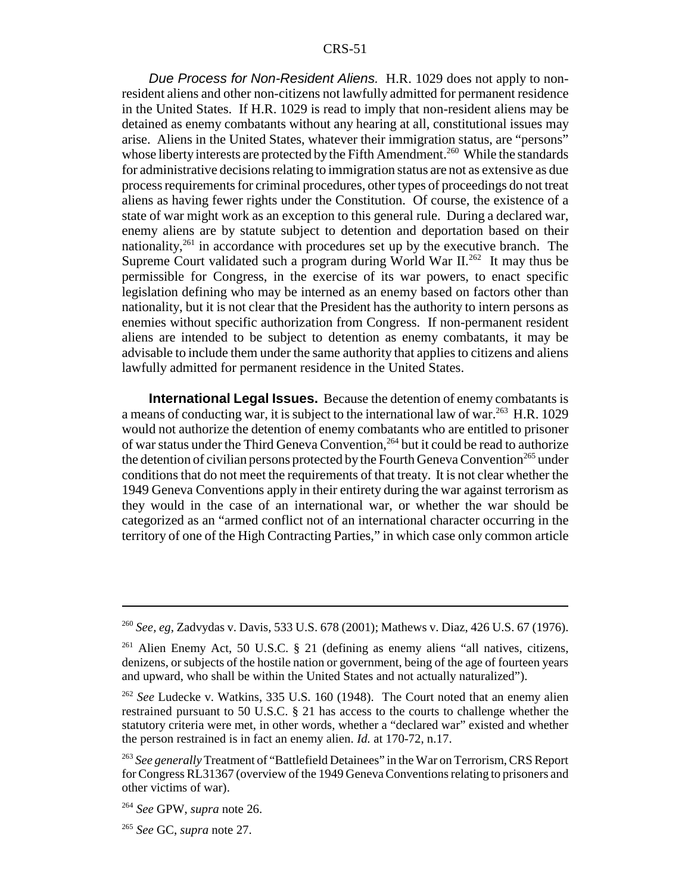*Due Process for Non-Resident Aliens.* H.R. 1029 does not apply to non-resident aliens and other non-citizens not lawfully admitted for permanent residence in the United States. If H.R. 1029 is read to imply that non-resident aliens may be detained as enemy combatants without any hearing at all, constitutional issues may arise. Aliens in the United States, whatever their immigration status, are "persons" whose liberty interests are protected by the Fifth Amendment.[260] While the standards for administrative decisions relating to immigration status are not as extensive as due process requirements for criminal procedures, other types of proceedings do not treat aliens as having fewer rights under the Constitution. Of course, the existence of a state of war might work as an exception to this general rule. During a declared war, enemy aliens are by statute subject to detention and deportation based on their nationality,[261] in accordance with procedures set up by the executive branch. The Supreme Court validated such a program during World War II.[262] It may thus be permissible for Congress, in the exercise of its war powers, to enact specific legislation defining who may be interned as an enemy based on factors other than nationality, but it is not clear that the President has the authority to intern persons as enemies without specific authorization from Congress. If non-permanent resident aliens are intended to be subject to detention as enemy combatants, it may be advisable to include them under the same authority that applies to citizens and aliens lawfully admitted for permanent residence in the United States.

**International Legal Issues.** Because the detention of enemy combatants is a means of conducting war, it is subject to the international law of war.[263] H.R. 1029 would not authorize the detention of enemy combatants who are entitled to prisoner of war status under the Third Geneva Convention,[264] but it could be read to authorize the detention of civilian persons protected by the Fourth Geneva Convention[265] under conditions that do not meet the requirements of that treaty. It is not clear whether the 1949 Geneva Conventions apply in their entirety during the war against terrorism as they would in the case of an international war, or whether the war should be categorized as an "armed conflict not of an international character occurring in the territory of one of the High Contracting Parties," in which case only common article

---

[260] *See, eg,* Zadvydas v. Davis, 533 U.S. 678 (2001); Mathews v. Diaz, 426 U.S. 67 (1976).

[261] Alien Enemy Act, 50 U.S.C. § 21 (defining as enemy aliens "all natives, citizens, denizens, or subjects of the hostile nation or government, being of the age of fourteen years and upward, who shall be within the United States and not actually naturalized").

[262] *See* Ludecke v. Watkins, 335 U.S. 160 (1948). The Court noted that an enemy alien restrained pursuant to 50 U.S.C. § 21 has access to the courts to challenge whether the statutory criteria were met, in other words, whether a "declared war" existed and whether the person restrained is in fact an enemy alien. *Id.* at 170-72, n.17.

[263] *See generally* Treatment of "Battlefield Detainees" in the War on Terrorism, CRS Report for Congress RL31367 (overview of the 1949 Geneva Conventions relating to prisoners and other victims of war).

[264] *See* GPW, *supra* note 26.

[265] *See* GC, *supra* note 27.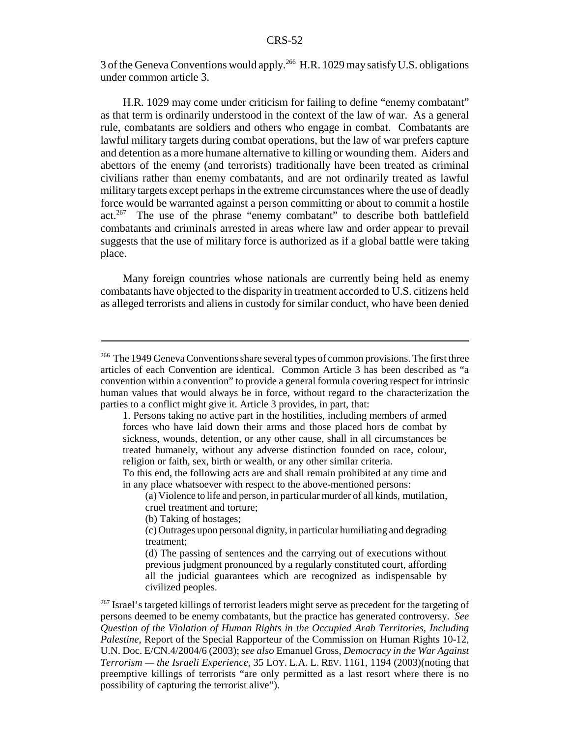3 of the Geneva Conventions would apply.[266] H.R. 1029 may satisfy U.S. obligations under common article 3.

H.R. 1029 may come under criticism for failing to define "enemy combatant" as that term is ordinarily understood in the context of the law of war. As a general rule, combatants are soldiers and others who engage in combat. Combatants are lawful military targets during combat operations, but the law of war prefers capture and detention as a more humane alternative to killing or wounding them. Aiders and abettors of the enemy (and terrorists) traditionally have been treated as criminal civilians rather than enemy combatants, and are not ordinarily treated as lawful military targets except perhaps in the extreme circumstances where the use of deadly force would be warranted against a person committing or about to commit a hostile act.[267] The use of the phrase "enemy combatant" to describe both battlefield combatants and criminals arrested in areas where law and order appear to prevail suggests that the use of military force is authorized as if a global battle were taking place.

Many foreign countries whose nationals are currently being held as enemy combatants have objected to the disparity in treatment accorded to U.S. citizens held as alleged terrorists and aliens in custody for similar conduct, who have been denied

---

[266] The 1949 Geneva Conventions share several types of common provisions. The first three articles of each Convention are identical. Common Article 3 has been described as "a convention within a convention" to provide a general formula covering respect for intrinsic human values that would always be in force, without regard to the characterization the parties to a conflict might give it. Article 3 provides, in part, that:

> 1. Persons taking no active part in the hostilities, including members of armed forces who have laid down their arms and those placed hors de combat by sickness, wounds, detention, or any other cause, shall in all circumstances be treated humanely, without any adverse distinction founded on race, colour, religion or faith, sex, birth or wealth, or any other similar criteria.
>
> To this end, the following acts are and shall remain prohibited at any time and in any place whatsoever with respect to the above-mentioned persons:
>
> > (a) Violence to life and person, in particular murder of all kinds, mutilation, cruel treatment and torture;
> >
> > (b) Taking of hostages;
> >
> > (c) Outrages upon personal dignity, in particular humiliating and degrading treatment;
> >
> > (d) The passing of sentences and the carrying out of executions without previous judgment pronounced by a regularly constituted court, affording all the judicial guarantees which are recognized as indispensable by civilized peoples.

[267] Israel's targeted killings of terrorist leaders might serve as precedent for the targeting of persons deemed to be enemy combatants, but the practice has generated controversy. *See Question of the Violation of Human Rights in the Occupied Arab Territories, Including Palestine*, Report of the Special Rapporteur of the Commission on Human Rights 10-12, U.N. Doc. E/CN.4/2004/6 (2003); *see also* Emanuel Gross, *Democracy in the War Against Terrorism — the Israeli Experience*, 35 LOY. L.A. L. REV. 1161, 1194 (2003)(noting that preemptive killings of terrorists "are only permitted as a last resort where there is no possibility of capturing the terrorist alive").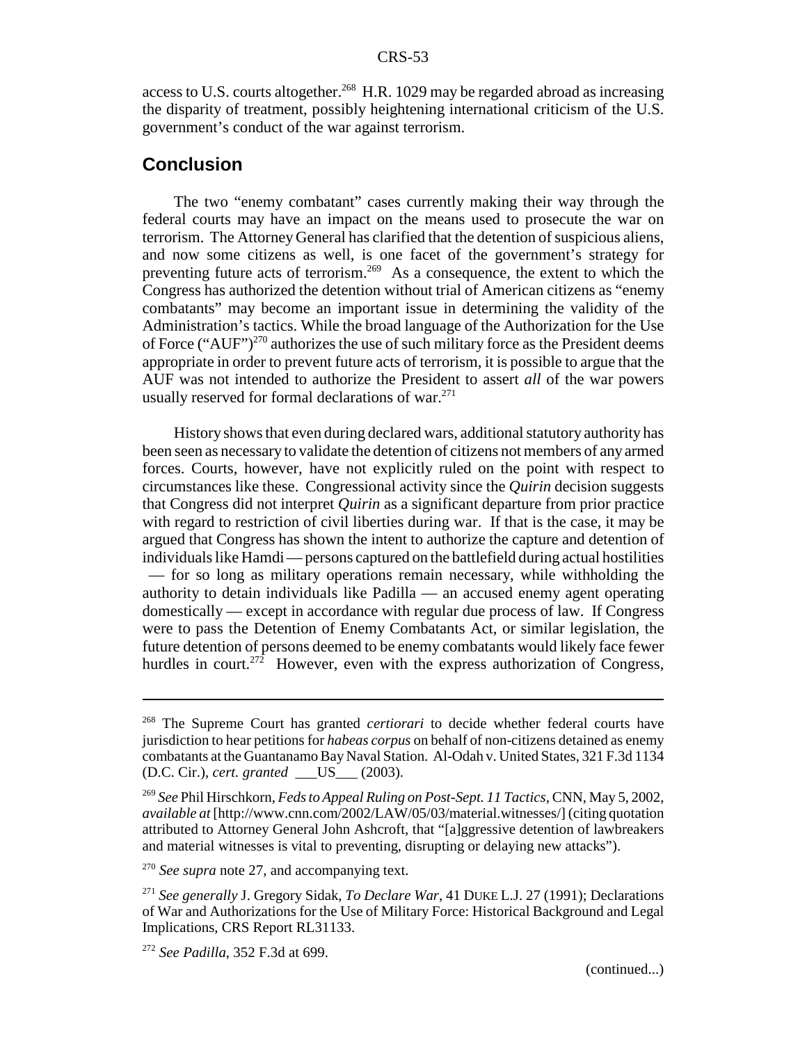access to U.S. courts altogether.[268] H.R. 1029 may be regarded abroad as increasing the disparity of treatment, possibly heightening international criticism of the U.S. government's conduct of the war against terrorism.

## Conclusion

The two "enemy combatant" cases currently making their way through the federal courts may have an impact on the means used to prosecute the war on terrorism. The Attorney General has clarified that the detention of suspicious aliens, and now some citizens as well, is one facet of the government's strategy for preventing future acts of terrorism.[269] As a consequence, the extent to which the Congress has authorized the detention without trial of American citizens as "enemy combatants" may become an important issue in determining the validity of the Administration's tactics. While the broad language of the Authorization for the Use of Force ("AUF")[270] authorizes the use of such military force as the President deems appropriate in order to prevent future acts of terrorism, it is possible to argue that the AUF was not intended to authorize the President to assert *all* of the war powers usually reserved for formal declarations of war.[271]

History shows that even during declared wars, additional statutory authority has been seen as necessary to validate the detention of citizens not members of any armed forces. Courts, however, have not explicitly ruled on the point with respect to circumstances like these. Congressional activity since the *Quirin* decision suggests that Congress did not interpret *Quirin* as a significant departure from prior practice with regard to restriction of civil liberties during war. If that is the case, it may be argued that Congress has shown the intent to authorize the capture and detention of individuals like Hamdi — persons captured on the battlefield during actual hostilities — for so long as military operations remain necessary, while withholding the authority to detain individuals like Padilla — an accused enemy agent operating domestically — except in accordance with regular due process of law. If Congress were to pass the Detention of Enemy Combatants Act, or similar legislation, the future detention of persons deemed to be enemy combatants would likely face fewer hurdles in court.[272] However, even with the express authorization of Congress,

---

[268] The Supreme Court has granted *certiorari* to decide whether federal courts have jurisdiction to hear petitions for *habeas corpus* on behalf of non-citizens detained as enemy combatants at the Guantanamo Bay Naval Station. Al-Odah v. United States, 321 F.3d 1134 (D.C. Cir.), *cert. granted* \_\_\_US\_\_\_ (2003).

[269] *See* Phil Hirschkorn, *Feds to Appeal Ruling on Post-Sept. 11 Tactics*, CNN, May 5, 2002, *available at* [http://www.cnn.com/2002/LAW/05/03/material.witnesses/] (citing quotation attributed to Attorney General John Ashcroft, that "[a]ggressive detention of lawbreakers and material witnesses is vital to preventing, disrupting or delaying new attacks").

[270] *See supra* note 27, and accompanying text.

[271] *See generally* J. Gregory Sidak, *To Declare War*, 41 DUKE L.J. 27 (1991); Declarations of War and Authorizations for the Use of Military Force: Historical Background and Legal Implications, CRS Report RL31133.

[272] *See Padilla*, 352 F.3d at 699.

(continued...)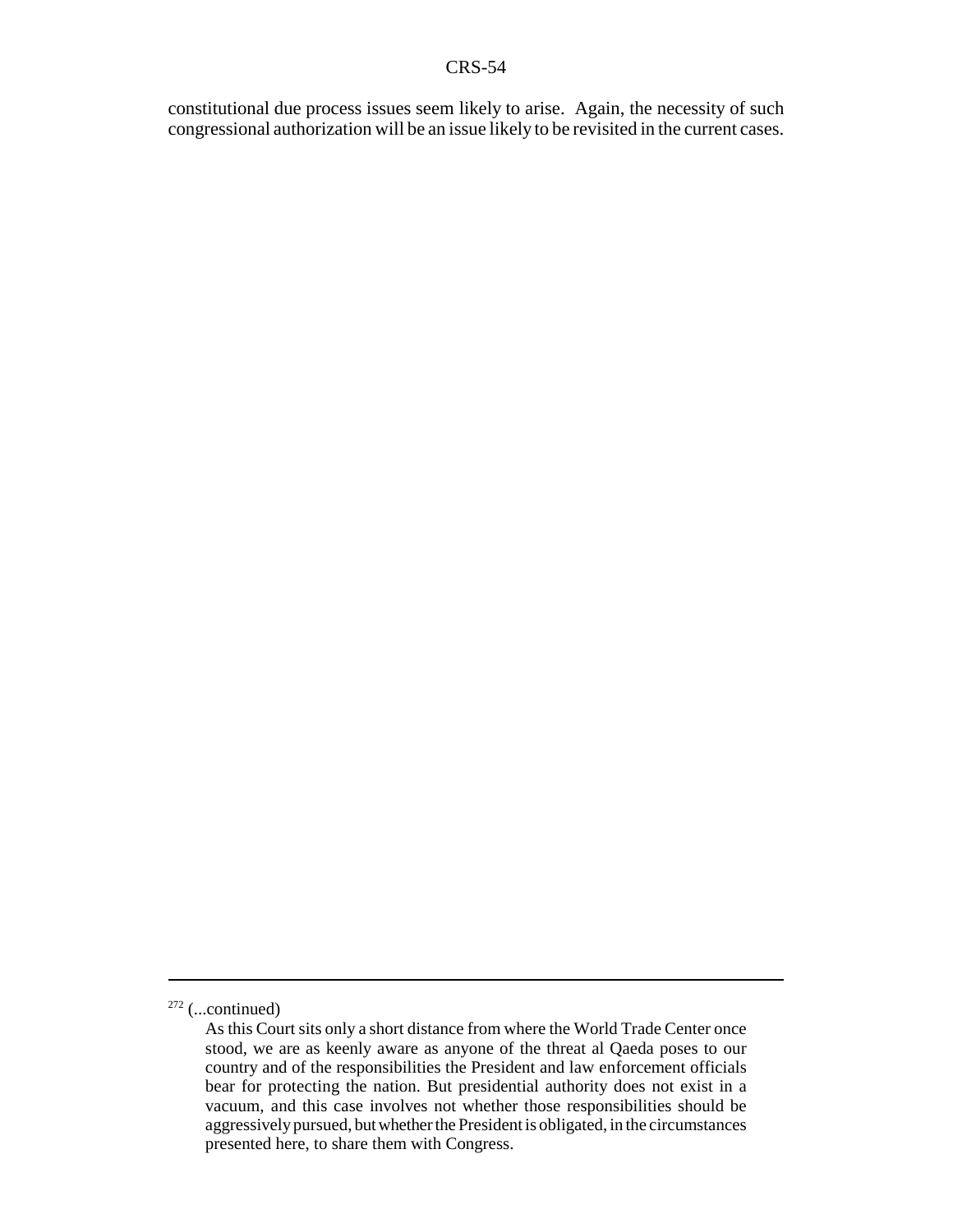constitutional due process issues seem likely to arise. Again, the necessity of such congressional authorization will be an issue likely to be revisited in the current cases.

---

[272] (...continued)

> As this Court sits only a short distance from where the World Trade Center once stood, we are as keenly aware as anyone of the threat al Qaeda poses to our country and of the responsibilities the President and law enforcement officials bear for protecting the nation. But presidential authority does not exist in a vacuum, and this case involves not whether those responsibilities should be aggressively pursued, but whether the President is obligated, in the circumstances presented here, to share them with Congress.